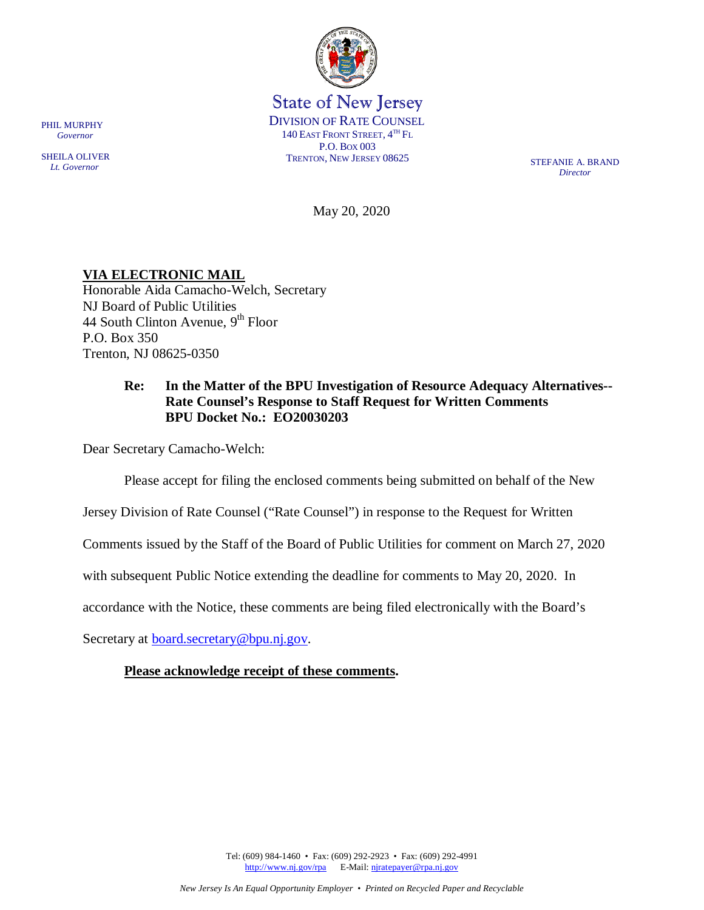PHIL MURPHY
*Governor*

SHEILA OLIVER
*Lt. Governor*

State of New Jersey
DIVISION OF RATE COUNSEL
140 EAST FRONT STREET, 4TH FL
P.O. BOX 003
TRENTON, NEW JERSEY 08625

STEFANIE A. BRAND
*Director*

May 20, 2020

**VIA ELECTRONIC MAIL**
Honorable Aida Camacho-Welch, Secretary
NJ Board of Public Utilities
44 South Clinton Avenue, 9th Floor
P.O. Box 350
Trenton, NJ 08625-0350

**Re: In the Matter of the BPU Investigation of Resource Adequacy Alternatives-- Rate Counsel's Response to Staff Request for Written Comments BPU Docket No.: EO20030203**

Dear Secretary Camacho-Welch:

Please accept for filing the enclosed comments being submitted on behalf of the New Jersey Division of Rate Counsel ("Rate Counsel") in response to the Request for Written Comments issued by the Staff of the Board of Public Utilities for comment on March 27, 2020 with subsequent Public Notice extending the deadline for comments to May 20, 2020. In accordance with the Notice, these comments are being filed electronically with the Board's Secretary at board.secretary@bpu.nj.gov.

**Please acknowledge receipt of these comments.**

Tel: (609) 984-1460 • Fax: (609) 292-2923 • Fax: (609) 292-4991
http://www.nj.gov/rpa E-Mail: njratepayer@rpa.nj.gov

*New Jersey Is An Equal Opportunity Employer • Printed on Recycled Paper and Recyclable*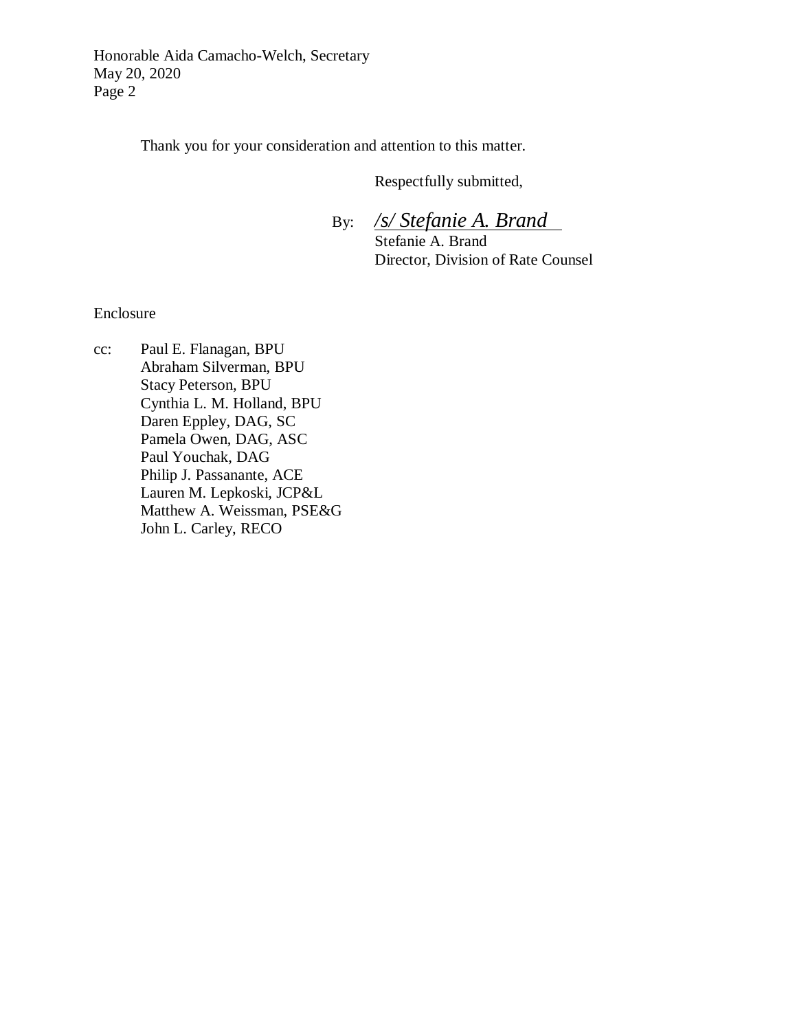Thank you for your consideration and attention to this matter.

Respectfully submitted,

By: *<u>/s/ Stefanie A. Brand</u>*
Stefanie A. Brand
Director, Division of Rate Counsel

Enclosure

cc: Paul E. Flanagan, BPU
Abraham Silverman, BPU
Stacy Peterson, BPU
Cynthia L. M. Holland, BPU
Daren Eppley, DAG, SC
Pamela Owen, DAG, ASC
Paul Youchak, DAG
Philip J. Passanante, ACE
Lauren M. Lepkoski, JCP&L
Matthew A. Weissman, PSE&G
John L. Carley, RECO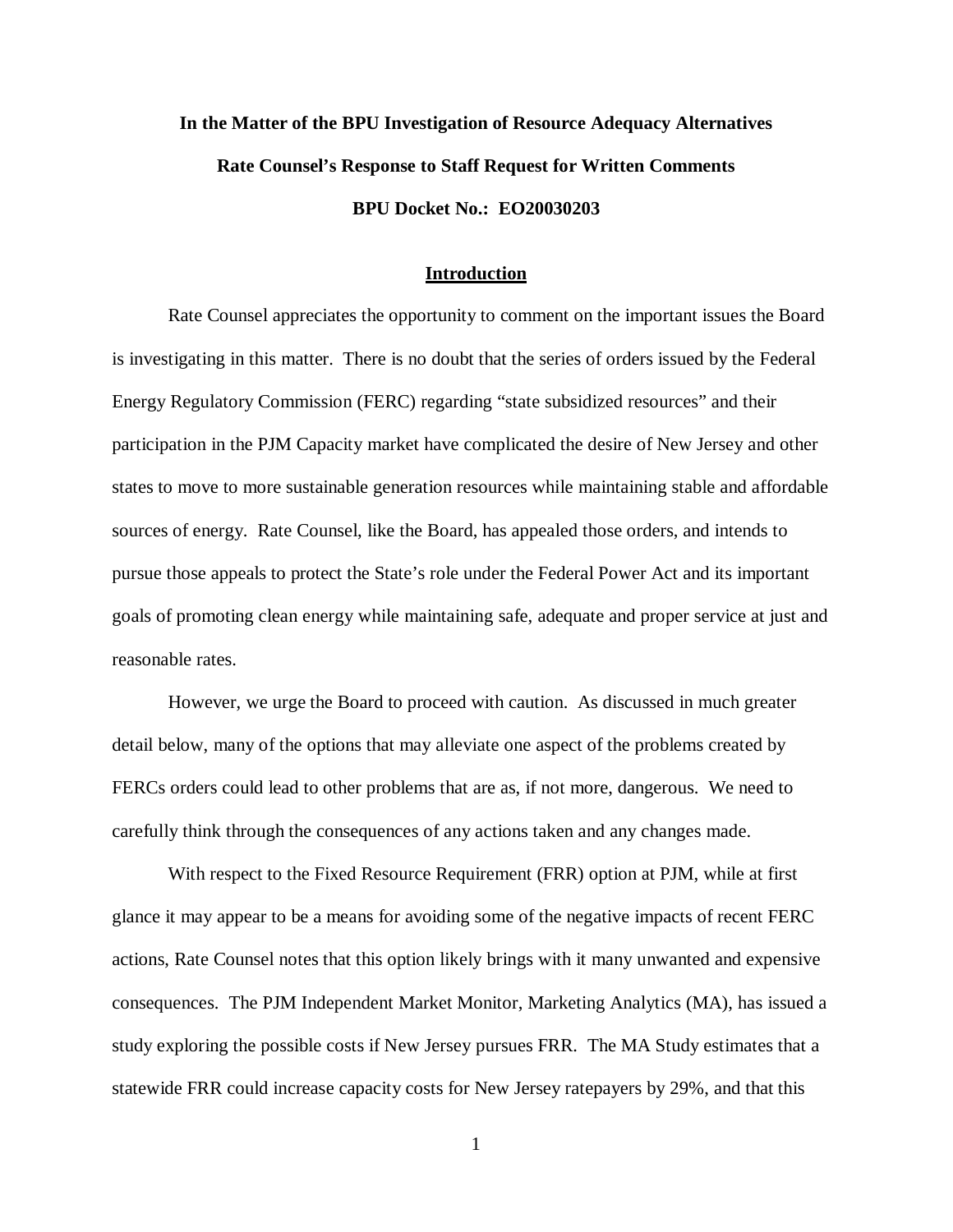**In the Matter of the BPU Investigation of Resource Adequacy Alternatives**

**Rate Counsel's Response to Staff Request for Written Comments**

**BPU Docket No.: EO20030203**

## Introduction

Rate Counsel appreciates the opportunity to comment on the important issues the Board is investigating in this matter. There is no doubt that the series of orders issued by the Federal Energy Regulatory Commission (FERC) regarding "state subsidized resources" and their participation in the PJM Capacity market have complicated the desire of New Jersey and other states to move to more sustainable generation resources while maintaining stable and affordable sources of energy. Rate Counsel, like the Board, has appealed those orders, and intends to pursue those appeals to protect the State's role under the Federal Power Act and its important goals of promoting clean energy while maintaining safe, adequate and proper service at just and reasonable rates.

However, we urge the Board to proceed with caution. As discussed in much greater detail below, many of the options that may alleviate one aspect of the problems created by FERCs orders could lead to other problems that are as, if not more, dangerous. We need to carefully think through the consequences of any actions taken and any changes made.

With respect to the Fixed Resource Requirement (FRR) option at PJM, while at first glance it may appear to be a means for avoiding some of the negative impacts of recent FERC actions, Rate Counsel notes that this option likely brings with it many unwanted and expensive consequences. The PJM Independent Market Monitor, Marketing Analytics (MA), has issued a study exploring the possible costs if New Jersey pursues FRR. The MA Study estimates that a statewide FRR could increase capacity costs for New Jersey ratepayers by 29%, and that this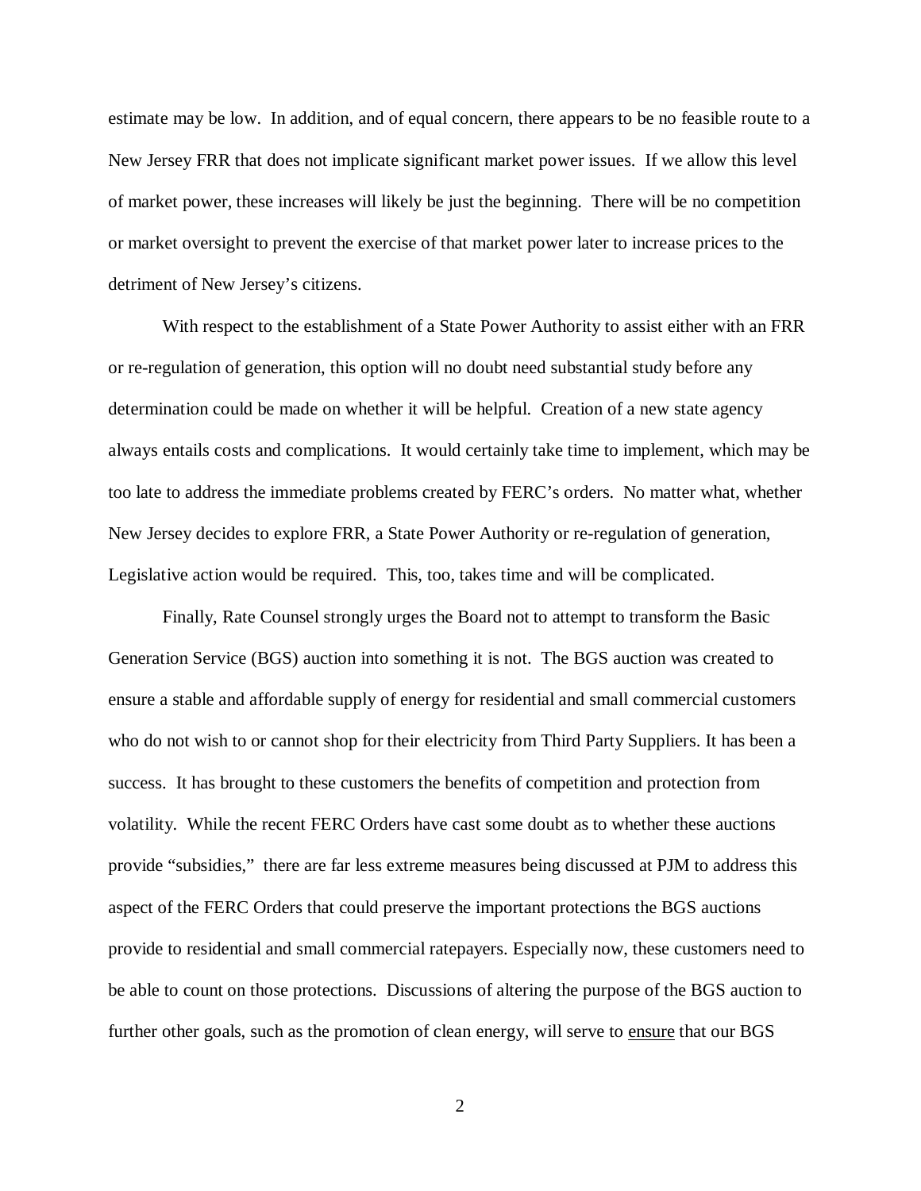estimate may be low. In addition, and of equal concern, there appears to be no feasible route to a New Jersey FRR that does not implicate significant market power issues. If we allow this level of market power, these increases will likely be just the beginning. There will be no competition or market oversight to prevent the exercise of that market power later to increase prices to the detriment of New Jersey's citizens.

With respect to the establishment of a State Power Authority to assist either with an FRR or re-regulation of generation, this option will no doubt need substantial study before any determination could be made on whether it will be helpful. Creation of a new state agency always entails costs and complications. It would certainly take time to implement, which may be too late to address the immediate problems created by FERC's orders. No matter what, whether New Jersey decides to explore FRR, a State Power Authority or re-regulation of generation, Legislative action would be required. This, too, takes time and will be complicated.

Finally, Rate Counsel strongly urges the Board not to attempt to transform the Basic Generation Service (BGS) auction into something it is not. The BGS auction was created to ensure a stable and affordable supply of energy for residential and small commercial customers who do not wish to or cannot shop for their electricity from Third Party Suppliers. It has been a success. It has brought to these customers the benefits of competition and protection from volatility. While the recent FERC Orders have cast some doubt as to whether these auctions provide "subsidies," there are far less extreme measures being discussed at PJM to address this aspect of the FERC Orders that could preserve the important protections the BGS auctions provide to residential and small commercial ratepayers. Especially now, these customers need to be able to count on those protections. Discussions of altering the purpose of the BGS auction to further other goals, such as the promotion of clean energy, will serve to <u>ensure</u> that our BGS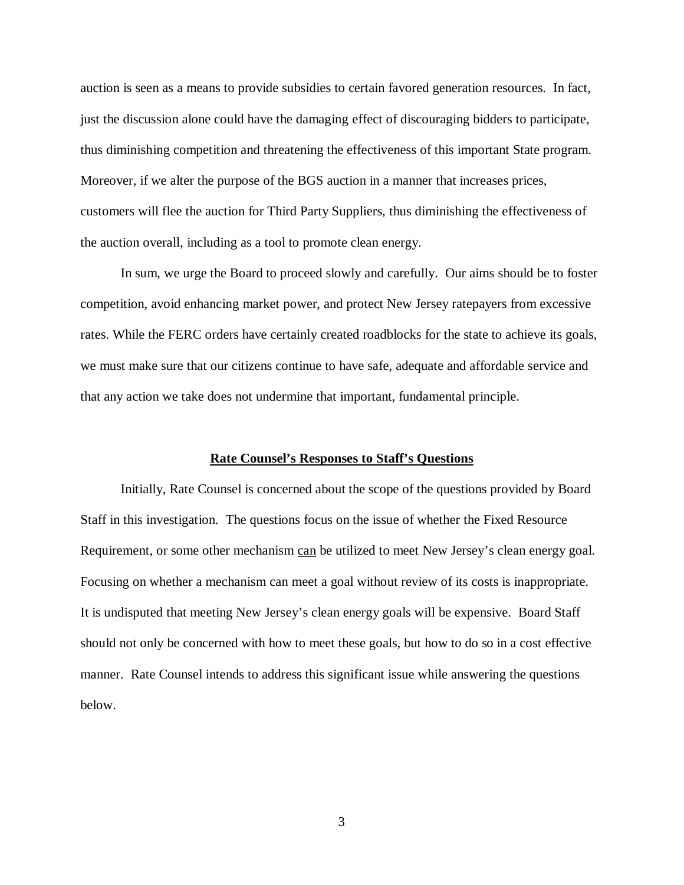auction is seen as a means to provide subsidies to certain favored generation resources. In fact, just the discussion alone could have the damaging effect of discouraging bidders to participate, thus diminishing competition and threatening the effectiveness of this important State program. Moreover, if we alter the purpose of the BGS auction in a manner that increases prices, customers will flee the auction for Third Party Suppliers, thus diminishing the effectiveness of the auction overall, including as a tool to promote clean energy.

In sum, we urge the Board to proceed slowly and carefully. Our aims should be to foster competition, avoid enhancing market power, and protect New Jersey ratepayers from excessive rates. While the FERC orders have certainly created roadblocks for the state to achieve its goals, we must make sure that our citizens continue to have safe, adequate and affordable service and that any action we take does not undermine that important, fundamental principle.

## Rate Counsel's Responses to Staff's Questions

Initially, Rate Counsel is concerned about the scope of the questions provided by Board Staff in this investigation. The questions focus on the issue of whether the Fixed Resource Requirement, or some other mechanism can be utilized to meet New Jersey's clean energy goal. Focusing on whether a mechanism can meet a goal without review of its costs is inappropriate. It is undisputed that meeting New Jersey's clean energy goals will be expensive. Board Staff should not only be concerned with how to meet these goals, but how to do so in a cost effective manner. Rate Counsel intends to address this significant issue while answering the questions below.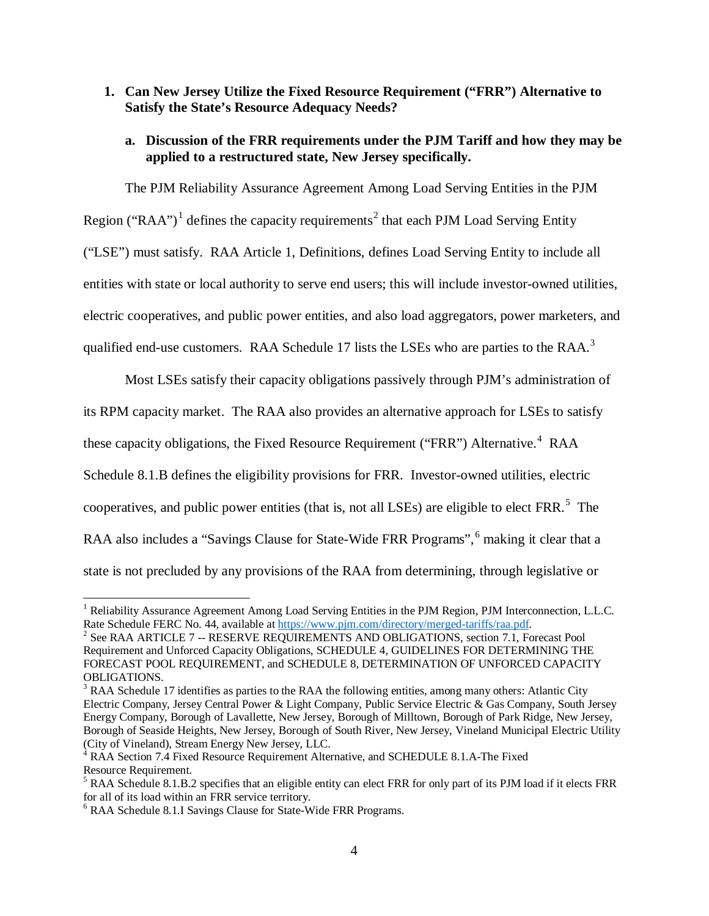**1. Can New Jersey Utilize the Fixed Resource Requirement ("FRR") Alternative to Satisfy the State's Resource Adequacy Needs?**

**a. Discussion of the FRR requirements under the PJM Tariff and how they may be applied to a restructured state, New Jersey specifically.**

The PJM Reliability Assurance Agreement Among Load Serving Entities in the PJM Region ("RAA")[1] defines the capacity requirements[2] that each PJM Load Serving Entity ("LSE") must satisfy. RAA Article 1, Definitions, defines Load Serving Entity to include all entities with state or local authority to serve end users; this will include investor-owned utilities, electric cooperatives, and public power entities, and also load aggregators, power marketers, and qualified end-use customers. RAA Schedule 17 lists the LSEs who are parties to the RAA.[3]

Most LSEs satisfy their capacity obligations passively through PJM's administration of its RPM capacity market. The RAA also provides an alternative approach for LSEs to satisfy these capacity obligations, the Fixed Resource Requirement ("FRR") Alternative.[4] RAA Schedule 8.1.B defines the eligibility provisions for FRR. Investor-owned utilities, electric cooperatives, and public power entities (that is, not all LSEs) are eligible to elect FRR.[5] The RAA also includes a "Savings Clause for State-Wide FRR Programs",[6] making it clear that a state is not precluded by any provisions of the RAA from determining, through legislative or

---

[1] Reliability Assurance Agreement Among Load Serving Entities in the PJM Region, PJM Interconnection, L.L.C. Rate Schedule FERC No. 44, available at https://www.pjm.com/directory/merged-tariffs/raa.pdf.

[2] See RAA ARTICLE 7 -- RESERVE REQUIREMENTS AND OBLIGATIONS, section 7.1, Forecast Pool Requirement and Unforced Capacity Obligations, SCHEDULE 4, GUIDELINES FOR DETERMINING THE FORECAST POOL REQUIREMENT, and SCHEDULE 8, DETERMINATION OF UNFORCED CAPACITY OBLIGATIONS.

[3] RAA Schedule 17 identifies as parties to the RAA the following entities, among many others: Atlantic City Electric Company, Jersey Central Power & Light Company, Public Service Electric & Gas Company, South Jersey Energy Company, Borough of Lavallette, New Jersey, Borough of Milltown, Borough of Park Ridge, New Jersey, Borough of Seaside Heights, New Jersey, Borough of South River, New Jersey, Vineland Municipal Electric Utility (City of Vineland), Stream Energy New Jersey, LLC.

[4] RAA Section 7.4 Fixed Resource Requirement Alternative, and SCHEDULE 8.1.A-The Fixed Resource Requirement.

[5] RAA Schedule 8.1.B.2 specifies that an eligible entity can elect FRR for only part of its PJM load if it elects FRR for all of its load within an FRR service territory.

[6] RAA Schedule 8.1.I Savings Clause for State-Wide FRR Programs.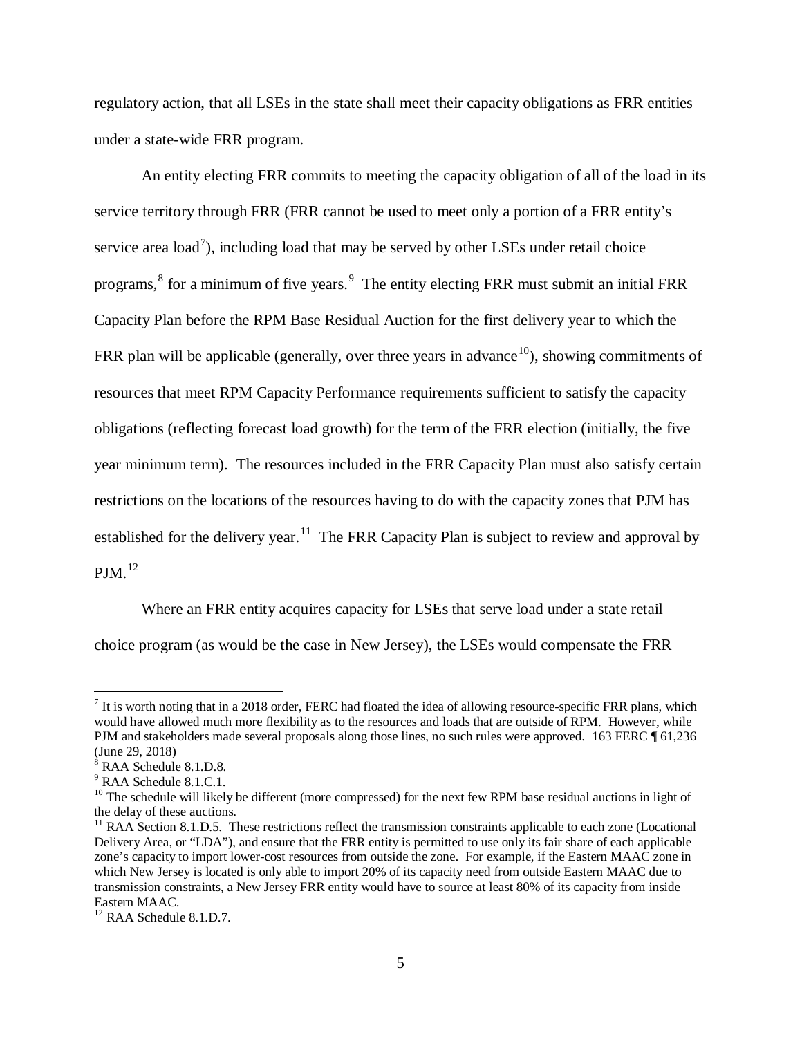regulatory action, that all LSEs in the state shall meet their capacity obligations as FRR entities under a state-wide FRR program.

An entity electing FRR commits to meeting the capacity obligation of <u>all</u> of the load in its service territory through FRR (FRR cannot be used to meet only a portion of a FRR entity's service area load[7]), including load that may be served by other LSEs under retail choice programs,[8] for a minimum of five years.[9] The entity electing FRR must submit an initial FRR Capacity Plan before the RPM Base Residual Auction for the first delivery year to which the FRR plan will be applicable (generally, over three years in advance[10]), showing commitments of resources that meet RPM Capacity Performance requirements sufficient to satisfy the capacity obligations (reflecting forecast load growth) for the term of the FRR election (initially, the five year minimum term). The resources included in the FRR Capacity Plan must also satisfy certain restrictions on the locations of the resources having to do with the capacity zones that PJM has established for the delivery year.[11] The FRR Capacity Plan is subject to review and approval by PJM.[12]

Where an FRR entity acquires capacity for LSEs that serve load under a state retail choice program (as would be the case in New Jersey), the LSEs would compensate the FRR

---

[7] It is worth noting that in a 2018 order, FERC had floated the idea of allowing resource-specific FRR plans, which would have allowed much more flexibility as to the resources and loads that are outside of RPM. However, while PJM and stakeholders made several proposals along those lines, no such rules were approved. 163 FERC ¶ 61,236 (June 29, 2018)

[8] RAA Schedule 8.1.D.8.

[9] RAA Schedule 8.1.C.1.

[10] The schedule will likely be different (more compressed) for the next few RPM base residual auctions in light of the delay of these auctions.

[11] RAA Section 8.1.D.5. These restrictions reflect the transmission constraints applicable to each zone (Locational Delivery Area, or "LDA"), and ensure that the FRR entity is permitted to use only its fair share of each applicable zone's capacity to import lower-cost resources from outside the zone. For example, if the Eastern MAAC zone in which New Jersey is located is only able to import 20% of its capacity need from outside Eastern MAAC due to transmission constraints, a New Jersey FRR entity would have to source at least 80% of its capacity from inside Eastern MAAC.

[12] RAA Schedule 8.1.D.7.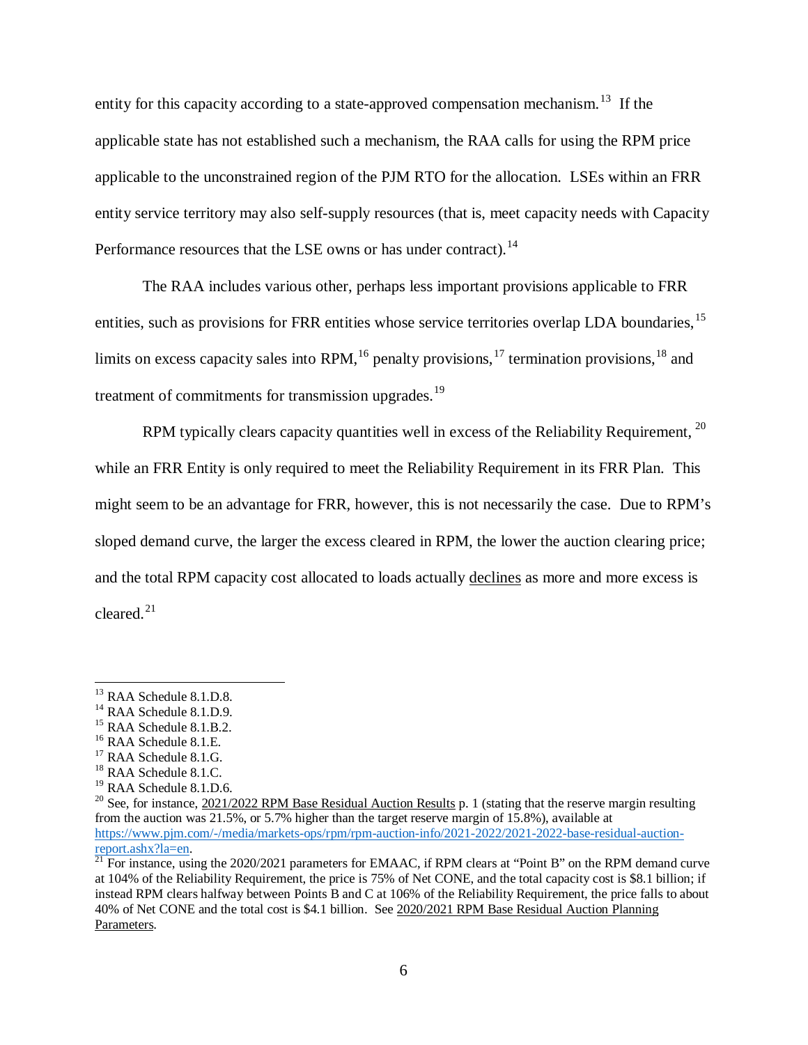entity for this capacity according to a state-approved compensation mechanism.[13] If the applicable state has not established such a mechanism, the RAA calls for using the RPM price applicable to the unconstrained region of the PJM RTO for the allocation. LSEs within an FRR entity service territory may also self-supply resources (that is, meet capacity needs with Capacity Performance resources that the LSE owns or has under contract).[14]

The RAA includes various other, perhaps less important provisions applicable to FRR entities, such as provisions for FRR entities whose service territories overlap LDA boundaries,[15] limits on excess capacity sales into RPM,[16] penalty provisions,[17] termination provisions,[18] and treatment of commitments for transmission upgrades.[19]

RPM typically clears capacity quantities well in excess of the Reliability Requirement, [20] while an FRR Entity is only required to meet the Reliability Requirement in its FRR Plan. This might seem to be an advantage for FRR, however, this is not necessarily the case. Due to RPM's sloped demand curve, the larger the excess cleared in RPM, the lower the auction clearing price; and the total RPM capacity cost allocated to loads actually declines as more and more excess is cleared.[21]

---

[13] RAA Schedule 8.1.D.8.

[14] RAA Schedule 8.1.D.9.

[15] RAA Schedule 8.1.B.2.

[16] RAA Schedule 8.1.E.

[17] RAA Schedule 8.1.G.

[18] RAA Schedule 8.1.C.

[19] RAA Schedule 8.1.D.6.

[20] See, for instance, 2021/2022 RPM Base Residual Auction Results p. 1 (stating that the reserve margin resulting from the auction was 21.5%, or 5.7% higher than the target reserve margin of 15.8%), available at https://www.pjm.com/-/media/markets-ops/rpm/rpm-auction-info/2021-2022/2021-2022-base-residual-auction-report.ashx?la=en.

[21] For instance, using the 2020/2021 parameters for EMAAC, if RPM clears at "Point B" on the RPM demand curve at 104% of the Reliability Requirement, the price is 75% of Net CONE, and the total capacity cost is $8.1 billion; if instead RPM clears halfway between Points B and C at 106% of the Reliability Requirement, the price falls to about 40% of Net CONE and the total cost is $4.1 billion. See 2020/2021 RPM Base Residual Auction Planning Parameters.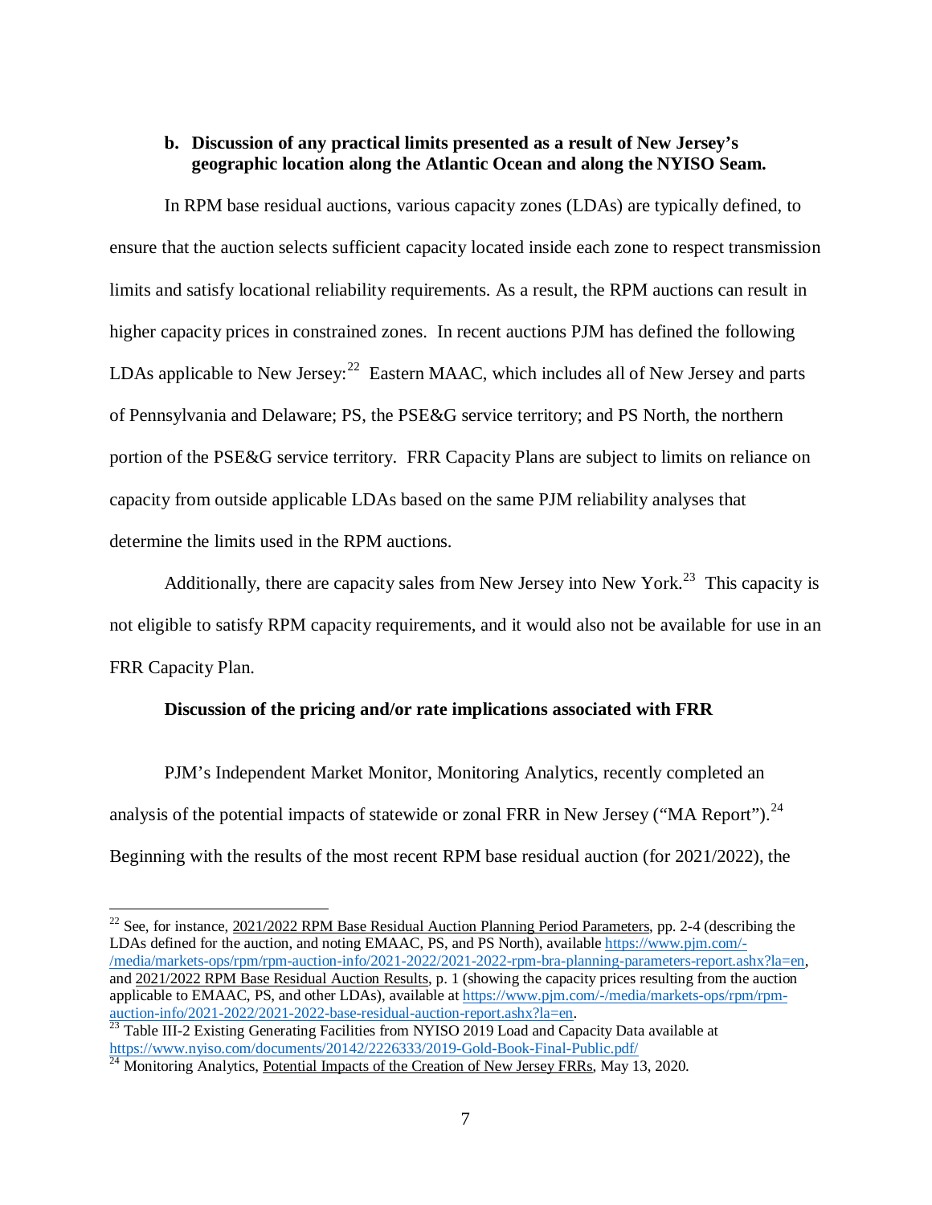**b. Discussion of any practical limits presented as a result of New Jersey's geographic location along the Atlantic Ocean and along the NYISO Seam.**

In RPM base residual auctions, various capacity zones (LDAs) are typically defined, to ensure that the auction selects sufficient capacity located inside each zone to respect transmission limits and satisfy locational reliability requirements. As a result, the RPM auctions can result in higher capacity prices in constrained zones. In recent auctions PJM has defined the following LDAs applicable to New Jersey:[22] Eastern MAAC, which includes all of New Jersey and parts of Pennsylvania and Delaware; PS, the PSE&G service territory; and PS North, the northern portion of the PSE&G service territory. FRR Capacity Plans are subject to limits on reliance on capacity from outside applicable LDAs based on the same PJM reliability analyses that determine the limits used in the RPM auctions.

Additionally, there are capacity sales from New Jersey into New York.[23] This capacity is not eligible to satisfy RPM capacity requirements, and it would also not be available for use in an FRR Capacity Plan.

**Discussion of the pricing and/or rate implications associated with FRR**

PJM's Independent Market Monitor, Monitoring Analytics, recently completed an analysis of the potential impacts of statewide or zonal FRR in New Jersey ("MA Report").[24] Beginning with the results of the most recent RPM base residual auction (for 2021/2022), the

---

[22] See, for instance, 2021/2022 RPM Base Residual Auction Planning Period Parameters, pp. 2-4 (describing the LDAs defined for the auction, and noting EMAAC, PS, and PS North), available https://www.pjm.com/-/media/markets-ops/rpm/rpm-auction-info/2021-2022/2021-2022-rpm-bra-planning-parameters-report.ashx?la=en, and 2021/2022 RPM Base Residual Auction Results, p. 1 (showing the capacity prices resulting from the auction applicable to EMAAC, PS, and other LDAs), available at https://www.pjm.com/-/media/markets-ops/rpm/rpm-auction-info/2021-2022/2021-2022-base-residual-auction-report.ashx?la=en.

[23] Table III-2 Existing Generating Facilities from NYISO 2019 Load and Capacity Data available at https://www.nyiso.com/documents/20142/2226333/2019-Gold-Book-Final-Public.pdf/

[24] Monitoring Analytics, Potential Impacts of the Creation of New Jersey FRRs, May 13, 2020.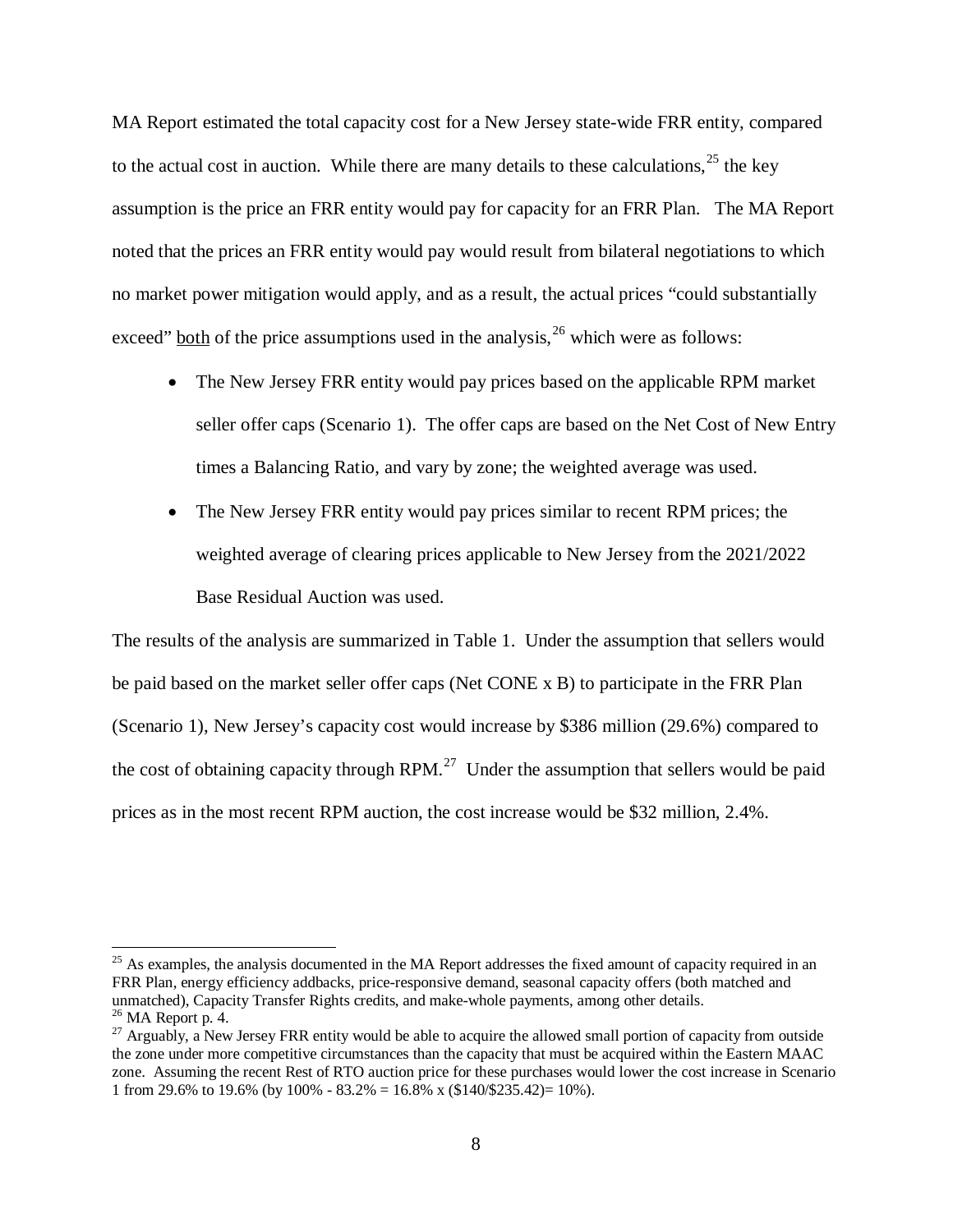MA Report estimated the total capacity cost for a New Jersey state-wide FRR entity, compared to the actual cost in auction. While there are many details to these calculations,[25] the key assumption is the price an FRR entity would pay for capacity for an FRR Plan. The MA Report noted that the prices an FRR entity would pay would result from bilateral negotiations to which no market power mitigation would apply, and as a result, the actual prices "could substantially exceed" <u>both</u> of the price assumptions used in the analysis,[26] which were as follows:

- The New Jersey FRR entity would pay prices based on the applicable RPM market seller offer caps (Scenario 1). The offer caps are based on the Net Cost of New Entry times a Balancing Ratio, and vary by zone; the weighted average was used.
- The New Jersey FRR entity would pay prices similar to recent RPM prices; the weighted average of clearing prices applicable to New Jersey from the 2021/2022 Base Residual Auction was used.

The results of the analysis are summarized in Table 1. Under the assumption that sellers would be paid based on the market seller offer caps (Net CONE x B) to participate in the FRR Plan (Scenario 1), New Jersey's capacity cost would increase by $386 million (29.6%) compared to the cost of obtaining capacity through RPM.[27] Under the assumption that sellers would be paid prices as in the most recent RPM auction, the cost increase would be $32 million, 2.4%.

---

[25] As examples, the analysis documented in the MA Report addresses the fixed amount of capacity required in an FRR Plan, energy efficiency addbacks, price-responsive demand, seasonal capacity offers (both matched and unmatched), Capacity Transfer Rights credits, and make-whole payments, among other details.

[26] MA Report p. 4.

[27] Arguably, a New Jersey FRR entity would be able to acquire the allowed small portion of capacity from outside the zone under more competitive circumstances than the capacity that must be acquired within the Eastern MAAC zone. Assuming the recent Rest of RTO auction price for these purchases would lower the cost increase in Scenario 1 from 29.6% to 19.6% (by 100% - 83.2% = 16.8% x ($140/$235.42)= 10%).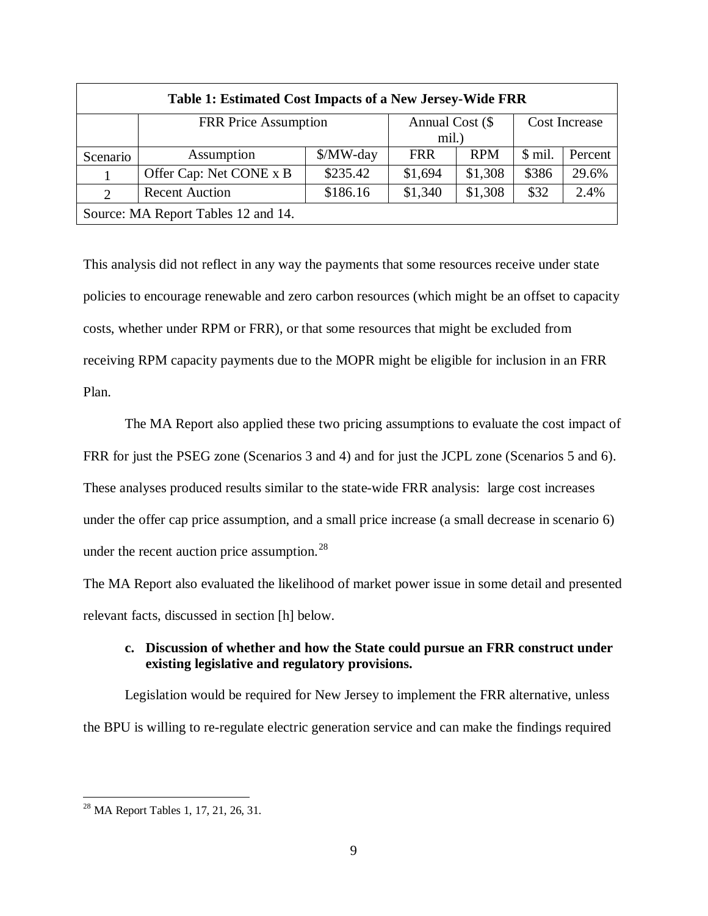| Table 1: Estimated Cost Impacts of a New Jersey-Wide FRR | | | | | | |
|---|---|---|---|---|---|---|
| | FRR Price Assumption | | Annual Cost ($ mil.) | | Cost Increase | |
| Scenario | Assumption | $/MW-day | FRR | RPM | $ mil. | Percent |
| 1 | Offer Cap: Net CONE x B | $235.42 | $1,694 | $1,308 | $386 | 29.6% |
| 2 | Recent Auction | $186.16 | $1,340 | $1,308 | $32 | 2.4% |
| Source: MA Report Tables 12 and 14. | | | | | | |

This analysis did not reflect in any way the payments that some resources receive under state policies to encourage renewable and zero carbon resources (which might be an offset to capacity costs, whether under RPM or FRR), or that some resources that might be excluded from receiving RPM capacity payments due to the MOPR might be eligible for inclusion in an FRR Plan.

The MA Report also applied these two pricing assumptions to evaluate the cost impact of FRR for just the PSEG zone (Scenarios 3 and 4) and for just the JCPL zone (Scenarios 5 and 6). These analyses produced results similar to the state-wide FRR analysis: large cost increases under the offer cap price assumption, and a small price increase (a small decrease in scenario 6) under the recent auction price assumption.[28]

The MA Report also evaluated the likelihood of market power issue in some detail and presented relevant facts, discussed in section [h] below.

#### c. Discussion of whether and how the State could pursue an FRR construct under existing legislative and regulatory provisions.

Legislation would be required for New Jersey to implement the FRR alternative, unless the BPU is willing to re-regulate electric generation service and can make the findings required

[28] MA Report Tables 1, 17, 21, 26, 31.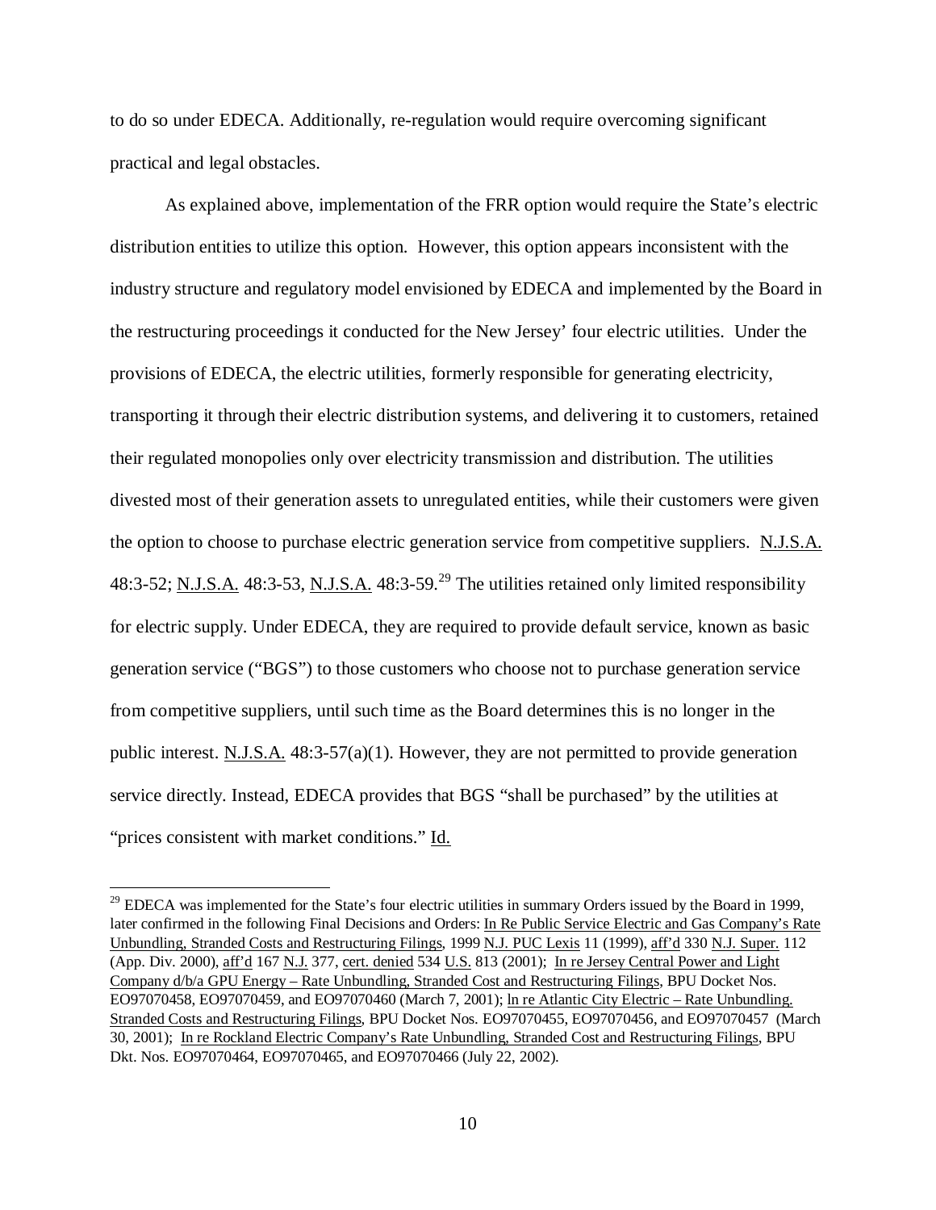to do so under EDECA. Additionally, re-regulation would require overcoming significant practical and legal obstacles.

As explained above, implementation of the FRR option would require the State's electric distribution entities to utilize this option. However, this option appears inconsistent with the industry structure and regulatory model envisioned by EDECA and implemented by the Board in the restructuring proceedings it conducted for the New Jersey' four electric utilities. Under the provisions of EDECA, the electric utilities, formerly responsible for generating electricity, transporting it through their electric distribution systems, and delivering it to customers, retained their regulated monopolies only over electricity transmission and distribution. The utilities divested most of their generation assets to unregulated entities, while their customers were given the option to choose to purchase electric generation service from competitive suppliers. N.J.S.A. 48:3-52; N.J.S.A. 48:3-53, N.J.S.A. 48:3-59.[29] The utilities retained only limited responsibility for electric supply. Under EDECA, they are required to provide default service, known as basic generation service ("BGS") to those customers who choose not to purchase generation service from competitive suppliers, until such time as the Board determines this is no longer in the public interest. N.J.S.A. 48:3-57(a)(1). However, they are not permitted to provide generation service directly. Instead, EDECA provides that BGS "shall be purchased" by the utilities at "prices consistent with market conditions." Id.

---

[29] EDECA was implemented for the State's four electric utilities in summary Orders issued by the Board in 1999, later confirmed in the following Final Decisions and Orders: In Re Public Service Electric and Gas Company's Rate Unbundling, Stranded Costs and Restructuring Filings, 1999 N.J. PUC Lexis 11 (1999), aff'd 330 N.J. Super. 112 (App. Div. 2000), aff'd 167 N.J. 377, cert. denied 534 U.S. 813 (2001); In re Jersey Central Power and Light Company d/b/a GPU Energy – Rate Unbundling, Stranded Cost and Restructuring Filings, BPU Docket Nos. EO97070458, EO97070459, and EO97070460 (March 7, 2001); ln re Atlantic City Electric – Rate Unbundling. Stranded Costs and Restructuring Filings, BPU Docket Nos. EO97070455, EO97070456, and EO97070457 (March 30, 2001); In re Rockland Electric Company's Rate Unbundling, Stranded Cost and Restructuring Filings, BPU Dkt. Nos. EO97070464, EO97070465, and EO97070466 (July 22, 2002).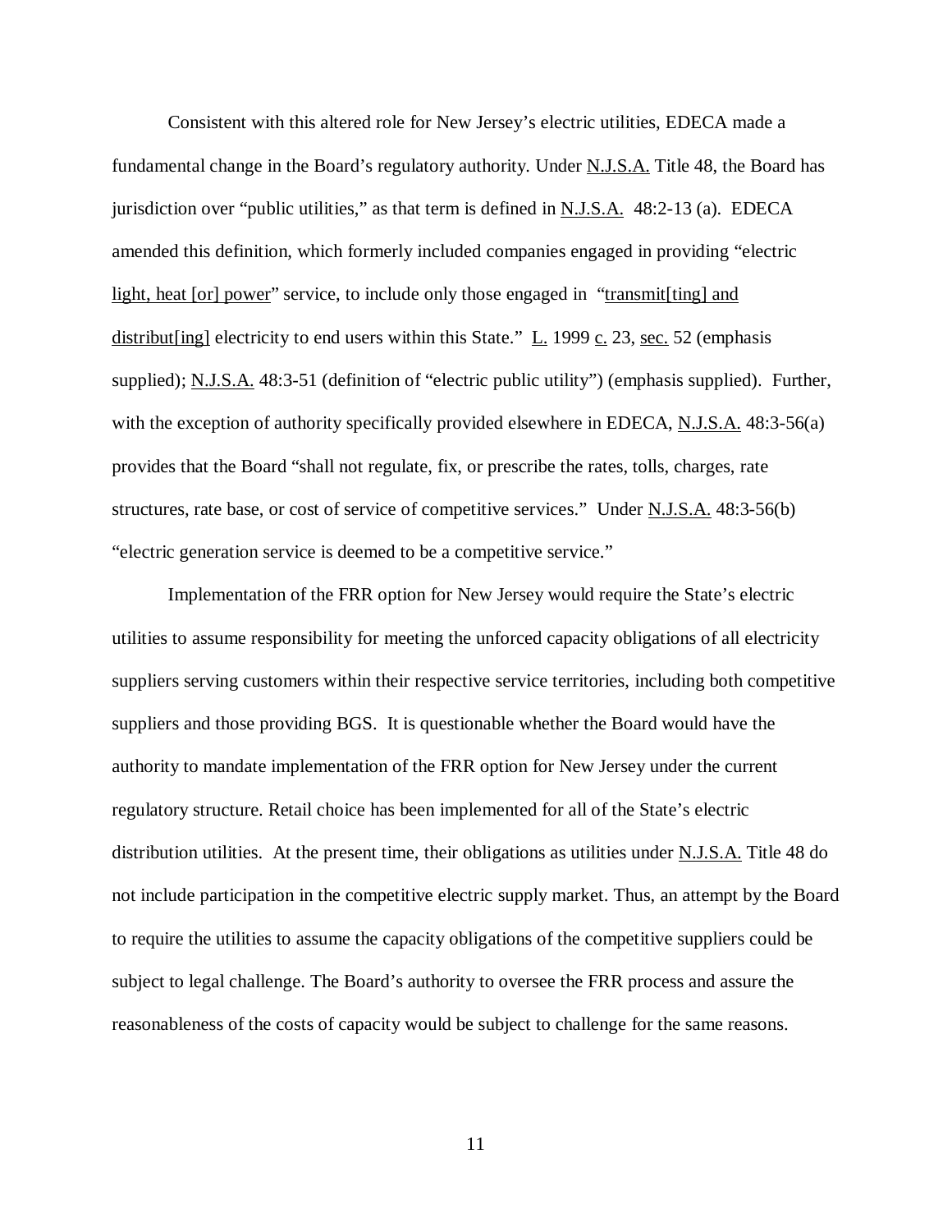Consistent with this altered role for New Jersey's electric utilities, EDECA made a fundamental change in the Board's regulatory authority. Under N.J.S.A. Title 48, the Board has jurisdiction over "public utilities," as that term is defined in N.J.S.A. 48:2-13 (a). EDECA amended this definition, which formerly included companies engaged in providing "electric light, heat [or] power" service, to include only those engaged in "transmit[ting] and distribut[ing] electricity to end users within this State." L. 1999 c. 23, sec. 52 (emphasis supplied); N.J.S.A. 48:3-51 (definition of "electric public utility") (emphasis supplied). Further, with the exception of authority specifically provided elsewhere in EDECA, N.J.S.A. 48:3-56(a) provides that the Board "shall not regulate, fix, or prescribe the rates, tolls, charges, rate structures, rate base, or cost of service of competitive services." Under N.J.S.A. 48:3-56(b) "electric generation service is deemed to be a competitive service."

Implementation of the FRR option for New Jersey would require the State's electric utilities to assume responsibility for meeting the unforced capacity obligations of all electricity suppliers serving customers within their respective service territories, including both competitive suppliers and those providing BGS. It is questionable whether the Board would have the authority to mandate implementation of the FRR option for New Jersey under the current regulatory structure. Retail choice has been implemented for all of the State's electric distribution utilities. At the present time, their obligations as utilities under N.J.S.A. Title 48 do not include participation in the competitive electric supply market. Thus, an attempt by the Board to require the utilities to assume the capacity obligations of the competitive suppliers could be subject to legal challenge. The Board's authority to oversee the FRR process and assure the reasonableness of the costs of capacity would be subject to challenge for the same reasons.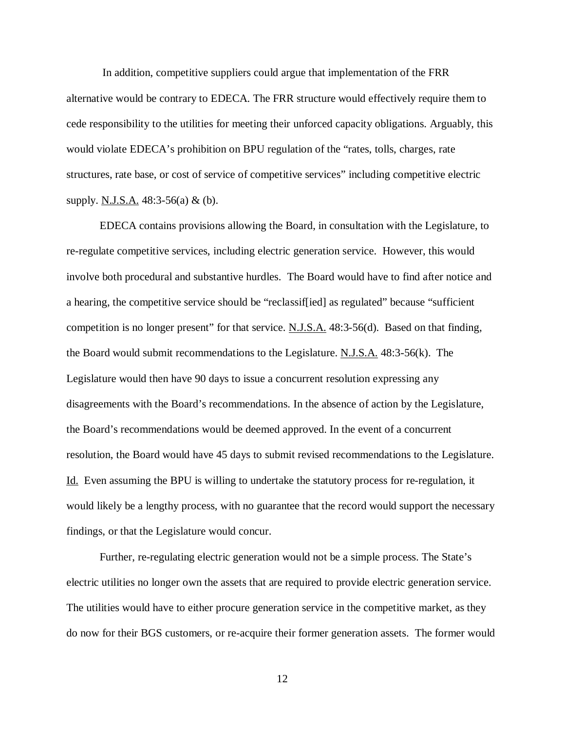In addition, competitive suppliers could argue that implementation of the FRR alternative would be contrary to EDECA. The FRR structure would effectively require them to cede responsibility to the utilities for meeting their unforced capacity obligations. Arguably, this would violate EDECA's prohibition on BPU regulation of the "rates, tolls, charges, rate structures, rate base, or cost of service of competitive services" including competitive electric supply. N.J.S.A. 48:3-56(a) & (b).

EDECA contains provisions allowing the Board, in consultation with the Legislature, to re-regulate competitive services, including electric generation service. However, this would involve both procedural and substantive hurdles. The Board would have to find after notice and a hearing, the competitive service should be "reclassif[ied] as regulated" because "sufficient competition is no longer present" for that service. N.J.S.A. 48:3-56(d). Based on that finding, the Board would submit recommendations to the Legislature. N.J.S.A. 48:3-56(k). The Legislature would then have 90 days to issue a concurrent resolution expressing any disagreements with the Board's recommendations. In the absence of action by the Legislature, the Board's recommendations would be deemed approved. In the event of a concurrent resolution, the Board would have 45 days to submit revised recommendations to the Legislature. Id. Even assuming the BPU is willing to undertake the statutory process for re-regulation, it would likely be a lengthy process, with no guarantee that the record would support the necessary findings, or that the Legislature would concur.

Further, re-regulating electric generation would not be a simple process. The State's electric utilities no longer own the assets that are required to provide electric generation service. The utilities would have to either procure generation service in the competitive market, as they do now for their BGS customers, or re-acquire their former generation assets. The former would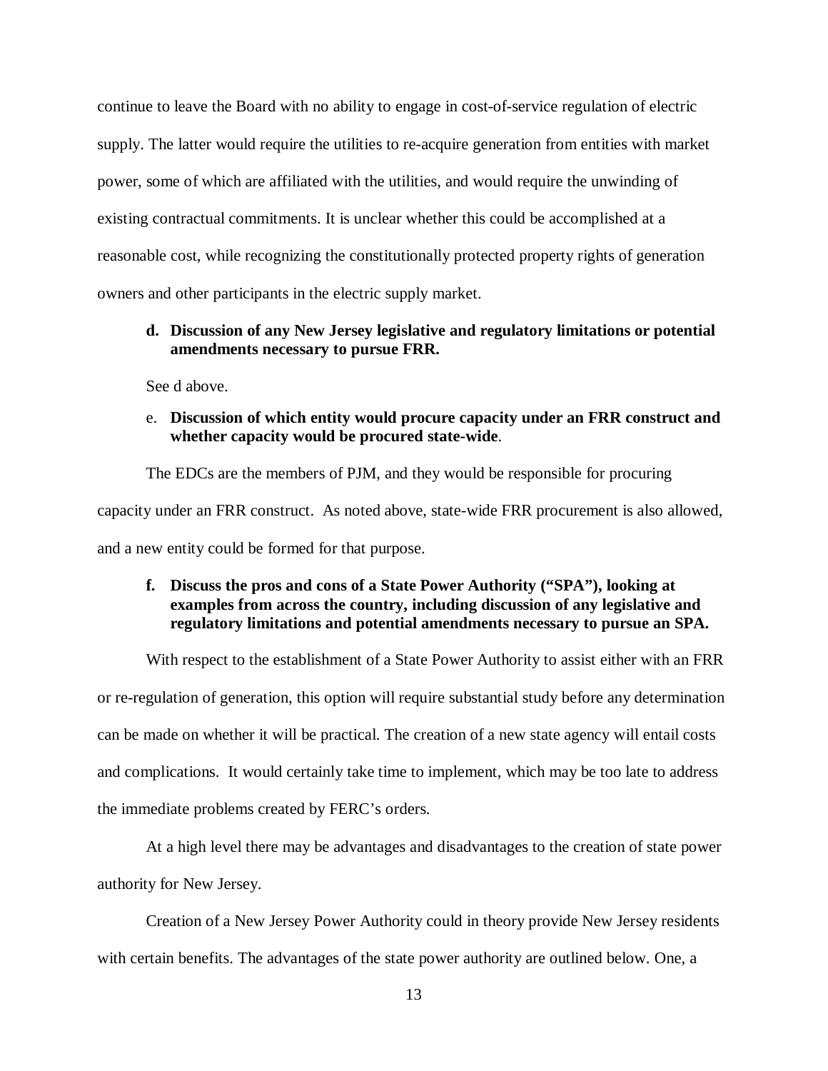continue to leave the Board with no ability to engage in cost-of-service regulation of electric supply. The latter would require the utilities to re-acquire generation from entities with market power, some of which are affiliated with the utilities, and would require the unwinding of existing contractual commitments. It is unclear whether this could be accomplished at a reasonable cost, while recognizing the constitutionally protected property rights of generation owners and other participants in the electric supply market.

**d. Discussion of any New Jersey legislative and regulatory limitations or potential amendments necessary to pursue FRR.**

See d above.

e. **Discussion of which entity would procure capacity under an FRR construct and whether capacity would be procured state-wide**.

The EDCs are the members of PJM, and they would be responsible for procuring capacity under an FRR construct. As noted above, state-wide FRR procurement is also allowed, and a new entity could be formed for that purpose.

**f. Discuss the pros and cons of a State Power Authority ("SPA"), looking at examples from across the country, including discussion of any legislative and regulatory limitations and potential amendments necessary to pursue an SPA.**

With respect to the establishment of a State Power Authority to assist either with an FRR or re-regulation of generation, this option will require substantial study before any determination can be made on whether it will be practical. The creation of a new state agency will entail costs and complications. It would certainly take time to implement, which may be too late to address the immediate problems created by FERC's orders.

At a high level there may be advantages and disadvantages to the creation of state power authority for New Jersey.

Creation of a New Jersey Power Authority could in theory provide New Jersey residents with certain benefits. The advantages of the state power authority are outlined below. One, a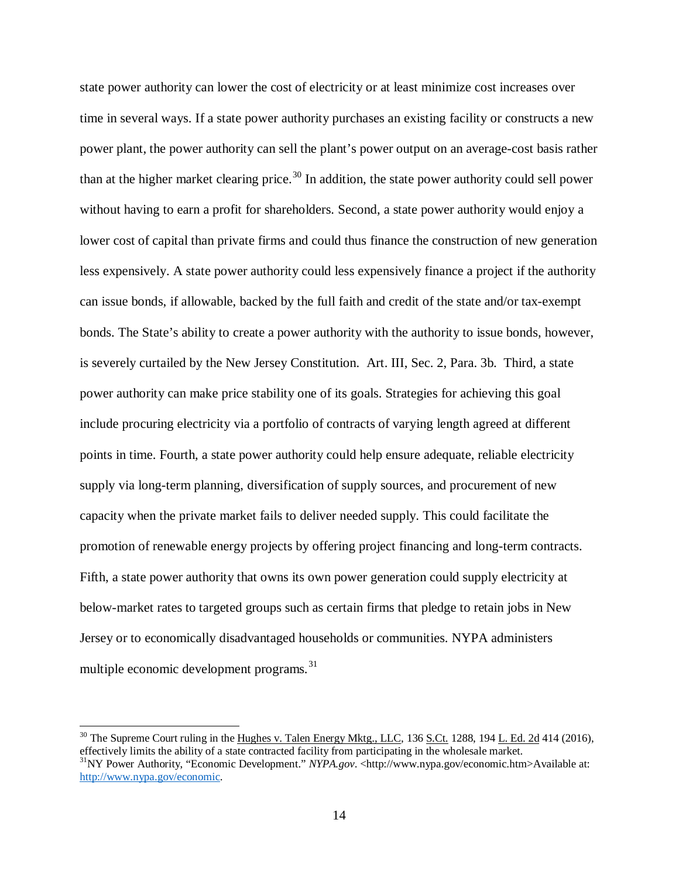state power authority can lower the cost of electricity or at least minimize cost increases over time in several ways. If a state power authority purchases an existing facility or constructs a new power plant, the power authority can sell the plant's power output on an average-cost basis rather than at the higher market clearing price.[30] In addition, the state power authority could sell power without having to earn a profit for shareholders. Second, a state power authority would enjoy a lower cost of capital than private firms and could thus finance the construction of new generation less expensively. A state power authority could less expensively finance a project if the authority can issue bonds, if allowable, backed by the full faith and credit of the state and/or tax-exempt bonds. The State's ability to create a power authority with the authority to issue bonds, however, is severely curtailed by the New Jersey Constitution. Art. III, Sec. 2, Para. 3b. Third, a state power authority can make price stability one of its goals. Strategies for achieving this goal include procuring electricity via a portfolio of contracts of varying length agreed at different points in time. Fourth, a state power authority could help ensure adequate, reliable electricity supply via long-term planning, diversification of supply sources, and procurement of new capacity when the private market fails to deliver needed supply. This could facilitate the promotion of renewable energy projects by offering project financing and long-term contracts. Fifth, a state power authority that owns its own power generation could supply electricity at below-market rates to targeted groups such as certain firms that pledge to retain jobs in New Jersey or to economically disadvantaged households or communities. NYPA administers multiple economic development programs.[31]

---

[30] The Supreme Court ruling in the Hughes v. Talen Energy Mktg., LLC, 136 S.Ct. 1288, 194 L. Ed. 2d 414 (2016), effectively limits the ability of a state contracted facility from participating in the wholesale market.

[31] NY Power Authority, "Economic Development." *NYPA.gov*. <http://www.nypa.gov/economic.htm>Available at: http://www.nypa.gov/economic.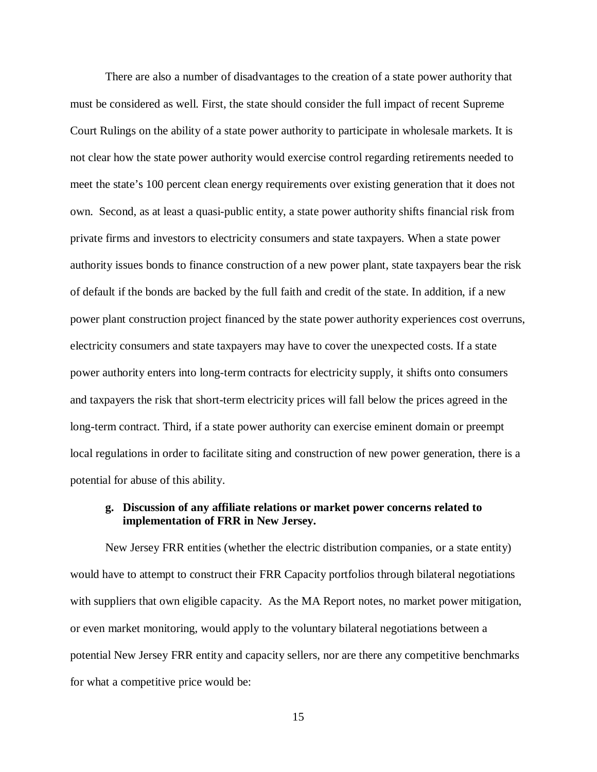There are also a number of disadvantages to the creation of a state power authority that must be considered as well. First, the state should consider the full impact of recent Supreme Court Rulings on the ability of a state power authority to participate in wholesale markets. It is not clear how the state power authority would exercise control regarding retirements needed to meet the state's 100 percent clean energy requirements over existing generation that it does not own. Second, as at least a quasi-public entity, a state power authority shifts financial risk from private firms and investors to electricity consumers and state taxpayers. When a state power authority issues bonds to finance construction of a new power plant, state taxpayers bear the risk of default if the bonds are backed by the full faith and credit of the state. In addition, if a new power plant construction project financed by the state power authority experiences cost overruns, electricity consumers and state taxpayers may have to cover the unexpected costs. If a state power authority enters into long-term contracts for electricity supply, it shifts onto consumers and taxpayers the risk that short-term electricity prices will fall below the prices agreed in the long-term contract. Third, if a state power authority can exercise eminent domain or preempt local regulations in order to facilitate siting and construction of new power generation, there is a potential for abuse of this ability.

**g. Discussion of any affiliate relations or market power concerns related to implementation of FRR in New Jersey.**

New Jersey FRR entities (whether the electric distribution companies, or a state entity) would have to attempt to construct their FRR Capacity portfolios through bilateral negotiations with suppliers that own eligible capacity. As the MA Report notes, no market power mitigation, or even market monitoring, would apply to the voluntary bilateral negotiations between a potential New Jersey FRR entity and capacity sellers, nor are there any competitive benchmarks for what a competitive price would be: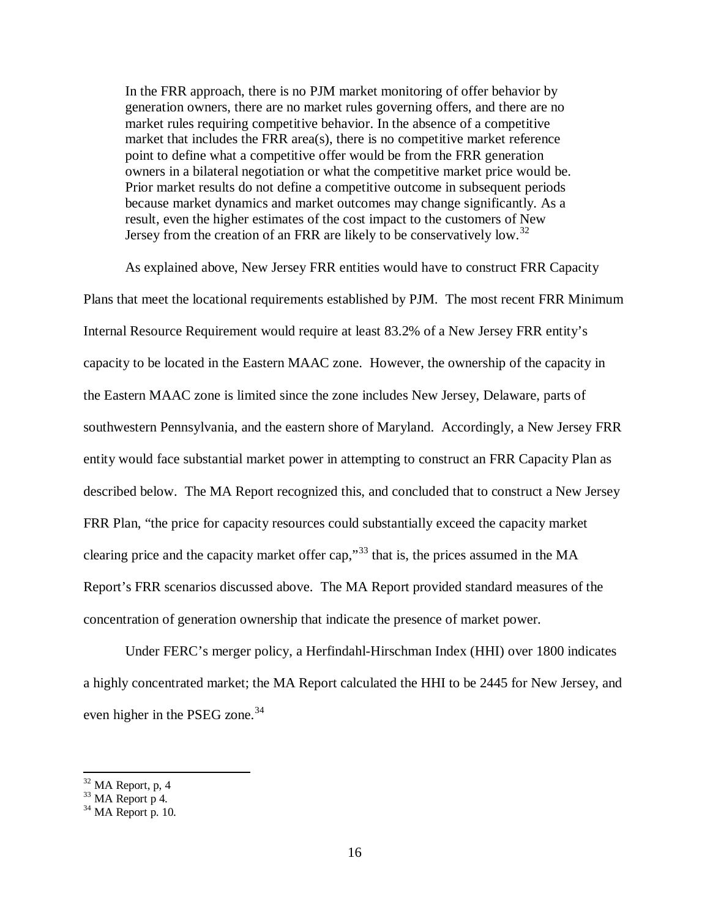> In the FRR approach, there is no PJM market monitoring of offer behavior by generation owners, there are no market rules governing offers, and there are no market rules requiring competitive behavior. In the absence of a competitive market that includes the FRR area(s), there is no competitive market reference point to define what a competitive offer would be from the FRR generation owners in a bilateral negotiation or what the competitive market price would be. Prior market results do not define a competitive outcome in subsequent periods because market dynamics and market outcomes may change significantly. As a result, even the higher estimates of the cost impact to the customers of New Jersey from the creation of an FRR are likely to be conservatively low.[32]

As explained above, New Jersey FRR entities would have to construct FRR Capacity Plans that meet the locational requirements established by PJM. The most recent FRR Minimum Internal Resource Requirement would require at least 83.2% of a New Jersey FRR entity's capacity to be located in the Eastern MAAC zone. However, the ownership of the capacity in the Eastern MAAC zone is limited since the zone includes New Jersey, Delaware, parts of southwestern Pennsylvania, and the eastern shore of Maryland. Accordingly, a New Jersey FRR entity would face substantial market power in attempting to construct an FRR Capacity Plan as described below. The MA Report recognized this, and concluded that to construct a New Jersey FRR Plan, "the price for capacity resources could substantially exceed the capacity market clearing price and the capacity market offer cap,"[33] that is, the prices assumed in the MA Report's FRR scenarios discussed above. The MA Report provided standard measures of the concentration of generation ownership that indicate the presence of market power.

Under FERC's merger policy, a Herfindahl-Hirschman Index (HHI) over 1800 indicates a highly concentrated market; the MA Report calculated the HHI to be 2445 for New Jersey, and even higher in the PSEG zone.[34]

---

[32] MA Report, p, 4

[33] MA Report p 4.

[34] MA Report p. 10.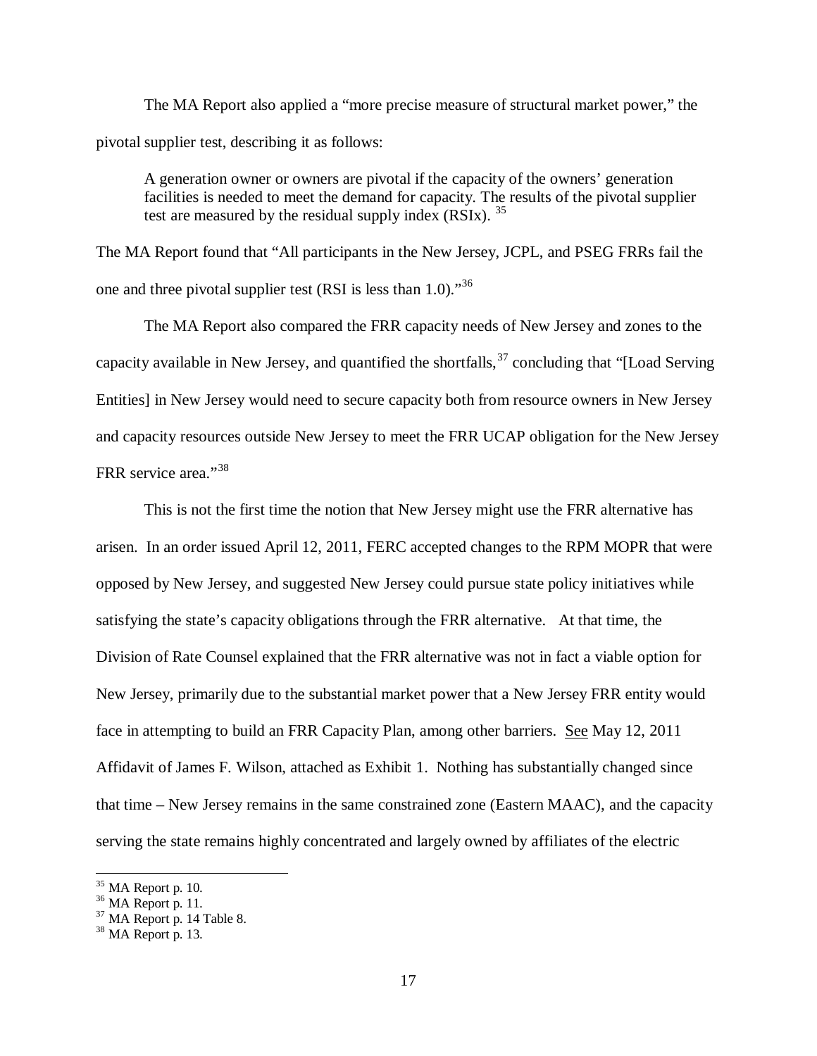The MA Report also applied a "more precise measure of structural market power," the pivotal supplier test, describing it as follows:

> A generation owner or owners are pivotal if the capacity of the owners' generation facilities is needed to meet the demand for capacity. The results of the pivotal supplier test are measured by the residual supply index (RSIx).[35]

The MA Report found that "All participants in the New Jersey, JCPL, and PSEG FRRs fail the one and three pivotal supplier test (RSI is less than 1.0)."[36]

The MA Report also compared the FRR capacity needs of New Jersey and zones to the capacity available in New Jersey, and quantified the shortfalls,[37] concluding that "[Load Serving Entities] in New Jersey would need to secure capacity both from resource owners in New Jersey and capacity resources outside New Jersey to meet the FRR UCAP obligation for the New Jersey FRR service area."[38]

This is not the first time the notion that New Jersey might use the FRR alternative has arisen. In an order issued April 12, 2011, FERC accepted changes to the RPM MOPR that were opposed by New Jersey, and suggested New Jersey could pursue state policy initiatives while satisfying the state's capacity obligations through the FRR alternative. At that time, the Division of Rate Counsel explained that the FRR alternative was not in fact a viable option for New Jersey, primarily due to the substantial market power that a New Jersey FRR entity would face in attempting to build an FRR Capacity Plan, among other barriers. See May 12, 2011 Affidavit of James F. Wilson, attached as Exhibit 1. Nothing has substantially changed since that time – New Jersey remains in the same constrained zone (Eastern MAAC), and the capacity serving the state remains highly concentrated and largely owned by affiliates of the electric

---

[35] MA Report p. 10.

[36] MA Report p. 11.

[37] MA Report p. 14 Table 8.

[38] MA Report p. 13.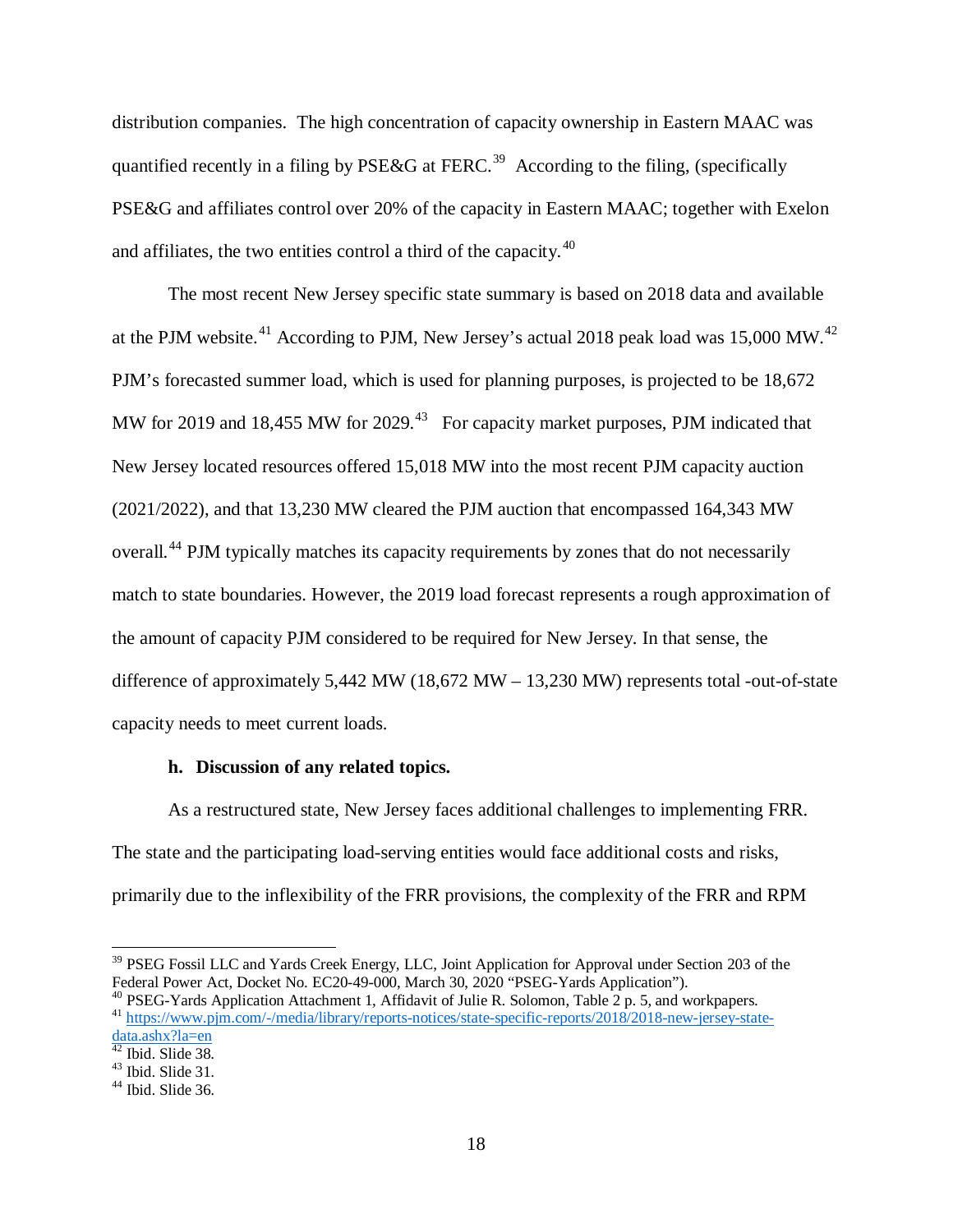distribution companies. The high concentration of capacity ownership in Eastern MAAC was quantified recently in a filing by PSE&G at FERC.[39] According to the filing, (specifically PSE&G and affiliates control over 20% of the capacity in Eastern MAAC; together with Exelon and affiliates, the two entities control a third of the capacity.[40]

The most recent New Jersey specific state summary is based on 2018 data and available at the PJM website.[41] According to PJM, New Jersey's actual 2018 peak load was 15,000 MW.[42] PJM's forecasted summer load, which is used for planning purposes, is projected to be 18,672 MW for 2019 and 18,455 MW for 2029.[43] For capacity market purposes, PJM indicated that New Jersey located resources offered 15,018 MW into the most recent PJM capacity auction (2021/2022), and that 13,230 MW cleared the PJM auction that encompassed 164,343 MW overall.[44] PJM typically matches its capacity requirements by zones that do not necessarily match to state boundaries. However, the 2019 load forecast represents a rough approximation of the amount of capacity PJM considered to be required for New Jersey. In that sense, the difference of approximately 5,442 MW (18,672 MW – 13,230 MW) represents total -out-of-state capacity needs to meet current loads.

**h. Discussion of any related topics.**

As a restructured state, New Jersey faces additional challenges to implementing FRR. The state and the participating load-serving entities would face additional costs and risks, primarily due to the inflexibility of the FRR provisions, the complexity of the FRR and RPM

---

[39] PSEG Fossil LLC and Yards Creek Energy, LLC, Joint Application for Approval under Section 203 of the Federal Power Act, Docket No. EC20-49-000, March 30, 2020 "PSEG-Yards Application").

[40] PSEG-Yards Application Attachment 1, Affidavit of Julie R. Solomon, Table 2 p. 5, and workpapers.

[41] https://www.pjm.com/-/media/library/reports-notices/state-specific-reports/2018/2018-new-jersey-state-data.ashx?la=en

[42] Ibid. Slide 38.

[43] Ibid. Slide 31.

[44] Ibid. Slide 36.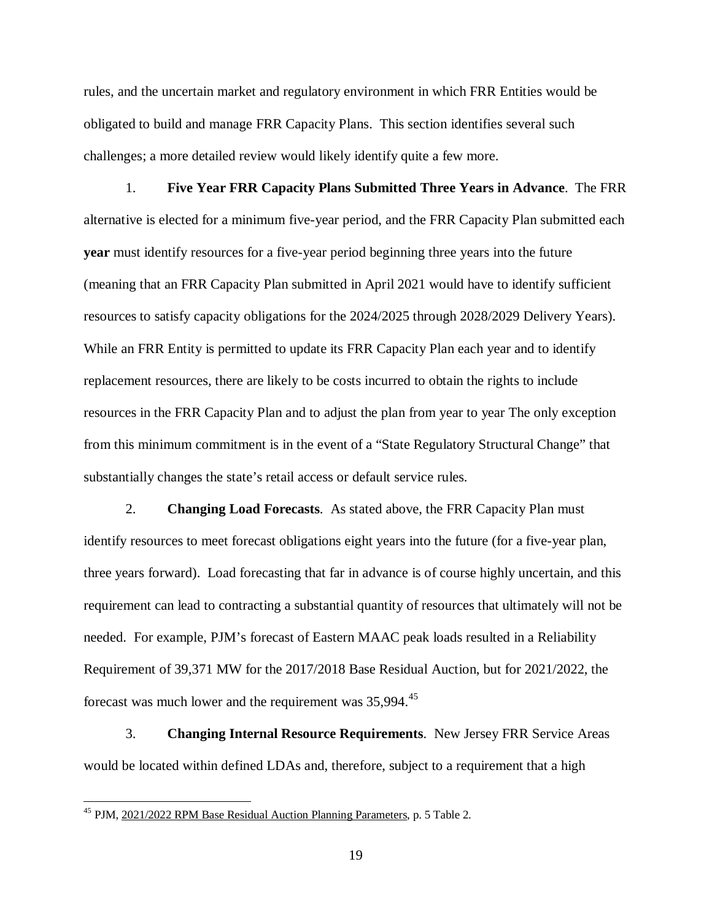rules, and the uncertain market and regulatory environment in which FRR Entities would be obligated to build and manage FRR Capacity Plans. This section identifies several such challenges; a more detailed review would likely identify quite a few more.

1. **Five Year FRR Capacity Plans Submitted Three Years in Advance**. The FRR alternative is elected for a minimum five-year period, and the FRR Capacity Plan submitted each **year** must identify resources for a five-year period beginning three years into the future (meaning that an FRR Capacity Plan submitted in April 2021 would have to identify sufficient resources to satisfy capacity obligations for the 2024/2025 through 2028/2029 Delivery Years). While an FRR Entity is permitted to update its FRR Capacity Plan each year and to identify replacement resources, there are likely to be costs incurred to obtain the rights to include resources in the FRR Capacity Plan and to adjust the plan from year to year The only exception from this minimum commitment is in the event of a "State Regulatory Structural Change" that substantially changes the state's retail access or default service rules.

2. **Changing Load Forecasts**. As stated above, the FRR Capacity Plan must identify resources to meet forecast obligations eight years into the future (for a five-year plan, three years forward). Load forecasting that far in advance is of course highly uncertain, and this requirement can lead to contracting a substantial quantity of resources that ultimately will not be needed. For example, PJM's forecast of Eastern MAAC peak loads resulted in a Reliability Requirement of 39,371 MW for the 2017/2018 Base Residual Auction, but for 2021/2022, the forecast was much lower and the requirement was 35,994.[45]

3. **Changing Internal Resource Requirements**. New Jersey FRR Service Areas would be located within defined LDAs and, therefore, subject to a requirement that a high

[45] PJM, 2021/2022 RPM Base Residual Auction Planning Parameters, p. 5 Table 2.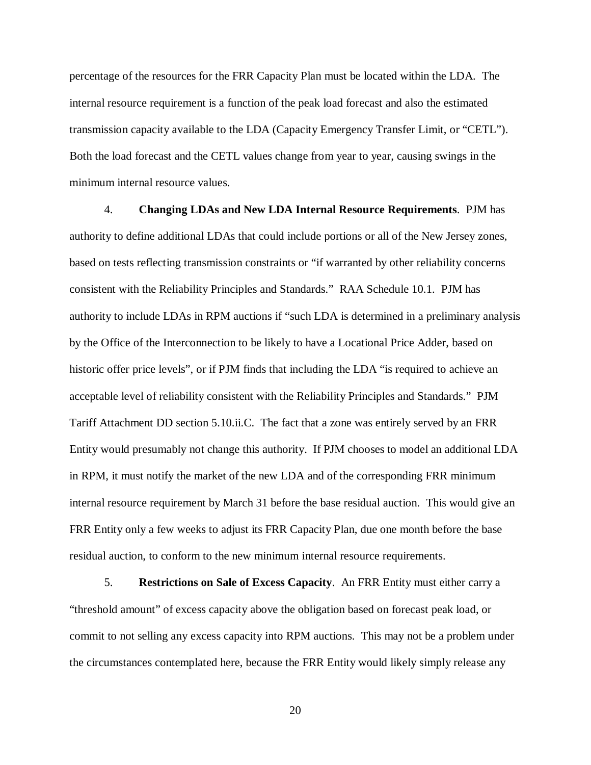percentage of the resources for the FRR Capacity Plan must be located within the LDA. The internal resource requirement is a function of the peak load forecast and also the estimated transmission capacity available to the LDA (Capacity Emergency Transfer Limit, or "CETL"). Both the load forecast and the CETL values change from year to year, causing swings in the minimum internal resource values.

4. **Changing LDAs and New LDA Internal Resource Requirements**. PJM has authority to define additional LDAs that could include portions or all of the New Jersey zones, based on tests reflecting transmission constraints or "if warranted by other reliability concerns consistent with the Reliability Principles and Standards." RAA Schedule 10.1. PJM has authority to include LDAs in RPM auctions if "such LDA is determined in a preliminary analysis by the Office of the Interconnection to be likely to have a Locational Price Adder, based on historic offer price levels", or if PJM finds that including the LDA "is required to achieve an acceptable level of reliability consistent with the Reliability Principles and Standards." PJM Tariff Attachment DD section 5.10.ii.C. The fact that a zone was entirely served by an FRR Entity would presumably not change this authority. If PJM chooses to model an additional LDA in RPM, it must notify the market of the new LDA and of the corresponding FRR minimum internal resource requirement by March 31 before the base residual auction. This would give an FRR Entity only a few weeks to adjust its FRR Capacity Plan, due one month before the base residual auction, to conform to the new minimum internal resource requirements.

5. **Restrictions on Sale of Excess Capacity**. An FRR Entity must either carry a "threshold amount" of excess capacity above the obligation based on forecast peak load, or commit to not selling any excess capacity into RPM auctions. This may not be a problem under the circumstances contemplated here, because the FRR Entity would likely simply release any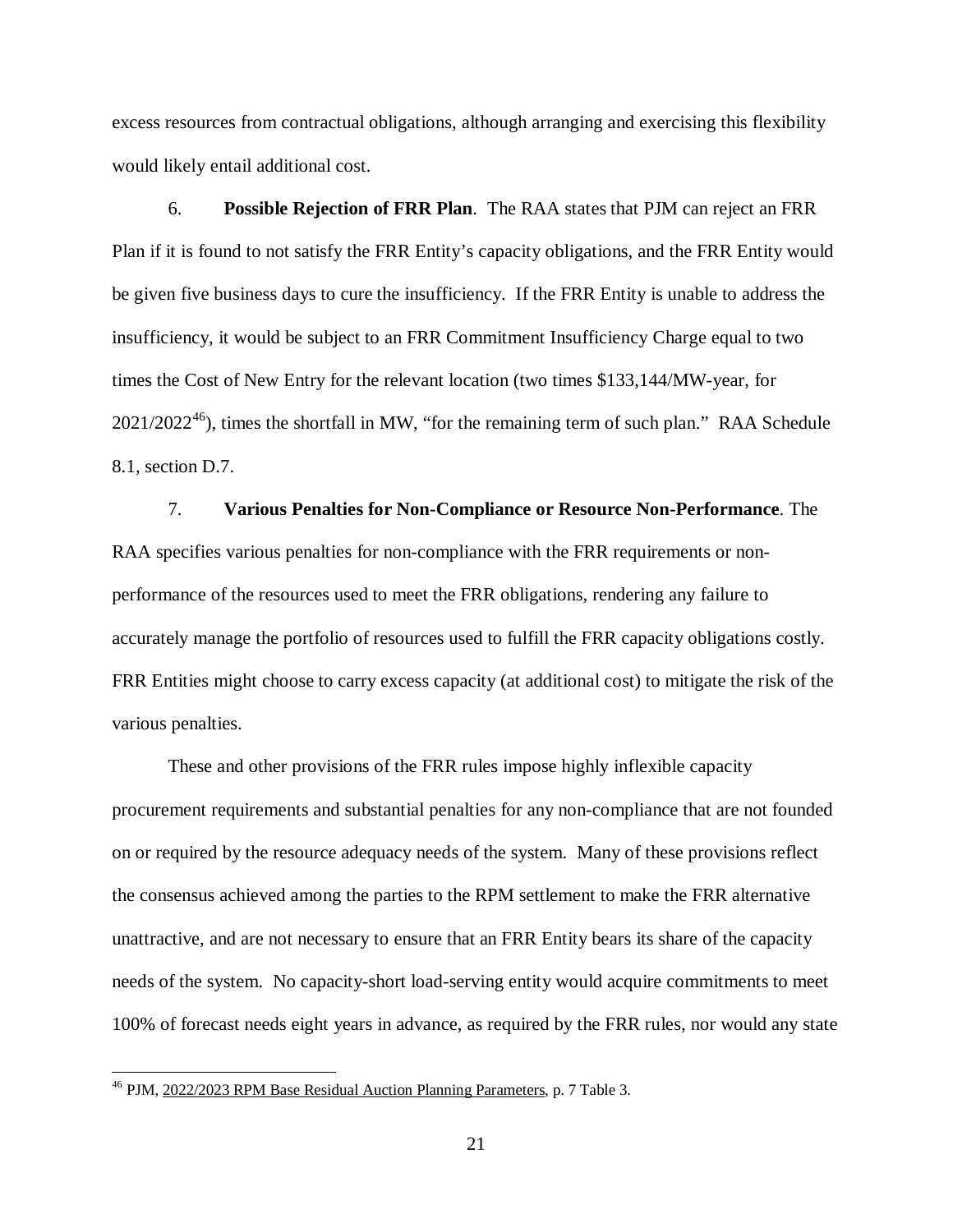excess resources from contractual obligations, although arranging and exercising this flexibility would likely entail additional cost.

6. **Possible Rejection of FRR Plan**. The RAA states that PJM can reject an FRR Plan if it is found to not satisfy the FRR Entity's capacity obligations, and the FRR Entity would be given five business days to cure the insufficiency. If the FRR Entity is unable to address the insufficiency, it would be subject to an FRR Commitment Insufficiency Charge equal to two times the Cost of New Entry for the relevant location (two times $133,144/MW-year, for 2021/2022[46]), times the shortfall in MW, "for the remaining term of such plan." RAA Schedule 8.1, section D.7.

7. **Various Penalties for Non-Compliance or Resource Non-Performance**. The RAA specifies various penalties for non-compliance with the FRR requirements or non-performance of the resources used to meet the FRR obligations, rendering any failure to accurately manage the portfolio of resources used to fulfill the FRR capacity obligations costly. FRR Entities might choose to carry excess capacity (at additional cost) to mitigate the risk of the various penalties.

These and other provisions of the FRR rules impose highly inflexible capacity procurement requirements and substantial penalties for any non-compliance that are not founded on or required by the resource adequacy needs of the system. Many of these provisions reflect the consensus achieved among the parties to the RPM settlement to make the FRR alternative unattractive, and are not necessary to ensure that an FRR Entity bears its share of the capacity needs of the system. No capacity-short load-serving entity would acquire commitments to meet 100% of forecast needs eight years in advance, as required by the FRR rules, nor would any state

[46] PJM, 2022/2023 RPM Base Residual Auction Planning Parameters, p. 7 Table 3.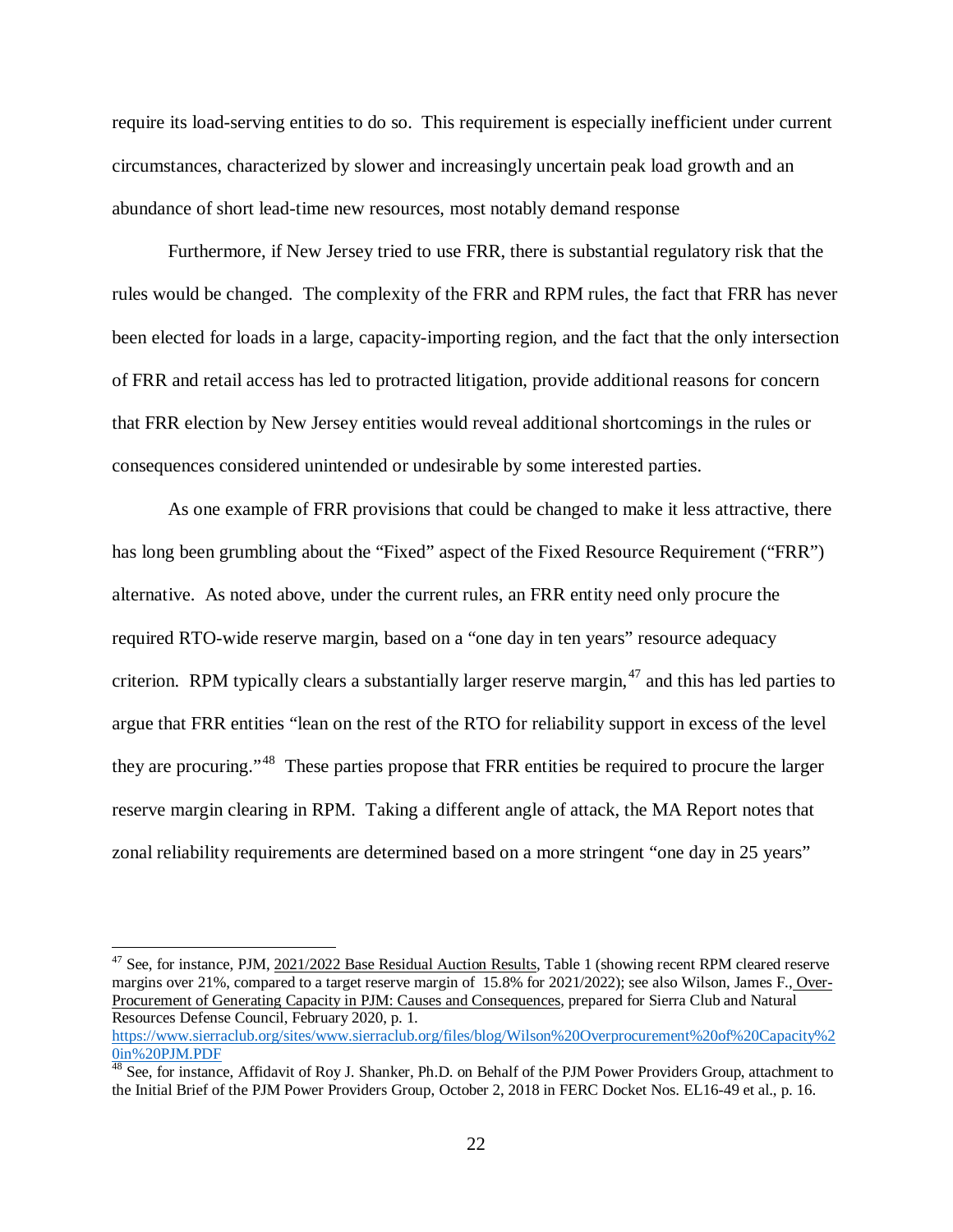require its load-serving entities to do so. This requirement is especially inefficient under current circumstances, characterized by slower and increasingly uncertain peak load growth and an abundance of short lead-time new resources, most notably demand response

Furthermore, if New Jersey tried to use FRR, there is substantial regulatory risk that the rules would be changed. The complexity of the FRR and RPM rules, the fact that FRR has never been elected for loads in a large, capacity-importing region, and the fact that the only intersection of FRR and retail access has led to protracted litigation, provide additional reasons for concern that FRR election by New Jersey entities would reveal additional shortcomings in the rules or consequences considered unintended or undesirable by some interested parties.

As one example of FRR provisions that could be changed to make it less attractive, there has long been grumbling about the "Fixed" aspect of the Fixed Resource Requirement ("FRR") alternative. As noted above, under the current rules, an FRR entity need only procure the required RTO-wide reserve margin, based on a "one day in ten years" resource adequacy criterion. RPM typically clears a substantially larger reserve margin,[47] and this has led parties to argue that FRR entities "lean on the rest of the RTO for reliability support in excess of the level they are procuring."[48] These parties propose that FRR entities be required to procure the larger reserve margin clearing in RPM. Taking a different angle of attack, the MA Report notes that zonal reliability requirements are determined based on a more stringent "one day in 25 years"

---

[47] See, for instance, PJM, 2021/2022 Base Residual Auction Results, Table 1 (showing recent RPM cleared reserve margins over 21%, compared to a target reserve margin of 15.8% for 2021/2022); see also Wilson, James F., Over-Procurement of Generating Capacity in PJM: Causes and Consequences, prepared for Sierra Club and Natural Resources Defense Council, February 2020, p. 1. https://www.sierraclub.org/sites/www.sierraclub.org/files/blog/Wilson%20Overprocurement%20of%20Capacity%20in%20PJM.PDF

[48] See, for instance, Affidavit of Roy J. Shanker, Ph.D. on Behalf of the PJM Power Providers Group, attachment to the Initial Brief of the PJM Power Providers Group, October 2, 2018 in FERC Docket Nos. EL16-49 et al., p. 16.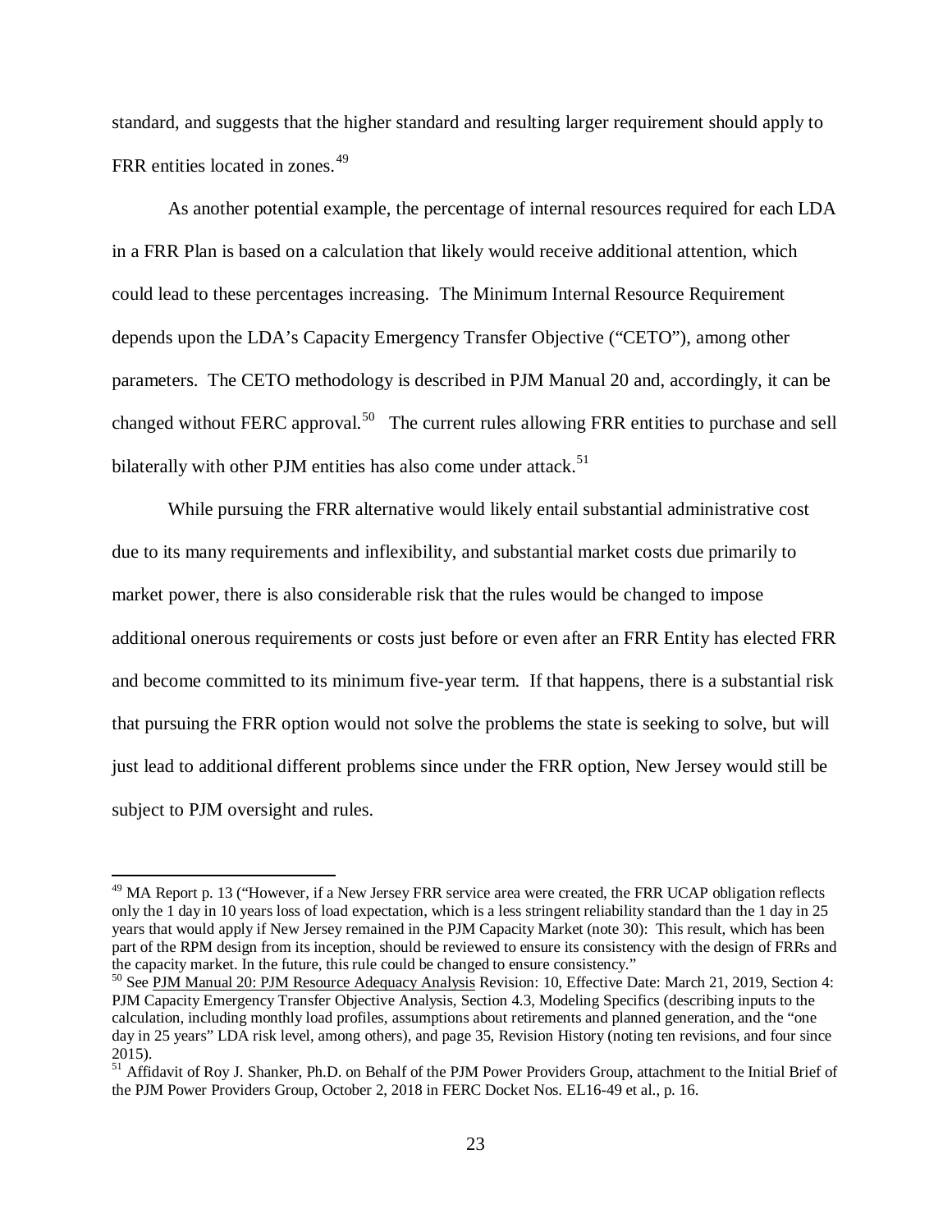standard, and suggests that the higher standard and resulting larger requirement should apply to FRR entities located in zones.[49]

As another potential example, the percentage of internal resources required for each LDA in a FRR Plan is based on a calculation that likely would receive additional attention, which could lead to these percentages increasing. The Minimum Internal Resource Requirement depends upon the LDA's Capacity Emergency Transfer Objective ("CETO"), among other parameters. The CETO methodology is described in PJM Manual 20 and, accordingly, it can be changed without FERC approval.[50] The current rules allowing FRR entities to purchase and sell bilaterally with other PJM entities has also come under attack.[51]

While pursuing the FRR alternative would likely entail substantial administrative cost due to its many requirements and inflexibility, and substantial market costs due primarily to market power, there is also considerable risk that the rules would be changed to impose additional onerous requirements or costs just before or even after an FRR Entity has elected FRR and become committed to its minimum five-year term. If that happens, there is a substantial risk that pursuing the FRR option would not solve the problems the state is seeking to solve, but will just lead to additional different problems since under the FRR option, New Jersey would still be subject to PJM oversight and rules.

---

[49] MA Report p. 13 ("However, if a New Jersey FRR service area were created, the FRR UCAP obligation reflects only the 1 day in 10 years loss of load expectation, which is a less stringent reliability standard than the 1 day in 25 years that would apply if New Jersey remained in the PJM Capacity Market (note 30): This result, which has been part of the RPM design from its inception, should be reviewed to ensure its consistency with the design of FRRs and the capacity market. In the future, this rule could be changed to ensure consistency."

[50] See PJM Manual 20: PJM Resource Adequacy Analysis Revision: 10, Effective Date: March 21, 2019, Section 4: PJM Capacity Emergency Transfer Objective Analysis, Section 4.3, Modeling Specifics (describing inputs to the calculation, including monthly load profiles, assumptions about retirements and planned generation, and the "one day in 25 years" LDA risk level, among others), and page 35, Revision History (noting ten revisions, and four since 2015).

[51] Affidavit of Roy J. Shanker, Ph.D. on Behalf of the PJM Power Providers Group, attachment to the Initial Brief of the PJM Power Providers Group, October 2, 2018 in FERC Docket Nos. EL16-49 et al., p. 16.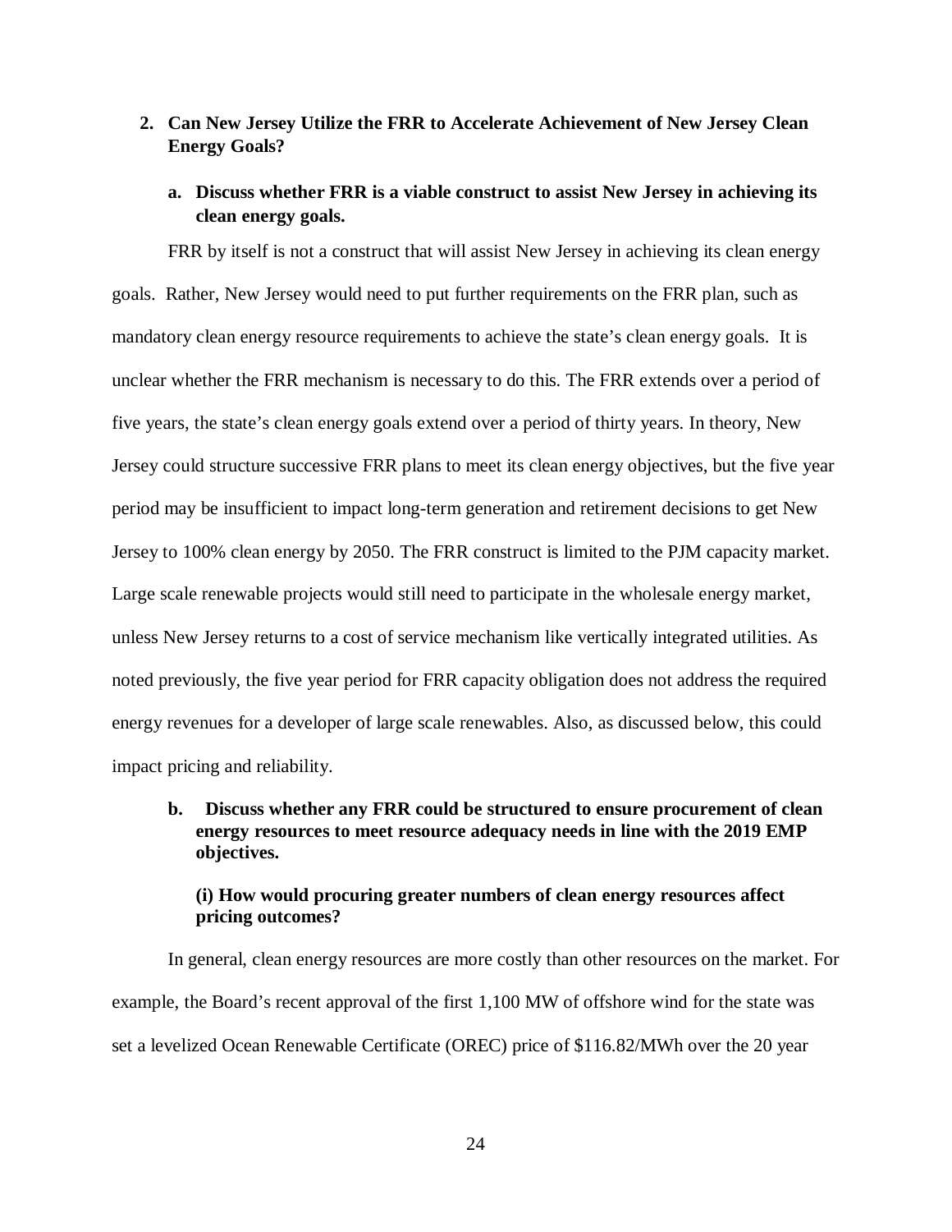**2. Can New Jersey Utilize the FRR to Accelerate Achievement of New Jersey Clean Energy Goals?**

**a. Discuss whether FRR is a viable construct to assist New Jersey in achieving its clean energy goals.**

FRR by itself is not a construct that will assist New Jersey in achieving its clean energy goals. Rather, New Jersey would need to put further requirements on the FRR plan, such as mandatory clean energy resource requirements to achieve the state's clean energy goals. It is unclear whether the FRR mechanism is necessary to do this. The FRR extends over a period of five years, the state's clean energy goals extend over a period of thirty years. In theory, New Jersey could structure successive FRR plans to meet its clean energy objectives, but the five year period may be insufficient to impact long-term generation and retirement decisions to get New Jersey to 100% clean energy by 2050. The FRR construct is limited to the PJM capacity market. Large scale renewable projects would still need to participate in the wholesale energy market, unless New Jersey returns to a cost of service mechanism like vertically integrated utilities. As noted previously, the five year period for FRR capacity obligation does not address the required energy revenues for a developer of large scale renewables. Also, as discussed below, this could impact pricing and reliability.

**b. Discuss whether any FRR could be structured to ensure procurement of clean energy resources to meet resource adequacy needs in line with the 2019 EMP objectives.**

**(i) How would procuring greater numbers of clean energy resources affect pricing outcomes?**

In general, clean energy resources are more costly than other resources on the market. For example, the Board's recent approval of the first 1,100 MW of offshore wind for the state was set a levelized Ocean Renewable Certificate (OREC) price of \$116.82/MWh over the 20 year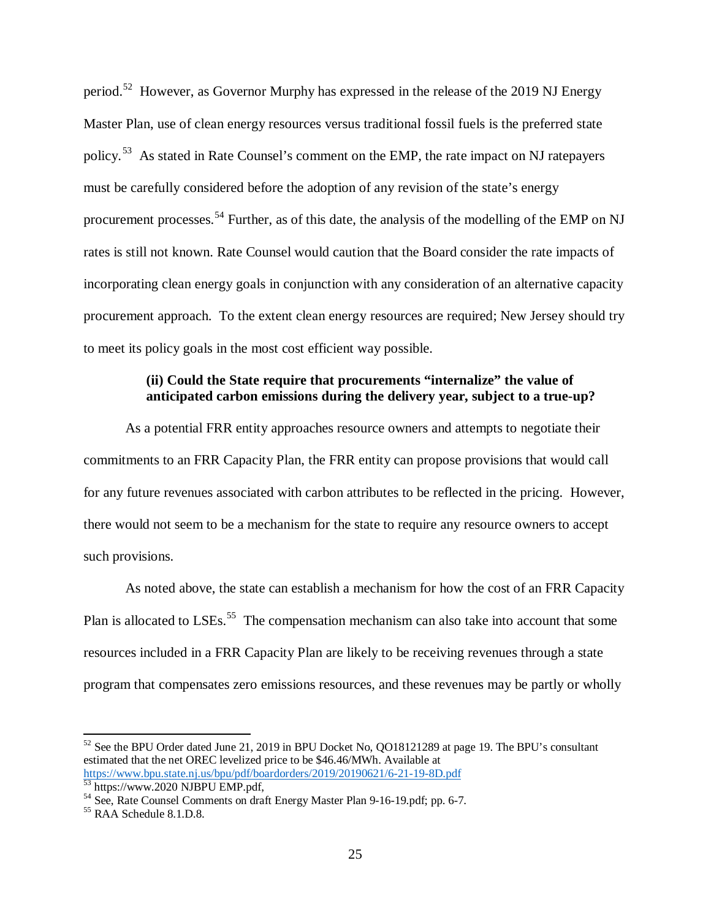period.[52] However, as Governor Murphy has expressed in the release of the 2019 NJ Energy Master Plan, use of clean energy resources versus traditional fossil fuels is the preferred state policy.[53] As stated in Rate Counsel's comment on the EMP, the rate impact on NJ ratepayers must be carefully considered before the adoption of any revision of the state's energy procurement processes.[54] Further, as of this date, the analysis of the modelling of the EMP on NJ rates is still not known. Rate Counsel would caution that the Board consider the rate impacts of incorporating clean energy goals in conjunction with any consideration of an alternative capacity procurement approach. To the extent clean energy resources are required; New Jersey should try to meet its policy goals in the most cost efficient way possible.

**(ii) Could the State require that procurements "internalize" the value of anticipated carbon emissions during the delivery year, subject to a true-up?**

As a potential FRR entity approaches resource owners and attempts to negotiate their commitments to an FRR Capacity Plan, the FRR entity can propose provisions that would call for any future revenues associated with carbon attributes to be reflected in the pricing. However, there would not seem to be a mechanism for the state to require any resource owners to accept such provisions.

As noted above, the state can establish a mechanism for how the cost of an FRR Capacity Plan is allocated to LSEs.[55] The compensation mechanism can also take into account that some resources included in a FRR Capacity Plan are likely to be receiving revenues through a state program that compensates zero emissions resources, and these revenues may be partly or wholly

---

[52] See the BPU Order dated June 21, 2019 in BPU Docket No, QO18121289 at page 19. The BPU's consultant estimated that the net OREC levelized price to be $46.46/MWh. Available at https://www.bpu.state.nj.us/bpu/pdf/boardorders/2019/20190621/6-21-19-8D.pdf

[53] https://www.2020 NJBPU EMP.pdf,

[54] See, Rate Counsel Comments on draft Energy Master Plan 9-16-19.pdf; pp. 6-7.

[55] RAA Schedule 8.1.D.8.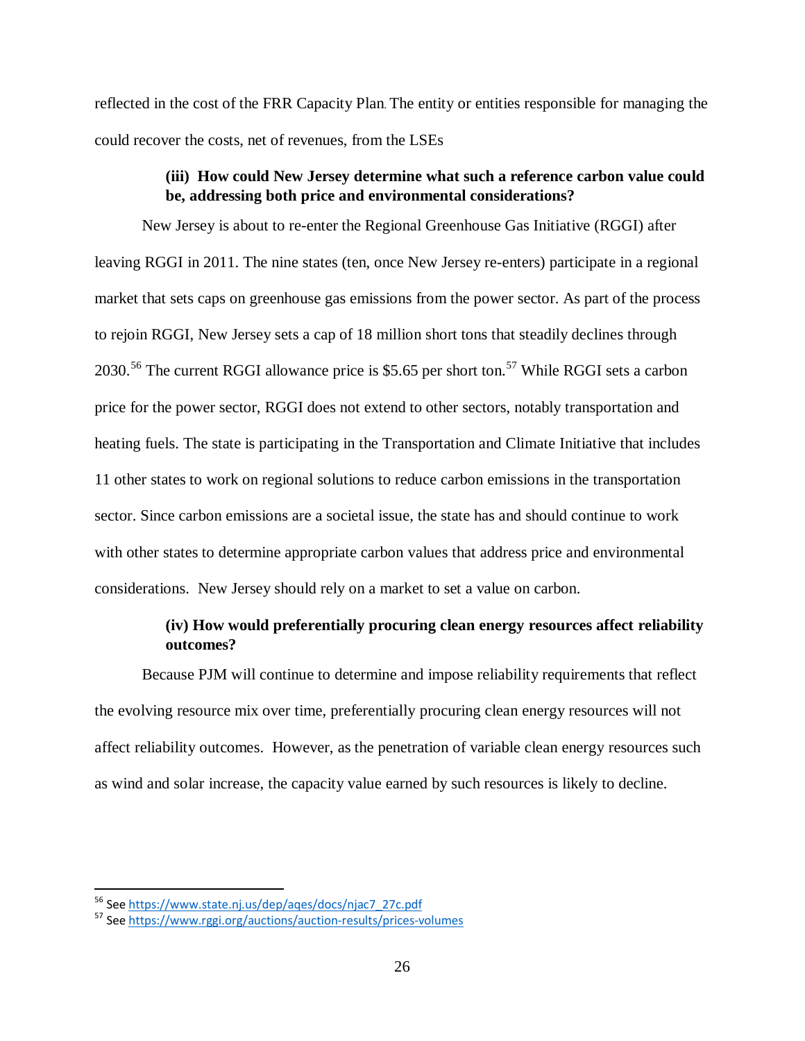reflected in the cost of the FRR Capacity Plan. The entity or entities responsible for managing the could recover the costs, net of revenues, from the LSEs

**(iii) How could New Jersey determine what such a reference carbon value could be, addressing both price and environmental considerations?**

New Jersey is about to re-enter the Regional Greenhouse Gas Initiative (RGGI) after leaving RGGI in 2011. The nine states (ten, once New Jersey re-enters) participate in a regional market that sets caps on greenhouse gas emissions from the power sector. As part of the process to rejoin RGGI, New Jersey sets a cap of 18 million short tons that steadily declines through 2030.[56] The current RGGI allowance price is $5.65 per short ton.[57] While RGGI sets a carbon price for the power sector, RGGI does not extend to other sectors, notably transportation and heating fuels. The state is participating in the Transportation and Climate Initiative that includes 11 other states to work on regional solutions to reduce carbon emissions in the transportation sector. Since carbon emissions are a societal issue, the state has and should continue to work with other states to determine appropriate carbon values that address price and environmental considerations. New Jersey should rely on a market to set a value on carbon.

**(iv) How would preferentially procuring clean energy resources affect reliability outcomes?**

Because PJM will continue to determine and impose reliability requirements that reflect the evolving resource mix over time, preferentially procuring clean energy resources will not affect reliability outcomes. However, as the penetration of variable clean energy resources such as wind and solar increase, the capacity value earned by such resources is likely to decline.

---

[56] See https://www.state.nj.us/dep/aqes/docs/njac7_27c.pdf

[57] See https://www.rggi.org/auctions/auction-results/prices-volumes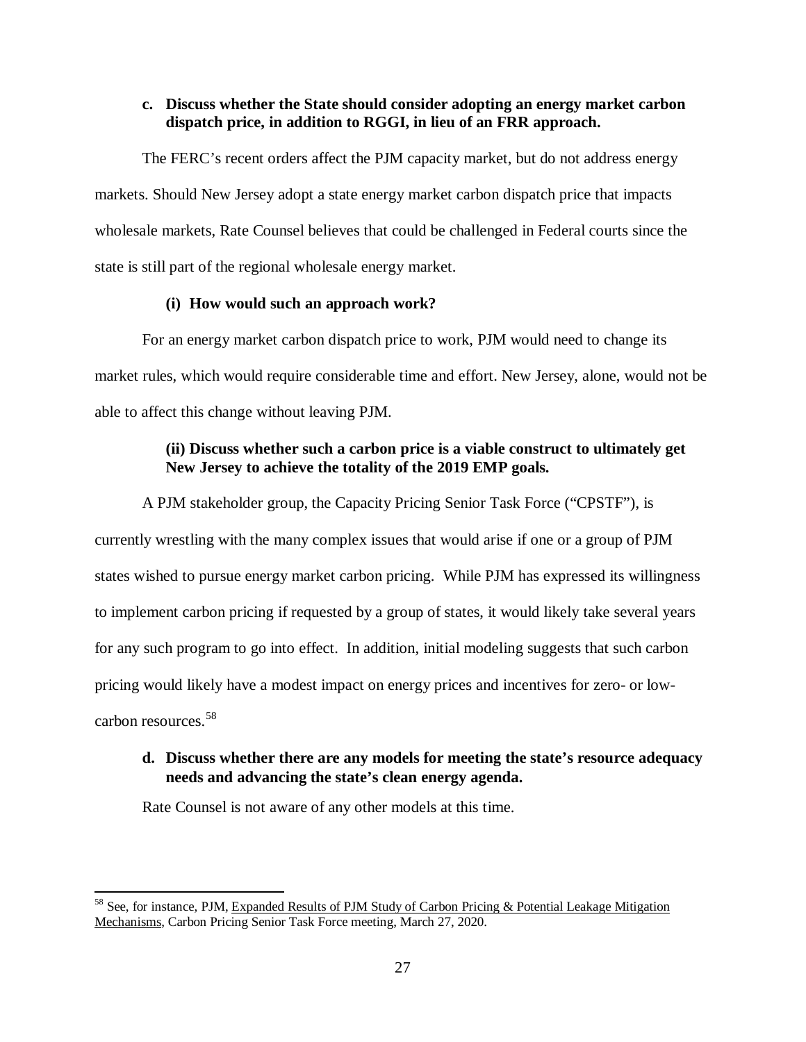**c. Discuss whether the State should consider adopting an energy market carbon dispatch price, in addition to RGGI, in lieu of an FRR approach.**

The FERC's recent orders affect the PJM capacity market, but do not address energy markets. Should New Jersey adopt a state energy market carbon dispatch price that impacts wholesale markets, Rate Counsel believes that could be challenged in Federal courts since the state is still part of the regional wholesale energy market.

**(i) How would such an approach work?**

For an energy market carbon dispatch price to work, PJM would need to change its market rules, which would require considerable time and effort. New Jersey, alone, would not be able to affect this change without leaving PJM.

**(ii) Discuss whether such a carbon price is a viable construct to ultimately get New Jersey to achieve the totality of the 2019 EMP goals.**

A PJM stakeholder group, the Capacity Pricing Senior Task Force ("CPSTF"), is currently wrestling with the many complex issues that would arise if one or a group of PJM states wished to pursue energy market carbon pricing. While PJM has expressed its willingness to implement carbon pricing if requested by a group of states, it would likely take several years for any such program to go into effect. In addition, initial modeling suggests that such carbon pricing would likely have a modest impact on energy prices and incentives for zero- or low-carbon resources.[58]

**d. Discuss whether there are any models for meeting the state's resource adequacy needs and advancing the state's clean energy agenda.**

Rate Counsel is not aware of any other models at this time.

---

[58] See, for instance, PJM, Expanded Results of PJM Study of Carbon Pricing & Potential Leakage Mitigation Mechanisms, Carbon Pricing Senior Task Force meeting, March 27, 2020.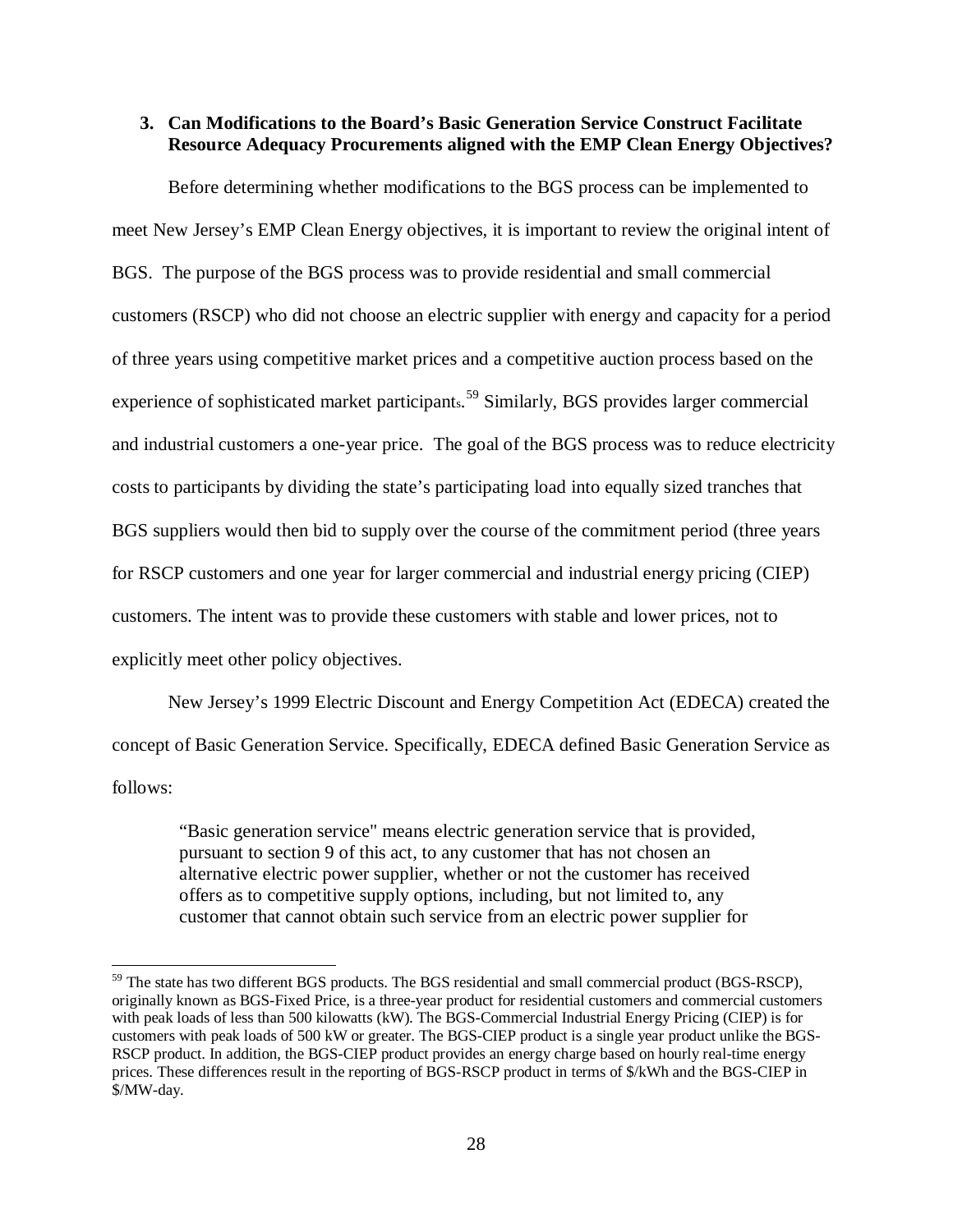### 3. Can Modifications to the Board's Basic Generation Service Construct Facilitate Resource Adequacy Procurements aligned with the EMP Clean Energy Objectives?

Before determining whether modifications to the BGS process can be implemented to meet New Jersey's EMP Clean Energy objectives, it is important to review the original intent of BGS. The purpose of the BGS process was to provide residential and small commercial customers (RSCP) who did not choose an electric supplier with energy and capacity for a period of three years using competitive market prices and a competitive auction process based on the experience of sophisticated market participants.[59] Similarly, BGS provides larger commercial and industrial customers a one-year price. The goal of the BGS process was to reduce electricity costs to participants by dividing the state's participating load into equally sized tranches that BGS suppliers would then bid to supply over the course of the commitment period (three years for RSCP customers and one year for larger commercial and industrial energy pricing (CIEP) customers. The intent was to provide these customers with stable and lower prices, not to explicitly meet other policy objectives.

New Jersey's 1999 Electric Discount and Energy Competition Act (EDECA) created the concept of Basic Generation Service. Specifically, EDECA defined Basic Generation Service as follows:

> "Basic generation service" means electric generation service that is provided, pursuant to section 9 of this act, to any customer that has not chosen an alternative electric power supplier, whether or not the customer has received offers as to competitive supply options, including, but not limited to, any customer that cannot obtain such service from an electric power supplier for

---

[59] The state has two different BGS products. The BGS residential and small commercial product (BGS-RSCP), originally known as BGS-Fixed Price, is a three-year product for residential customers and commercial customers with peak loads of less than 500 kilowatts (kW). The BGS-Commercial Industrial Energy Pricing (CIEP) is for customers with peak loads of 500 kW or greater. The BGS-CIEP product is a single year product unlike the BGS-RSCP product. In addition, the BGS-CIEP product provides an energy charge based on hourly real-time energy prices. These differences result in the reporting of BGS-RSCP product in terms of $/kWh and the BGS-CIEP in $/MW-day.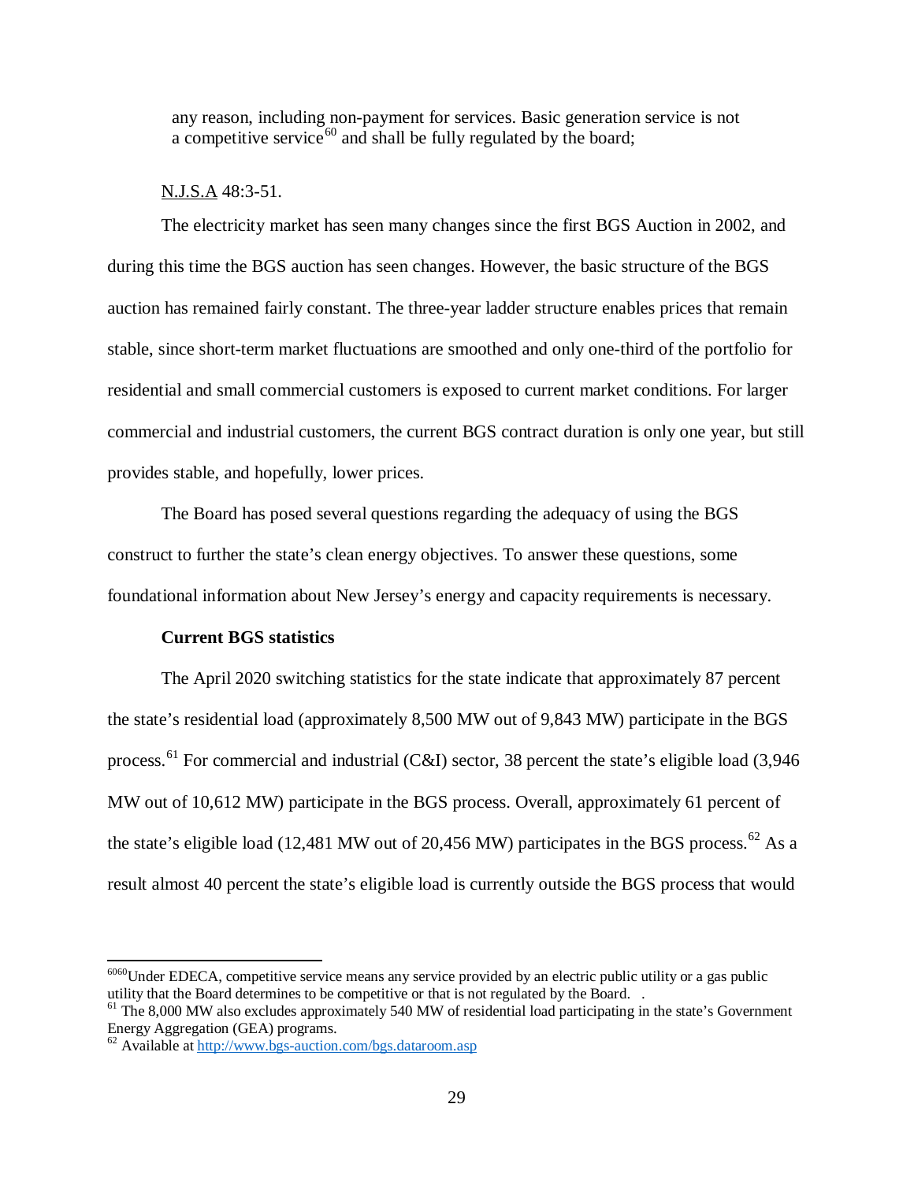any reason, including non-payment for services. Basic generation service is not a competitive service[60] and shall be fully regulated by the board;

N.J.S.A 48:3-51.

The electricity market has seen many changes since the first BGS Auction in 2002, and during this time the BGS auction has seen changes. However, the basic structure of the BGS auction has remained fairly constant. The three-year ladder structure enables prices that remain stable, since short-term market fluctuations are smoothed and only one-third of the portfolio for residential and small commercial customers is exposed to current market conditions. For larger commercial and industrial customers, the current BGS contract duration is only one year, but still provides stable, and hopefully, lower prices.

The Board has posed several questions regarding the adequacy of using the BGS construct to further the state's clean energy objectives. To answer these questions, some foundational information about New Jersey's energy and capacity requirements is necessary.

**Current BGS statistics**

The April 2020 switching statistics for the state indicate that approximately 87 percent the state's residential load (approximately 8,500 MW out of 9,843 MW) participate in the BGS process.[61] For commercial and industrial (C&I) sector, 38 percent the state's eligible load (3,946 MW out of 10,612 MW) participate in the BGS process. Overall, approximately 61 percent of the state's eligible load (12,481 MW out of 20,456 MW) participates in the BGS process.[62] As a result almost 40 percent the state's eligible load is currently outside the BGS process that would

---

[60]Under EDECA, competitive service means any service provided by an electric public utility or a gas public utility that the Board determines to be competitive or that is not regulated by the Board. .

[61] The 8,000 MW also excludes approximately 540 MW of residential load participating in the state's Government Energy Aggregation (GEA) programs.

[62] Available at http://www.bgs-auction.com/bgs.dataroom.asp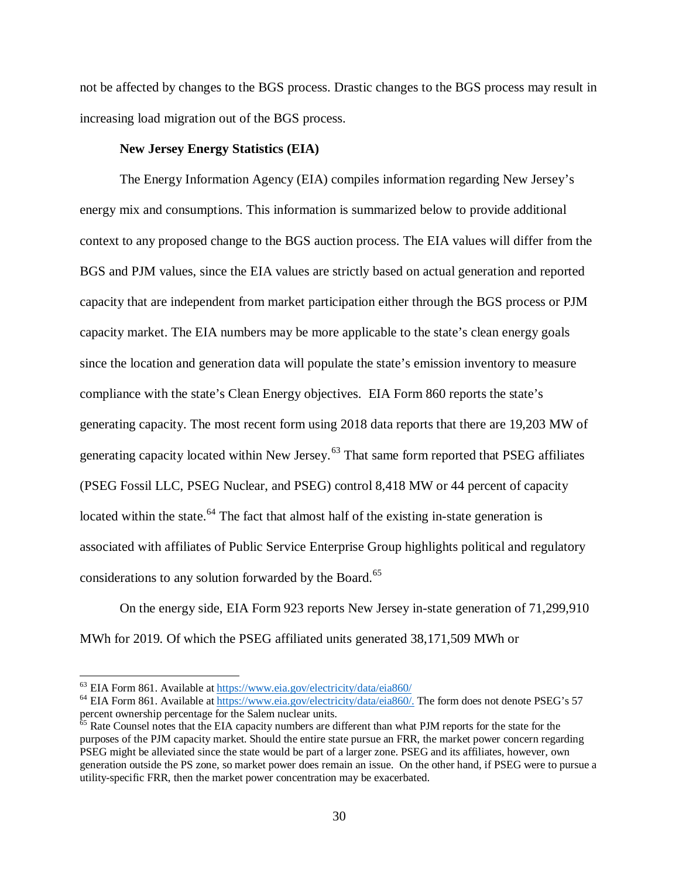not be affected by changes to the BGS process. Drastic changes to the BGS process may result in increasing load migration out of the BGS process.

**New Jersey Energy Statistics (EIA)**

The Energy Information Agency (EIA) compiles information regarding New Jersey's energy mix and consumptions. This information is summarized below to provide additional context to any proposed change to the BGS auction process. The EIA values will differ from the BGS and PJM values, since the EIA values are strictly based on actual generation and reported capacity that are independent from market participation either through the BGS process or PJM capacity market. The EIA numbers may be more applicable to the state's clean energy goals since the location and generation data will populate the state's emission inventory to measure compliance with the state's Clean Energy objectives. EIA Form 860 reports the state's generating capacity. The most recent form using 2018 data reports that there are 19,203 MW of generating capacity located within New Jersey.[63] That same form reported that PSEG affiliates (PSEG Fossil LLC, PSEG Nuclear, and PSEG) control 8,418 MW or 44 percent of capacity located within the state.[64] The fact that almost half of the existing in-state generation is associated with affiliates of Public Service Enterprise Group highlights political and regulatory considerations to any solution forwarded by the Board.[65]

On the energy side, EIA Form 923 reports New Jersey in-state generation of 71,299,910 MWh for 2019. Of which the PSEG affiliated units generated 38,171,509 MWh or

---

[63] EIA Form 861. Available at https://www.eia.gov/electricity/data/eia860/

[64] EIA Form 861. Available at https://www.eia.gov/electricity/data/eia860/. The form does not denote PSEG's 57 percent ownership percentage for the Salem nuclear units.

[65] Rate Counsel notes that the EIA capacity numbers are different than what PJM reports for the state for the purposes of the PJM capacity market. Should the entire state pursue an FRR, the market power concern regarding PSEG might be alleviated since the state would be part of a larger zone. PSEG and its affiliates, however, own generation outside the PS zone, so market power does remain an issue. On the other hand, if PSEG were to pursue a utility-specific FRR, then the market power concentration may be exacerbated.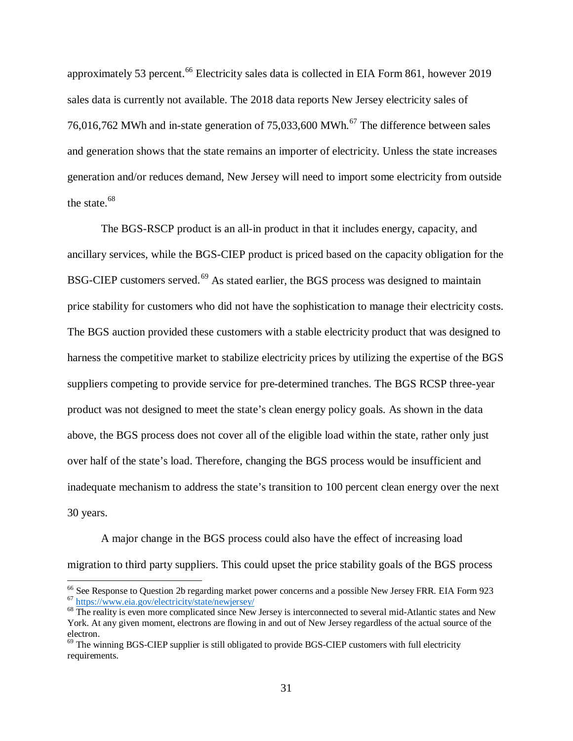approximately 53 percent.[66] Electricity sales data is collected in EIA Form 861, however 2019 sales data is currently not available. The 2018 data reports New Jersey electricity sales of 76,016,762 MWh and in-state generation of 75,033,600 MWh.[67] The difference between sales and generation shows that the state remains an importer of electricity. Unless the state increases generation and/or reduces demand, New Jersey will need to import some electricity from outside the state.[68]

The BGS-RSCP product is an all-in product in that it includes energy, capacity, and ancillary services, while the BGS-CIEP product is priced based on the capacity obligation for the BSG-CIEP customers served.[69] As stated earlier, the BGS process was designed to maintain price stability for customers who did not have the sophistication to manage their electricity costs. The BGS auction provided these customers with a stable electricity product that was designed to harness the competitive market to stabilize electricity prices by utilizing the expertise of the BGS suppliers competing to provide service for pre-determined tranches. The BGS RCSP three-year product was not designed to meet the state's clean energy policy goals. As shown in the data above, the BGS process does not cover all of the eligible load within the state, rather only just over half of the state's load. Therefore, changing the BGS process would be insufficient and inadequate mechanism to address the state's transition to 100 percent clean energy over the next 30 years.

A major change in the BGS process could also have the effect of increasing load migration to third party suppliers. This could upset the price stability goals of the BGS process

---

[66] See Response to Question 2b regarding market power concerns and a possible New Jersey FRR. EIA Form 923

[67] https://www.eia.gov/electricity/state/newjersey/

[68] The reality is even more complicated since New Jersey is interconnected to several mid-Atlantic states and New York. At any given moment, electrons are flowing in and out of New Jersey regardless of the actual source of the electron.

[69] The winning BGS-CIEP supplier is still obligated to provide BGS-CIEP customers with full electricity requirements.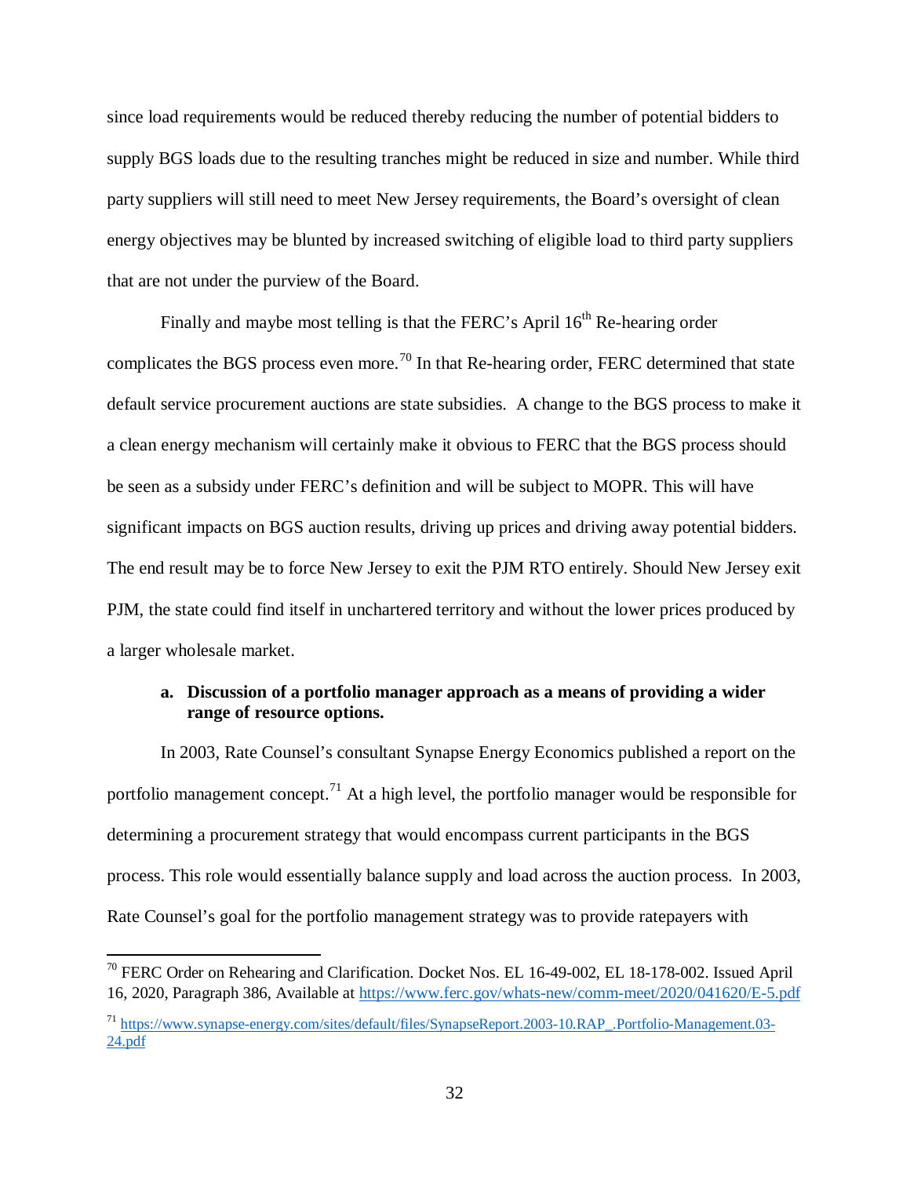since load requirements would be reduced thereby reducing the number of potential bidders to supply BGS loads due to the resulting tranches might be reduced in size and number. While third party suppliers will still need to meet New Jersey requirements, the Board's oversight of clean energy objectives may be blunted by increased switching of eligible load to third party suppliers that are not under the purview of the Board.

Finally and maybe most telling is that the FERC's April 16th Re-hearing order complicates the BGS process even more.[70] In that Re-hearing order, FERC determined that state default service procurement auctions are state subsidies. A change to the BGS process to make it a clean energy mechanism will certainly make it obvious to FERC that the BGS process should be seen as a subsidy under FERC's definition and will be subject to MOPR. This will have significant impacts on BGS auction results, driving up prices and driving away potential bidders. The end result may be to force New Jersey to exit the PJM RTO entirely. Should New Jersey exit PJM, the state could find itself in unchartered territory and without the lower prices produced by a larger wholesale market.

**a. Discussion of a portfolio manager approach as a means of providing a wider range of resource options.**

In 2003, Rate Counsel's consultant Synapse Energy Economics published a report on the portfolio management concept.[71] At a high level, the portfolio manager would be responsible for determining a procurement strategy that would encompass current participants in the BGS process. This role would essentially balance supply and load across the auction process. In 2003, Rate Counsel's goal for the portfolio management strategy was to provide ratepayers with

[70] FERC Order on Rehearing and Clarification. Docket Nos. EL 16-49-002, EL 18-178-002. Issued April 16, 2020, Paragraph 386, Available at https://www.ferc.gov/whats-new/comm-meet/2020/041620/E-5.pdf

[71] https://www.synapse-energy.com/sites/default/files/SynapseReport.2003-10.RAP_.Portfolio-Management.03-24.pdf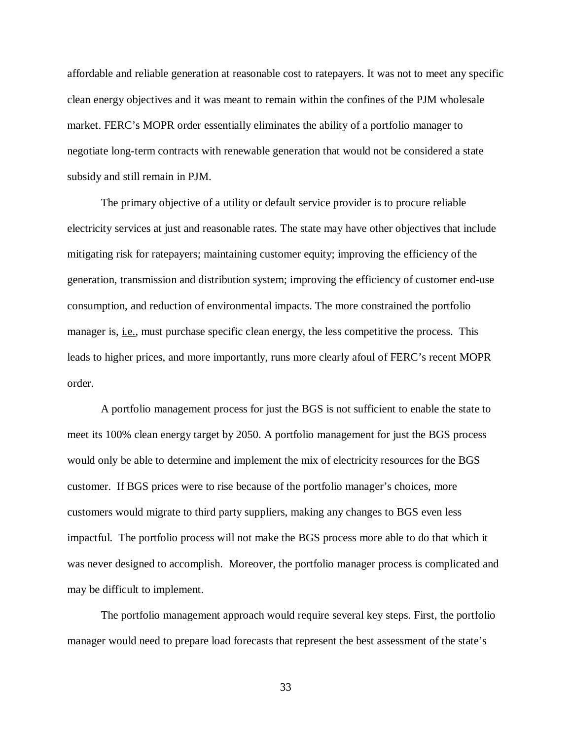affordable and reliable generation at reasonable cost to ratepayers. It was not to meet any specific clean energy objectives and it was meant to remain within the confines of the PJM wholesale market. FERC's MOPR order essentially eliminates the ability of a portfolio manager to negotiate long-term contracts with renewable generation that would not be considered a state subsidy and still remain in PJM.

The primary objective of a utility or default service provider is to procure reliable electricity services at just and reasonable rates. The state may have other objectives that include mitigating risk for ratepayers; maintaining customer equity; improving the efficiency of the generation, transmission and distribution system; improving the efficiency of customer end-use consumption, and reduction of environmental impacts. The more constrained the portfolio manager is, i.e., must purchase specific clean energy, the less competitive the process. This leads to higher prices, and more importantly, runs more clearly afoul of FERC's recent MOPR order.

A portfolio management process for just the BGS is not sufficient to enable the state to meet its 100% clean energy target by 2050. A portfolio management for just the BGS process would only be able to determine and implement the mix of electricity resources for the BGS customer. If BGS prices were to rise because of the portfolio manager's choices, more customers would migrate to third party suppliers, making any changes to BGS even less impactful. The portfolio process will not make the BGS process more able to do that which it was never designed to accomplish. Moreover, the portfolio manager process is complicated and may be difficult to implement.

The portfolio management approach would require several key steps. First, the portfolio manager would need to prepare load forecasts that represent the best assessment of the state's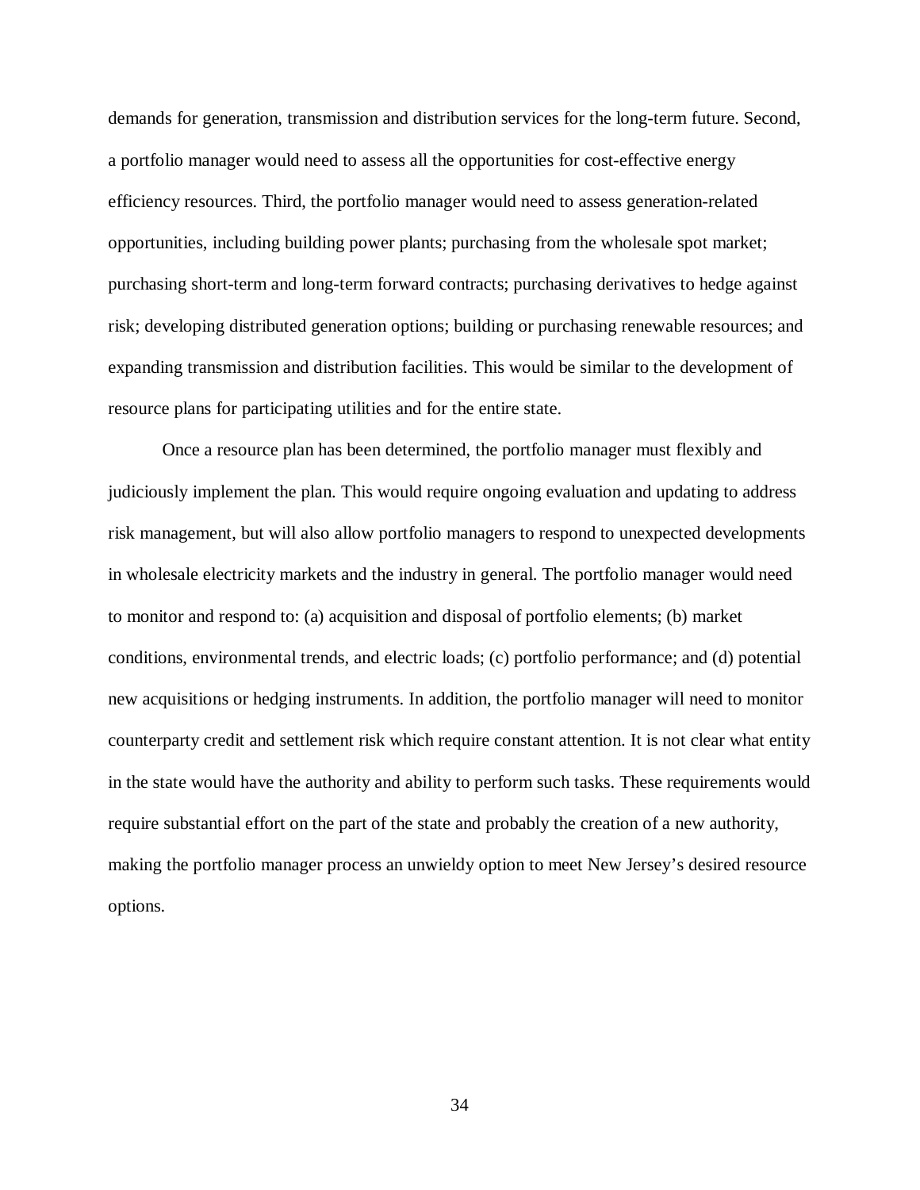demands for generation, transmission and distribution services for the long-term future. Second, a portfolio manager would need to assess all the opportunities for cost-effective energy efficiency resources. Third, the portfolio manager would need to assess generation-related opportunities, including building power plants; purchasing from the wholesale spot market; purchasing short-term and long-term forward contracts; purchasing derivatives to hedge against risk; developing distributed generation options; building or purchasing renewable resources; and expanding transmission and distribution facilities. This would be similar to the development of resource plans for participating utilities and for the entire state.

Once a resource plan has been determined, the portfolio manager must flexibly and judiciously implement the plan. This would require ongoing evaluation and updating to address risk management, but will also allow portfolio managers to respond to unexpected developments in wholesale electricity markets and the industry in general. The portfolio manager would need to monitor and respond to: (a) acquisition and disposal of portfolio elements; (b) market conditions, environmental trends, and electric loads; (c) portfolio performance; and (d) potential new acquisitions or hedging instruments. In addition, the portfolio manager will need to monitor counterparty credit and settlement risk which require constant attention. It is not clear what entity in the state would have the authority and ability to perform such tasks. These requirements would require substantial effort on the part of the state and probably the creation of a new authority, making the portfolio manager process an unwieldy option to meet New Jersey's desired resource options.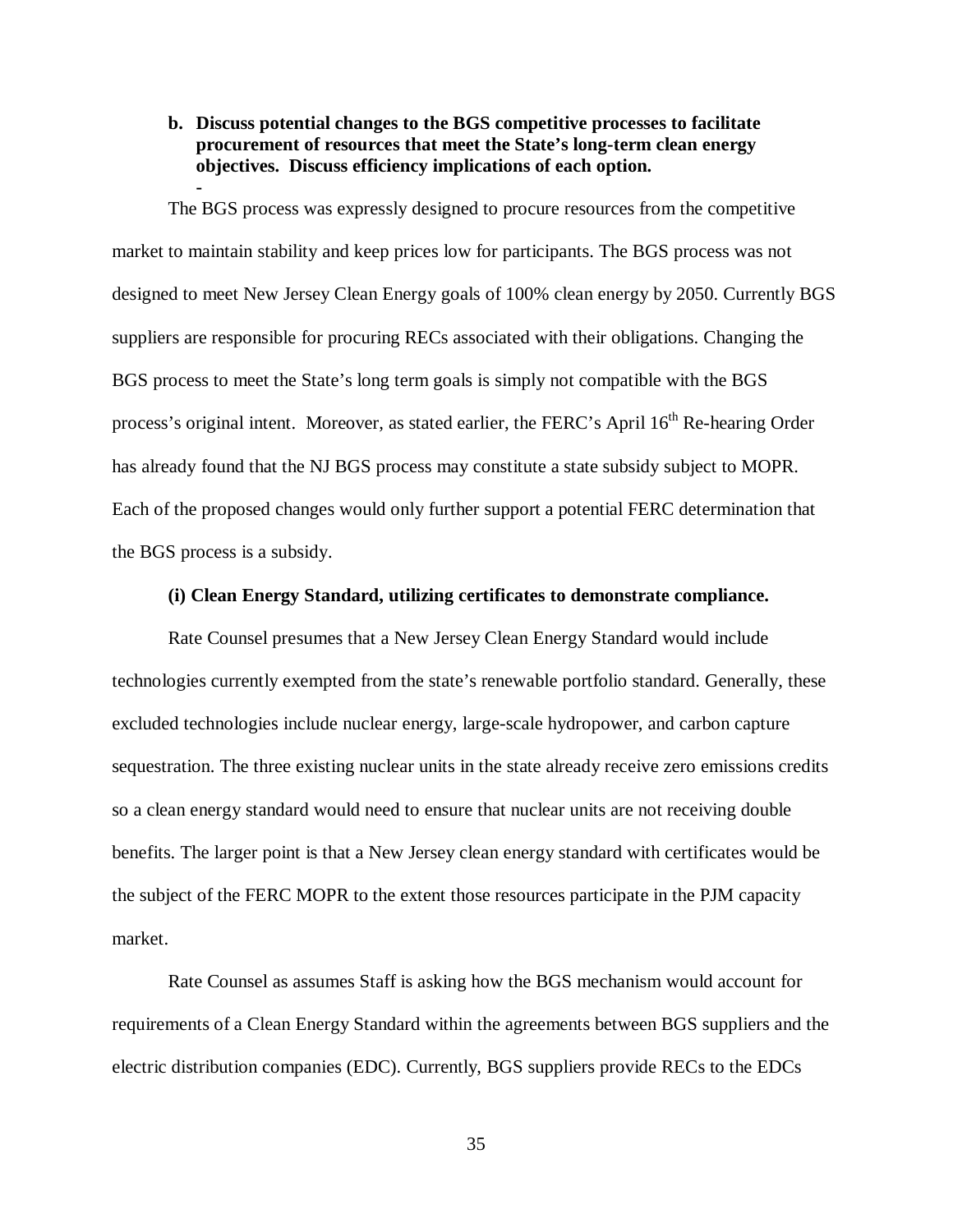**b. Discuss potential changes to the BGS competitive processes to facilitate procurement of resources that meet the State's long-term clean energy objectives. Discuss efficiency implications of each option.**

**-**

The BGS process was expressly designed to procure resources from the competitive market to maintain stability and keep prices low for participants. The BGS process was not designed to meet New Jersey Clean Energy goals of 100% clean energy by 2050. Currently BGS suppliers are responsible for procuring RECs associated with their obligations. Changing the BGS process to meet the State's long term goals is simply not compatible with the BGS process's original intent. Moreover, as stated earlier, the FERC's April 16th Re-hearing Order has already found that the NJ BGS process may constitute a state subsidy subject to MOPR. Each of the proposed changes would only further support a potential FERC determination that the BGS process is a subsidy.

**(i) Clean Energy Standard, utilizing certificates to demonstrate compliance.**

Rate Counsel presumes that a New Jersey Clean Energy Standard would include technologies currently exempted from the state's renewable portfolio standard. Generally, these excluded technologies include nuclear energy, large-scale hydropower, and carbon capture sequestration. The three existing nuclear units in the state already receive zero emissions credits so a clean energy standard would need to ensure that nuclear units are not receiving double benefits. The larger point is that a New Jersey clean energy standard with certificates would be the subject of the FERC MOPR to the extent those resources participate in the PJM capacity market.

Rate Counsel as assumes Staff is asking how the BGS mechanism would account for requirements of a Clean Energy Standard within the agreements between BGS suppliers and the electric distribution companies (EDC). Currently, BGS suppliers provide RECs to the EDCs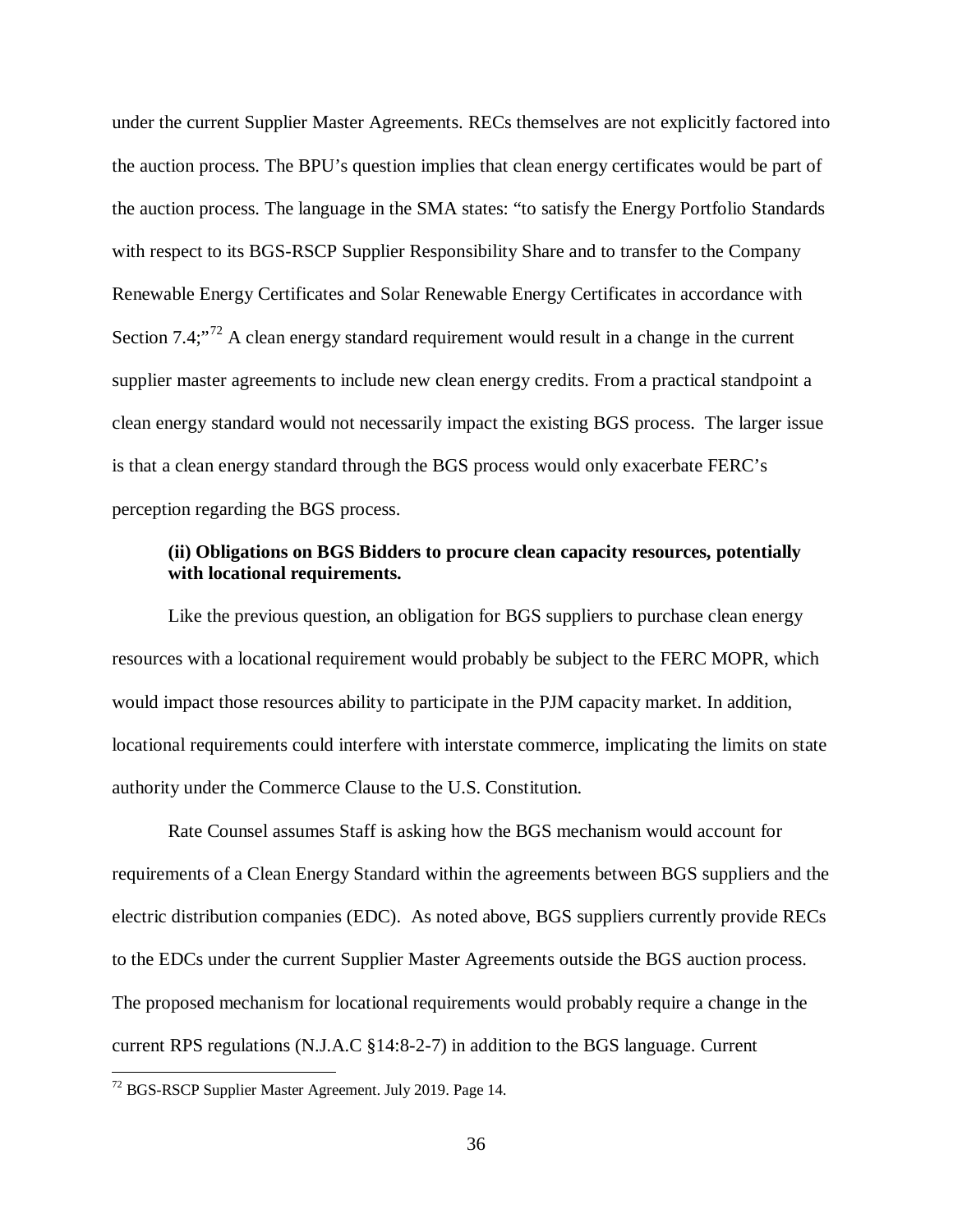under the current Supplier Master Agreements. RECs themselves are not explicitly factored into the auction process. The BPU's question implies that clean energy certificates would be part of the auction process. The language in the SMA states: "to satisfy the Energy Portfolio Standards with respect to its BGS-RSCP Supplier Responsibility Share and to transfer to the Company Renewable Energy Certificates and Solar Renewable Energy Certificates in accordance with Section 7.4;"[72] A clean energy standard requirement would result in a change in the current supplier master agreements to include new clean energy credits. From a practical standpoint a clean energy standard would not necessarily impact the existing BGS process. The larger issue is that a clean energy standard through the BGS process would only exacerbate FERC's perception regarding the BGS process.

**(ii) Obligations on BGS Bidders to procure clean capacity resources, potentially with locational requirements.**

Like the previous question, an obligation for BGS suppliers to purchase clean energy resources with a locational requirement would probably be subject to the FERC MOPR, which would impact those resources ability to participate in the PJM capacity market. In addition, locational requirements could interfere with interstate commerce, implicating the limits on state authority under the Commerce Clause to the U.S. Constitution.

Rate Counsel assumes Staff is asking how the BGS mechanism would account for requirements of a Clean Energy Standard within the agreements between BGS suppliers and the electric distribution companies (EDC). As noted above, BGS suppliers currently provide RECs to the EDCs under the current Supplier Master Agreements outside the BGS auction process. The proposed mechanism for locational requirements would probably require a change in the current RPS regulations (N.J.A.C §14:8-2-7) in addition to the BGS language. Current

---

[72] BGS-RSCP Supplier Master Agreement. July 2019. Page 14.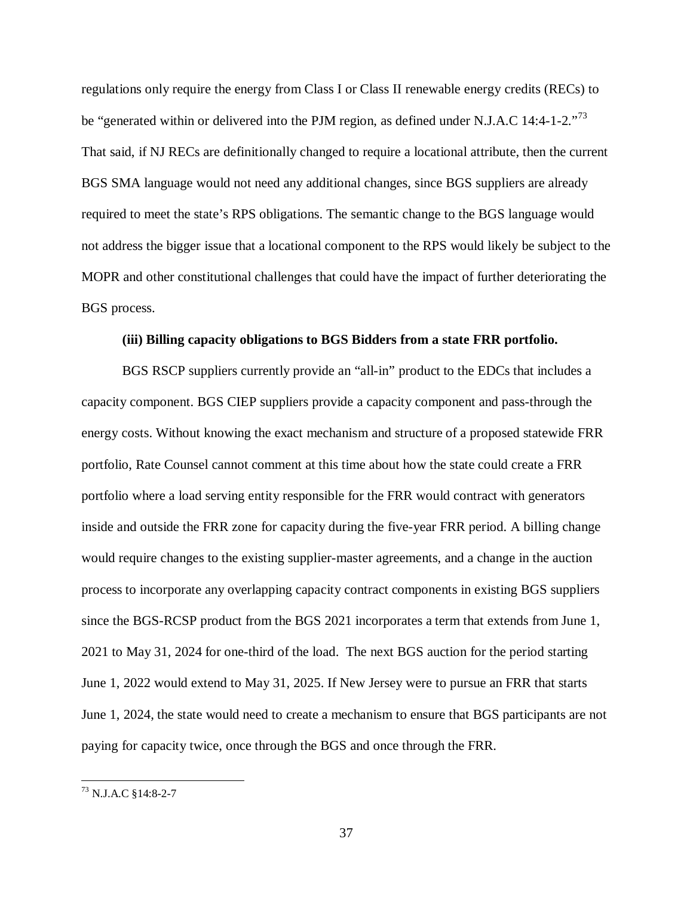regulations only require the energy from Class I or Class II renewable energy credits (RECs) to be "generated within or delivered into the PJM region, as defined under N.J.A.C 14:4-1-2."[73] That said, if NJ RECs are definitionally changed to require a locational attribute, then the current BGS SMA language would not need any additional changes, since BGS suppliers are already required to meet the state's RPS obligations. The semantic change to the BGS language would not address the bigger issue that a locational component to the RPS would likely be subject to the MOPR and other constitutional challenges that could have the impact of further deteriorating the BGS process.

**(iii) Billing capacity obligations to BGS Bidders from a state FRR portfolio.**

BGS RSCP suppliers currently provide an "all-in" product to the EDCs that includes a capacity component. BGS CIEP suppliers provide a capacity component and pass-through the energy costs. Without knowing the exact mechanism and structure of a proposed statewide FRR portfolio, Rate Counsel cannot comment at this time about how the state could create a FRR portfolio where a load serving entity responsible for the FRR would contract with generators inside and outside the FRR zone for capacity during the five-year FRR period. A billing change would require changes to the existing supplier-master agreements, and a change in the auction process to incorporate any overlapping capacity contract components in existing BGS suppliers since the BGS-RCSP product from the BGS 2021 incorporates a term that extends from June 1, 2021 to May 31, 2024 for one-third of the load. The next BGS auction for the period starting June 1, 2022 would extend to May 31, 2025. If New Jersey were to pursue an FRR that starts June 1, 2024, the state would need to create a mechanism to ensure that BGS participants are not paying for capacity twice, once through the BGS and once through the FRR.

---

[73] N.J.A.C §14:8-2-7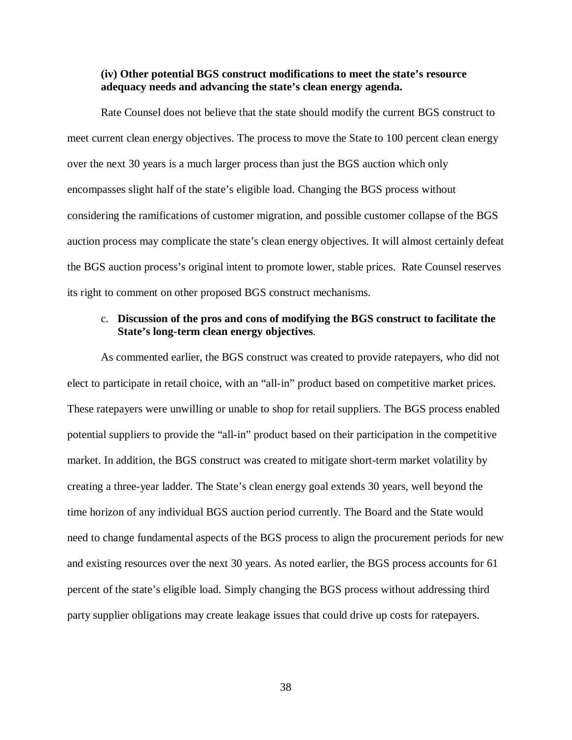**(iv) Other potential BGS construct modifications to meet the state's resource adequacy needs and advancing the state's clean energy agenda.**

Rate Counsel does not believe that the state should modify the current BGS construct to meet current clean energy objectives. The process to move the State to 100 percent clean energy over the next 30 years is a much larger process than just the BGS auction which only encompasses slight half of the state's eligible load. Changing the BGS process without considering the ramifications of customer migration, and possible customer collapse of the BGS auction process may complicate the state's clean energy objectives. It will almost certainly defeat the BGS auction process's original intent to promote lower, stable prices. Rate Counsel reserves its right to comment on other proposed BGS construct mechanisms.

c. **Discussion of the pros and cons of modifying the BGS construct to facilitate the State's long-term clean energy objectives**.

As commented earlier, the BGS construct was created to provide ratepayers, who did not elect to participate in retail choice, with an "all-in" product based on competitive market prices. These ratepayers were unwilling or unable to shop for retail suppliers. The BGS process enabled potential suppliers to provide the "all-in" product based on their participation in the competitive market. In addition, the BGS construct was created to mitigate short-term market volatility by creating a three-year ladder. The State's clean energy goal extends 30 years, well beyond the time horizon of any individual BGS auction period currently. The Board and the State would need to change fundamental aspects of the BGS process to align the procurement periods for new and existing resources over the next 30 years. As noted earlier, the BGS process accounts for 61 percent of the state's eligible load. Simply changing the BGS process without addressing third party supplier obligations may create leakage issues that could drive up costs for ratepayers.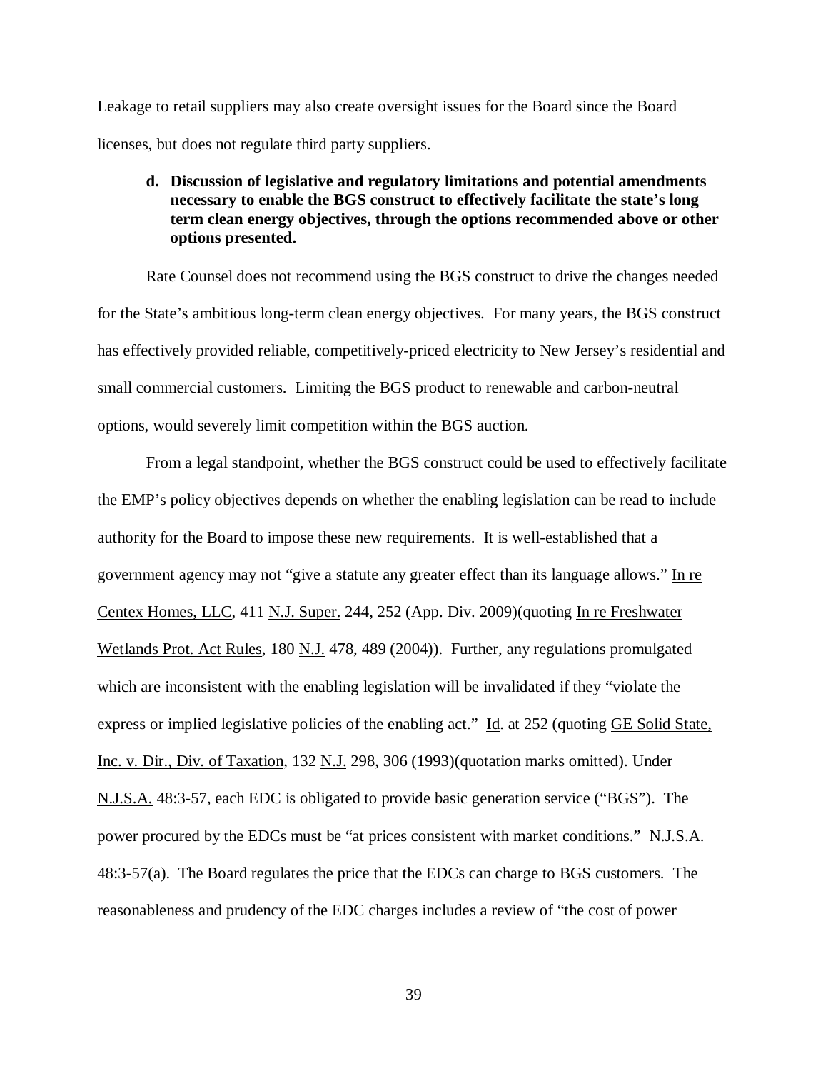Leakage to retail suppliers may also create oversight issues for the Board since the Board licenses, but does not regulate third party suppliers.

**d. Discussion of legislative and regulatory limitations and potential amendments necessary to enable the BGS construct to effectively facilitate the state's long term clean energy objectives, through the options recommended above or other options presented.**

Rate Counsel does not recommend using the BGS construct to drive the changes needed for the State's ambitious long-term clean energy objectives. For many years, the BGS construct has effectively provided reliable, competitively-priced electricity to New Jersey's residential and small commercial customers. Limiting the BGS product to renewable and carbon-neutral options, would severely limit competition within the BGS auction.

From a legal standpoint, whether the BGS construct could be used to effectively facilitate the EMP's policy objectives depends on whether the enabling legislation can be read to include authority for the Board to impose these new requirements. It is well-established that a government agency may not "give a statute any greater effect than its language allows." In re Centex Homes, LLC, 411 N.J. Super. 244, 252 (App. Div. 2009)(quoting In re Freshwater Wetlands Prot. Act Rules, 180 N.J. 478, 489 (2004)). Further, any regulations promulgated which are inconsistent with the enabling legislation will be invalidated if they "violate the express or implied legislative policies of the enabling act." Id. at 252 (quoting GE Solid State, Inc. v. Dir., Div. of Taxation, 132 N.J. 298, 306 (1993)(quotation marks omitted). Under N.J.S.A. 48:3-57, each EDC is obligated to provide basic generation service ("BGS"). The power procured by the EDCs must be "at prices consistent with market conditions." N.J.S.A. 48:3-57(a). The Board regulates the price that the EDCs can charge to BGS customers. The reasonableness and prudency of the EDC charges includes a review of "the cost of power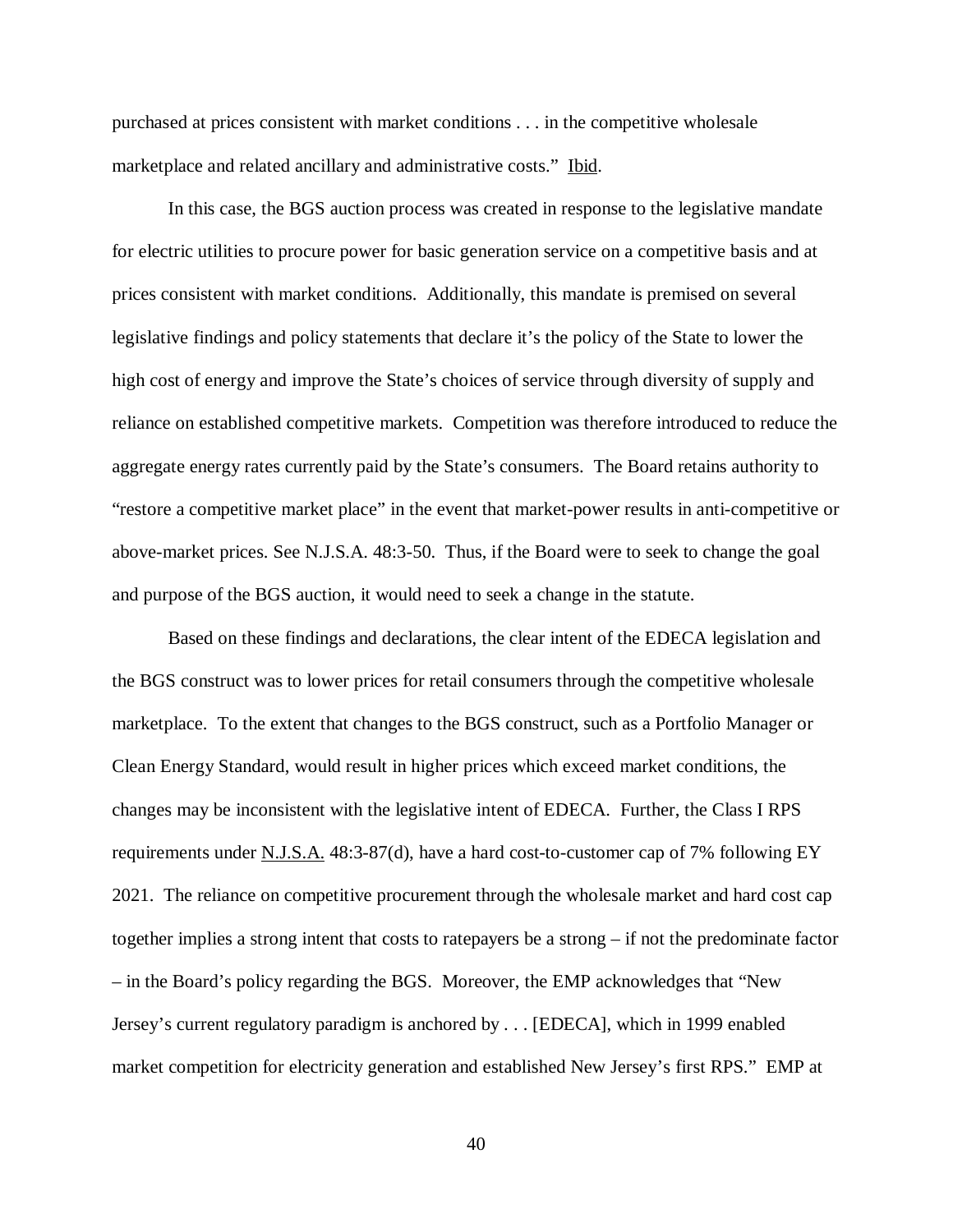purchased at prices consistent with market conditions . . . in the competitive wholesale marketplace and related ancillary and administrative costs." Ibid.

In this case, the BGS auction process was created in response to the legislative mandate for electric utilities to procure power for basic generation service on a competitive basis and at prices consistent with market conditions. Additionally, this mandate is premised on several legislative findings and policy statements that declare it's the policy of the State to lower the high cost of energy and improve the State's choices of service through diversity of supply and reliance on established competitive markets. Competition was therefore introduced to reduce the aggregate energy rates currently paid by the State's consumers. The Board retains authority to "restore a competitive market place" in the event that market-power results in anti-competitive or above-market prices. See N.J.S.A. 48:3-50. Thus, if the Board were to seek to change the goal and purpose of the BGS auction, it would need to seek a change in the statute.

Based on these findings and declarations, the clear intent of the EDECA legislation and the BGS construct was to lower prices for retail consumers through the competitive wholesale marketplace. To the extent that changes to the BGS construct, such as a Portfolio Manager or Clean Energy Standard, would result in higher prices which exceed market conditions, the changes may be inconsistent with the legislative intent of EDECA. Further, the Class I RPS requirements under N.J.S.A. 48:3-87(d), have a hard cost-to-customer cap of 7% following EY 2021. The reliance on competitive procurement through the wholesale market and hard cost cap together implies a strong intent that costs to ratepayers be a strong – if not the predominate factor – in the Board's policy regarding the BGS. Moreover, the EMP acknowledges that "New Jersey's current regulatory paradigm is anchored by . . . [EDECA], which in 1999 enabled market competition for electricity generation and established New Jersey's first RPS." EMP at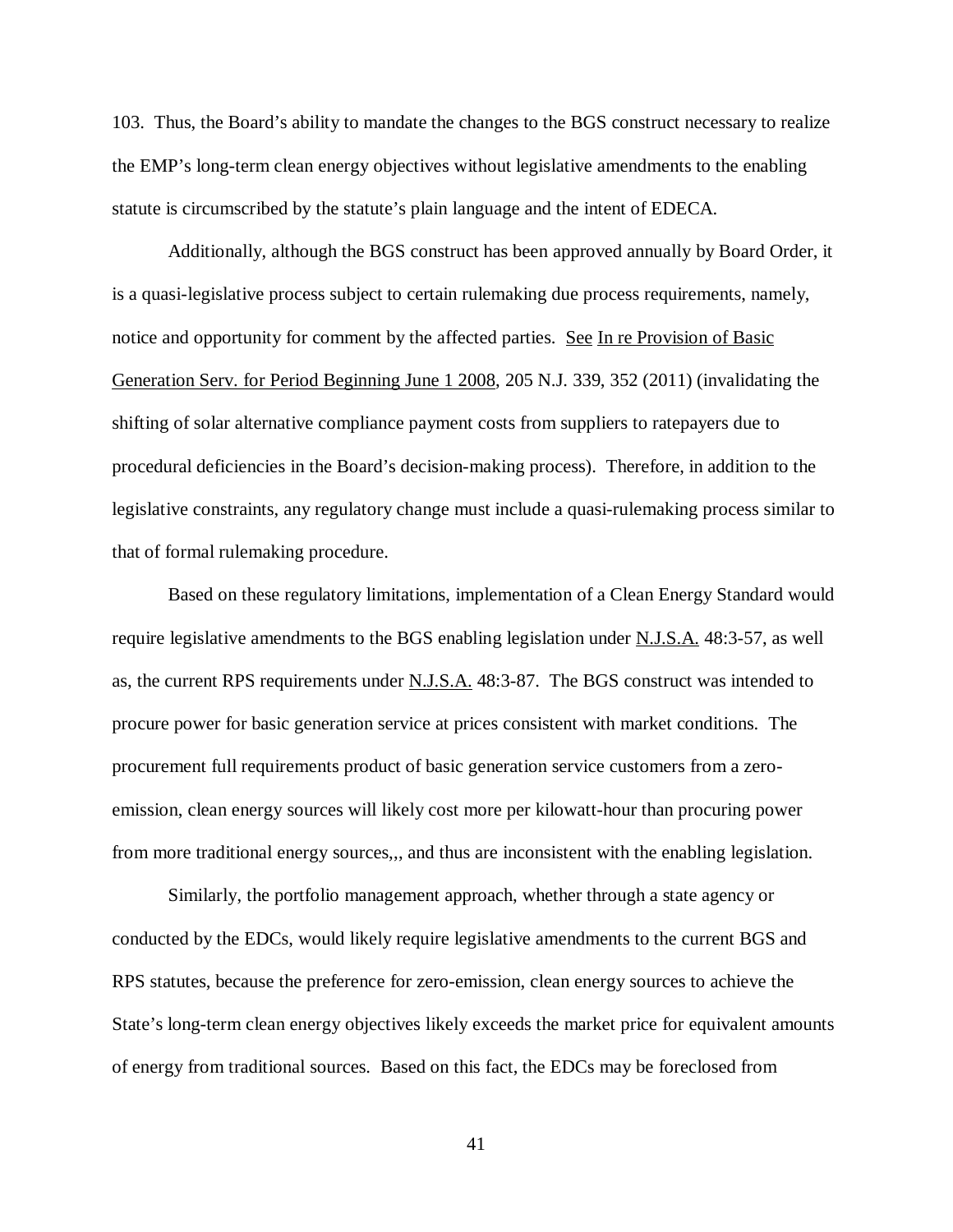103. Thus, the Board's ability to mandate the changes to the BGS construct necessary to realize the EMP's long-term clean energy objectives without legislative amendments to the enabling statute is circumscribed by the statute's plain language and the intent of EDECA.

Additionally, although the BGS construct has been approved annually by Board Order, it is a quasi-legislative process subject to certain rulemaking due process requirements, namely, notice and opportunity for comment by the affected parties. See In re Provision of Basic Generation Serv. for Period Beginning June 1 2008, 205 N.J. 339, 352 (2011) (invalidating the shifting of solar alternative compliance payment costs from suppliers to ratepayers due to procedural deficiencies in the Board's decision-making process). Therefore, in addition to the legislative constraints, any regulatory change must include a quasi-rulemaking process similar to that of formal rulemaking procedure.

Based on these regulatory limitations, implementation of a Clean Energy Standard would require legislative amendments to the BGS enabling legislation under N.J.S.A. 48:3-57, as well as, the current RPS requirements under N.J.S.A. 48:3-87. The BGS construct was intended to procure power for basic generation service at prices consistent with market conditions. The procurement full requirements product of basic generation service customers from a zero-emission, clean energy sources will likely cost more per kilowatt-hour than procuring power from more traditional energy sources,,, and thus are inconsistent with the enabling legislation.

Similarly, the portfolio management approach, whether through a state agency or conducted by the EDCs, would likely require legislative amendments to the current BGS and RPS statutes, because the preference for zero-emission, clean energy sources to achieve the State's long-term clean energy objectives likely exceeds the market price for equivalent amounts of energy from traditional sources. Based on this fact, the EDCs may be foreclosed from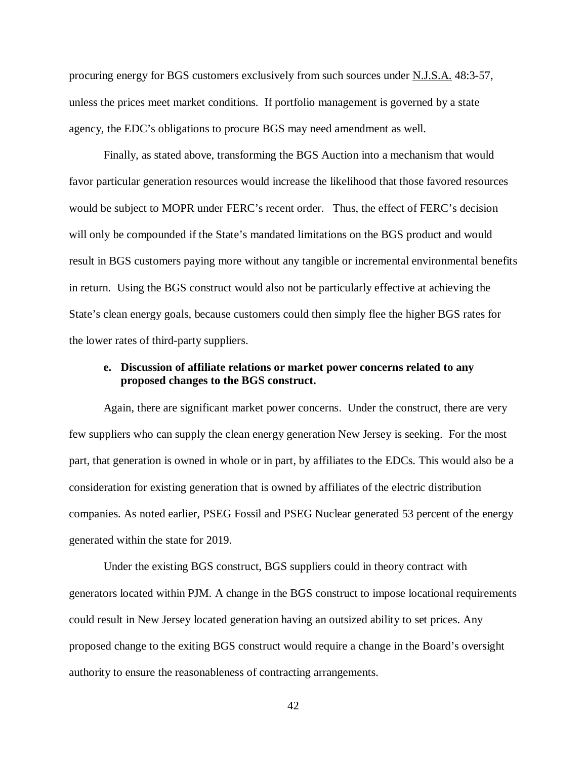procuring energy for BGS customers exclusively from such sources under N.J.S.A. 48:3-57, unless the prices meet market conditions. If portfolio management is governed by a state agency, the EDC's obligations to procure BGS may need amendment as well.

Finally, as stated above, transforming the BGS Auction into a mechanism that would favor particular generation resources would increase the likelihood that those favored resources would be subject to MOPR under FERC's recent order. Thus, the effect of FERC's decision will only be compounded if the State's mandated limitations on the BGS product and would result in BGS customers paying more without any tangible or incremental environmental benefits in return. Using the BGS construct would also not be particularly effective at achieving the State's clean energy goals, because customers could then simply flee the higher BGS rates for the lower rates of third-party suppliers.

**e. Discussion of affiliate relations or market power concerns related to any proposed changes to the BGS construct.**

Again, there are significant market power concerns. Under the construct, there are very few suppliers who can supply the clean energy generation New Jersey is seeking. For the most part, that generation is owned in whole or in part, by affiliates to the EDCs. This would also be a consideration for existing generation that is owned by affiliates of the electric distribution companies. As noted earlier, PSEG Fossil and PSEG Nuclear generated 53 percent of the energy generated within the state for 2019.

Under the existing BGS construct, BGS suppliers could in theory contract with generators located within PJM. A change in the BGS construct to impose locational requirements could result in New Jersey located generation having an outsized ability to set prices. Any proposed change to the exiting BGS construct would require a change in the Board's oversight authority to ensure the reasonableness of contracting arrangements.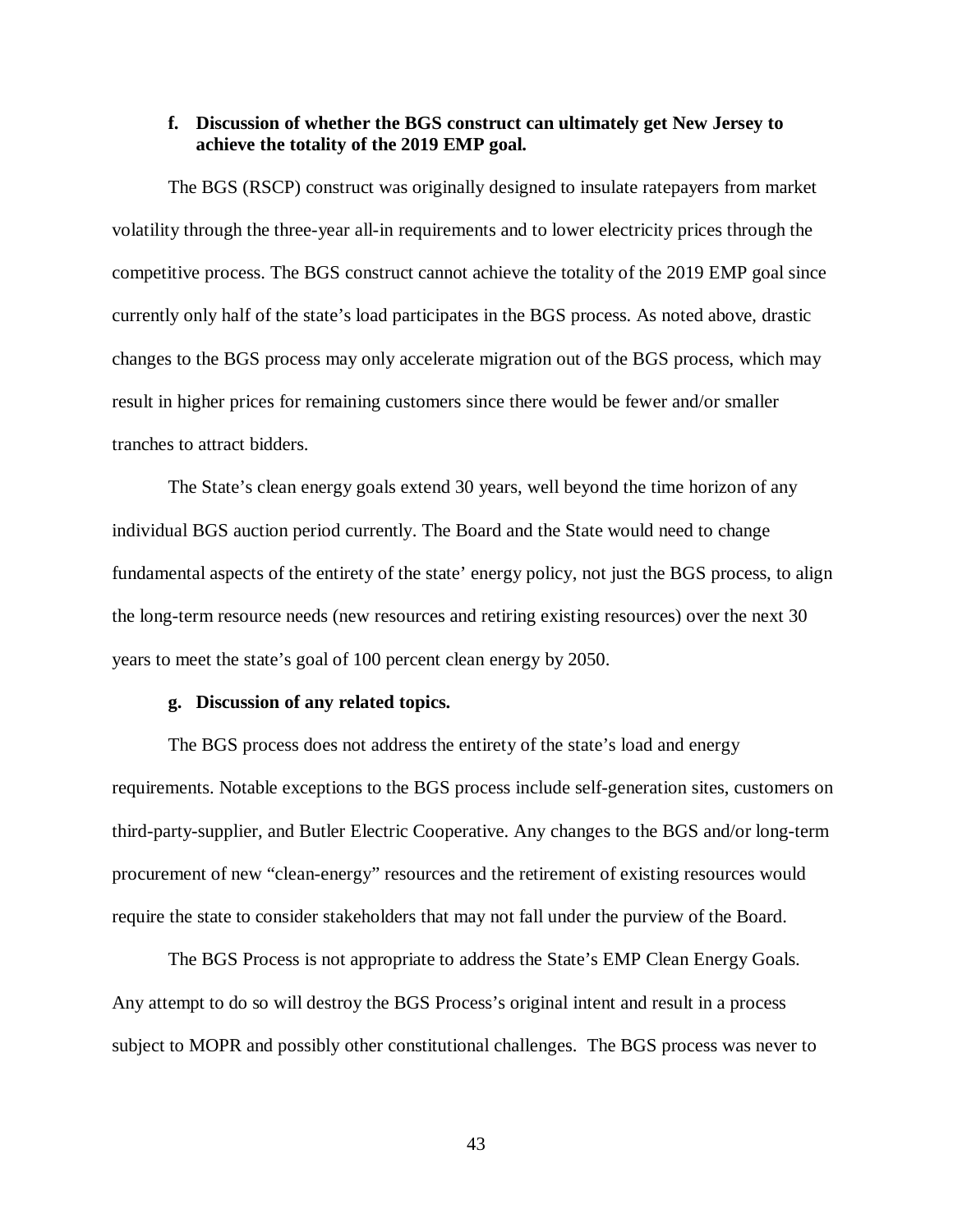**f. Discussion of whether the BGS construct can ultimately get New Jersey to achieve the totality of the 2019 EMP goal.**

The BGS (RSCP) construct was originally designed to insulate ratepayers from market volatility through the three-year all-in requirements and to lower electricity prices through the competitive process. The BGS construct cannot achieve the totality of the 2019 EMP goal since currently only half of the state's load participates in the BGS process. As noted above, drastic changes to the BGS process may only accelerate migration out of the BGS process, which may result in higher prices for remaining customers since there would be fewer and/or smaller tranches to attract bidders.

The State's clean energy goals extend 30 years, well beyond the time horizon of any individual BGS auction period currently. The Board and the State would need to change fundamental aspects of the entirety of the state' energy policy, not just the BGS process, to align the long-term resource needs (new resources and retiring existing resources) over the next 30 years to meet the state's goal of 100 percent clean energy by 2050.

**g. Discussion of any related topics.**

The BGS process does not address the entirety of the state's load and energy requirements. Notable exceptions to the BGS process include self-generation sites, customers on third-party-supplier, and Butler Electric Cooperative. Any changes to the BGS and/or long-term procurement of new "clean-energy" resources and the retirement of existing resources would require the state to consider stakeholders that may not fall under the purview of the Board.

The BGS Process is not appropriate to address the State's EMP Clean Energy Goals. Any attempt to do so will destroy the BGS Process's original intent and result in a process subject to MOPR and possibly other constitutional challenges. The BGS process was never to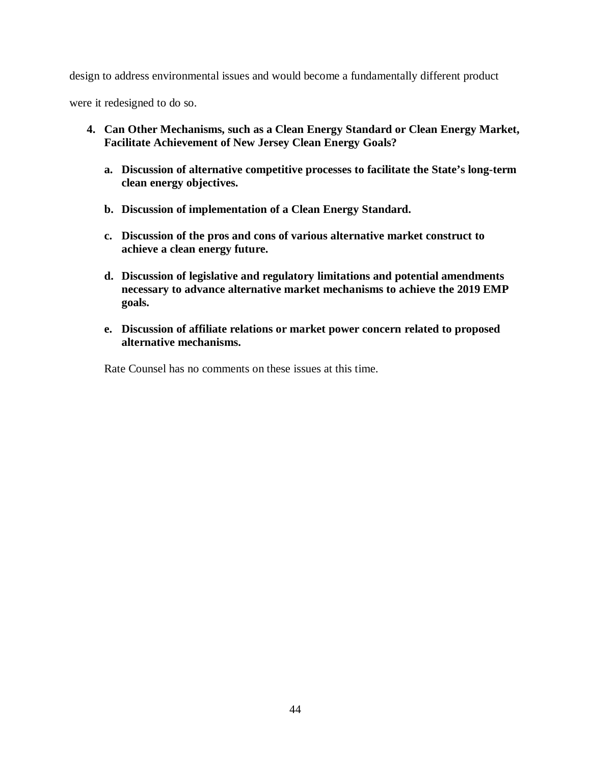design to address environmental issues and would become a fundamentally different product were it redesigned to do so.

**4. Can Other Mechanisms, such as a Clean Energy Standard or Clean Energy Market, Facilitate Achievement of New Jersey Clean Energy Goals?**

**a. Discussion of alternative competitive processes to facilitate the State's long-term clean energy objectives.**

**b. Discussion of implementation of a Clean Energy Standard.**

**c. Discussion of the pros and cons of various alternative market construct to achieve a clean energy future.**

**d. Discussion of legislative and regulatory limitations and potential amendments necessary to advance alternative market mechanisms to achieve the 2019 EMP goals.**

**e. Discussion of affiliate relations or market power concern related to proposed alternative mechanisms.**

Rate Counsel has no comments on these issues at this time.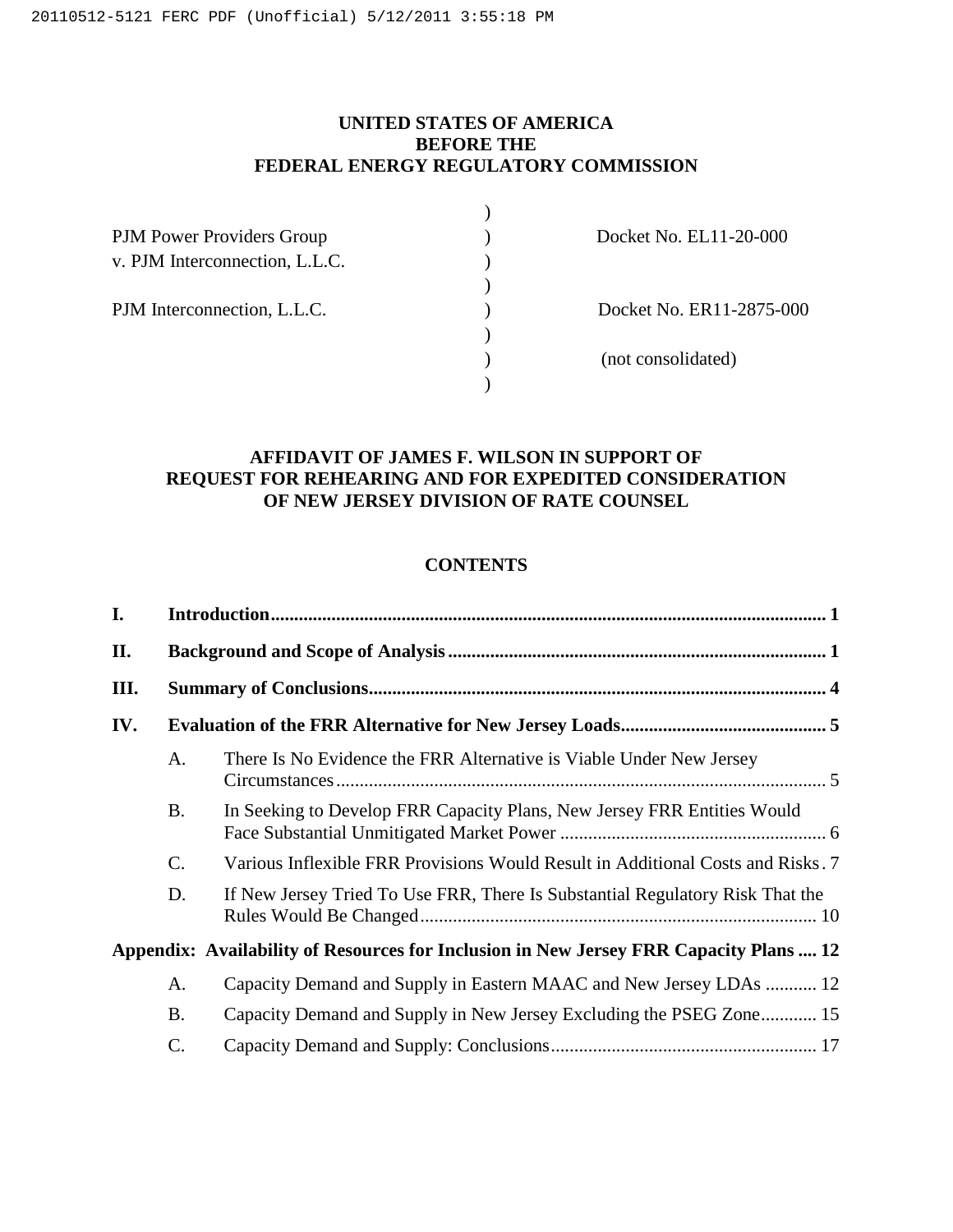UNITED STATES OF AMERICA
BEFORE THE
FEDERAL ENERGY REGULATORY COMMISSION

| | | |
|---|---|---|
| PJM Power Providers Group v. PJM Interconnection, L.L.C. | ) | Docket No. EL11-20-000 |
| PJM Interconnection, L.L.C. | ) | Docket No. ER11-2875-000 |
| | ) | (not consolidated) |

## AFFIDAVIT OF JAMES F. WILSON IN SUPPORT OF REQUEST FOR REHEARING AND FOR EXPEDITED CONSIDERATION OF NEW JERSEY DIVISION OF RATE COUNSEL

## CONTENTS

- **I. Introduction** ... 1
- **II. Background and Scope of Analysis** ... 1
- **III. Summary of Conclusions** ... 4
- **IV. Evaluation of the FRR Alternative for New Jersey Loads** ... 5
  - A. There Is No Evidence the FRR Alternative is Viable Under New Jersey Circumstances ... 5
  - B. In Seeking to Develop FRR Capacity Plans, New Jersey FRR Entities Would Face Substantial Unmitigated Market Power ... 6
  - C. Various Inflexible FRR Provisions Would Result in Additional Costs and Risks ... 7
  - D. If New Jersey Tried To Use FRR, There Is Substantial Regulatory Risk That the Rules Would Be Changed ... 10
- **Appendix: Availability of Resources for Inclusion in New Jersey FRR Capacity Plans** ... 12
  - A. Capacity Demand and Supply in Eastern MAAC and New Jersey LDAs ... 12
  - B. Capacity Demand and Supply in New Jersey Excluding the PSEG Zone ... 15
  - C. Capacity Demand and Supply: Conclusions ... 17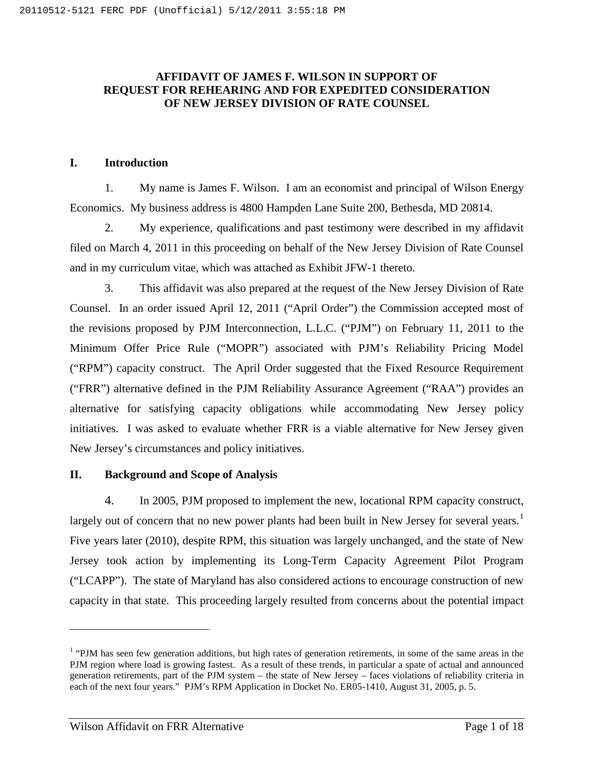**AFFIDAVIT OF JAMES F. WILSON IN SUPPORT OF REQUEST FOR REHEARING AND FOR EXPEDITED CONSIDERATION OF NEW JERSEY DIVISION OF RATE COUNSEL**

## I. Introduction

1. My name is James F. Wilson. I am an economist and principal of Wilson Energy Economics. My business address is 4800 Hampden Lane Suite 200, Bethesda, MD 20814.

2. My experience, qualifications and past testimony were described in my affidavit filed on March 4, 2011 in this proceeding on behalf of the New Jersey Division of Rate Counsel and in my curriculum vitae, which was attached as Exhibit JFW-1 thereto.

3. This affidavit was also prepared at the request of the New Jersey Division of Rate Counsel. In an order issued April 12, 2011 ("April Order") the Commission accepted most of the revisions proposed by PJM Interconnection, L.L.C. ("PJM") on February 11, 2011 to the Minimum Offer Price Rule ("MOPR") associated with PJM's Reliability Pricing Model ("RPM") capacity construct. The April Order suggested that the Fixed Resource Requirement ("FRR") alternative defined in the PJM Reliability Assurance Agreement ("RAA") provides an alternative for satisfying capacity obligations while accommodating New Jersey policy initiatives. I was asked to evaluate whether FRR is a viable alternative for New Jersey given New Jersey's circumstances and policy initiatives.

## II. Background and Scope of Analysis

4. In 2005, PJM proposed to implement the new, locational RPM capacity construct, largely out of concern that no new power plants had been built in New Jersey for several years.[1] Five years later (2010), despite RPM, this situation was largely unchanged, and the state of New Jersey took action by implementing its Long-Term Capacity Agreement Pilot Program ("LCAPP"). The state of Maryland has also considered actions to encourage construction of new capacity in that state. This proceeding largely resulted from concerns about the potential impact

---

[1] "PJM has seen few generation additions, but high rates of generation retirements, in some of the same areas in the PJM region where load is growing fastest. As a result of these trends, in particular a spate of actual and announced generation retirements, part of the PJM system – the state of New Jersey – faces violations of reliability criteria in each of the next four years." PJM's RPM Application in Docket No. ER05-1410, August 31, 2005, p. 5.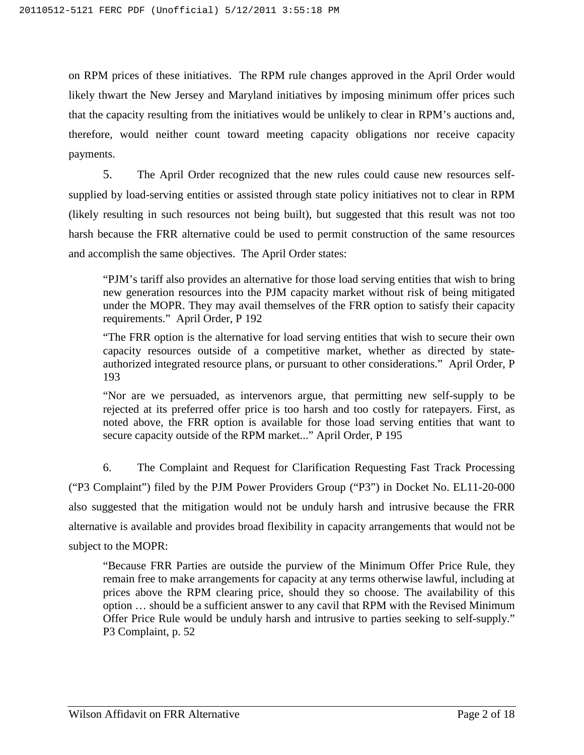on RPM prices of these initiatives. The RPM rule changes approved in the April Order would likely thwart the New Jersey and Maryland initiatives by imposing minimum offer prices such that the capacity resulting from the initiatives would be unlikely to clear in RPM's auctions and, therefore, would neither count toward meeting capacity obligations nor receive capacity payments.

5. The April Order recognized that the new rules could cause new resources self-supplied by load-serving entities or assisted through state policy initiatives not to clear in RPM (likely resulting in such resources not being built), but suggested that this result was not too harsh because the FRR alternative could be used to permit construction of the same resources and accomplish the same objectives. The April Order states:

> "PJM's tariff also provides an alternative for those load serving entities that wish to bring new generation resources into the PJM capacity market without risk of being mitigated under the MOPR. They may avail themselves of the FRR option to satisfy their capacity requirements." April Order, P 192
>
> "The FRR option is the alternative for load serving entities that wish to secure their own capacity resources outside of a competitive market, whether as directed by state-authorized integrated resource plans, or pursuant to other considerations." April Order, P 193
>
> "Nor are we persuaded, as intervenors argue, that permitting new self-supply to be rejected at its preferred offer price is too harsh and too costly for ratepayers. First, as noted above, the FRR option is available for those load serving entities that want to secure capacity outside of the RPM market..." April Order, P 195

6. The Complaint and Request for Clarification Requesting Fast Track Processing ("P3 Complaint") filed by the PJM Power Providers Group ("P3") in Docket No. EL11-20-000 also suggested that the mitigation would not be unduly harsh and intrusive because the FRR alternative is available and provides broad flexibility in capacity arrangements that would not be subject to the MOPR:

> "Because FRR Parties are outside the purview of the Minimum Offer Price Rule, they remain free to make arrangements for capacity at any terms otherwise lawful, including at prices above the RPM clearing price, should they so choose. The availability of this option … should be a sufficient answer to any cavil that RPM with the Revised Minimum Offer Price Rule would be unduly harsh and intrusive to parties seeking to self-supply." P3 Complaint, p. 52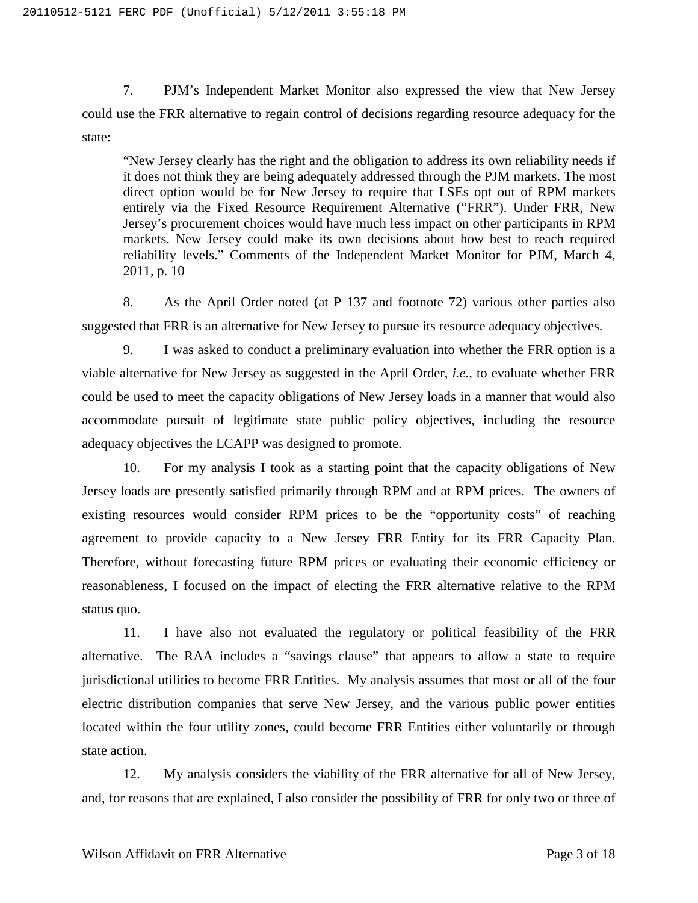7. PJM's Independent Market Monitor also expressed the view that New Jersey could use the FRR alternative to regain control of decisions regarding resource adequacy for the state:

> "New Jersey clearly has the right and the obligation to address its own reliability needs if it does not think they are being adequately addressed through the PJM markets. The most direct option would be for New Jersey to require that LSEs opt out of RPM markets entirely via the Fixed Resource Requirement Alternative ("FRR"). Under FRR, New Jersey's procurement choices would have much less impact on other participants in RPM markets. New Jersey could make its own decisions about how best to reach required reliability levels." Comments of the Independent Market Monitor for PJM, March 4, 2011, p. 10

8. As the April Order noted (at P 137 and footnote 72) various other parties also suggested that FRR is an alternative for New Jersey to pursue its resource adequacy objectives.

9. I was asked to conduct a preliminary evaluation into whether the FRR option is a viable alternative for New Jersey as suggested in the April Order, *i.e.*, to evaluate whether FRR could be used to meet the capacity obligations of New Jersey loads in a manner that would also accommodate pursuit of legitimate state public policy objectives, including the resource adequacy objectives the LCAPP was designed to promote.

10. For my analysis I took as a starting point that the capacity obligations of New Jersey loads are presently satisfied primarily through RPM and at RPM prices. The owners of existing resources would consider RPM prices to be the "opportunity costs" of reaching agreement to provide capacity to a New Jersey FRR Entity for its FRR Capacity Plan. Therefore, without forecasting future RPM prices or evaluating their economic efficiency or reasonableness, I focused on the impact of electing the FRR alternative relative to the RPM status quo.

11. I have also not evaluated the regulatory or political feasibility of the FRR alternative. The RAA includes a "savings clause" that appears to allow a state to require jurisdictional utilities to become FRR Entities. My analysis assumes that most or all of the four electric distribution companies that serve New Jersey, and the various public power entities located within the four utility zones, could become FRR Entities either voluntarily or through state action.

12. My analysis considers the viability of the FRR alternative for all of New Jersey, and, for reasons that are explained, I also consider the possibility of FRR for only two or three of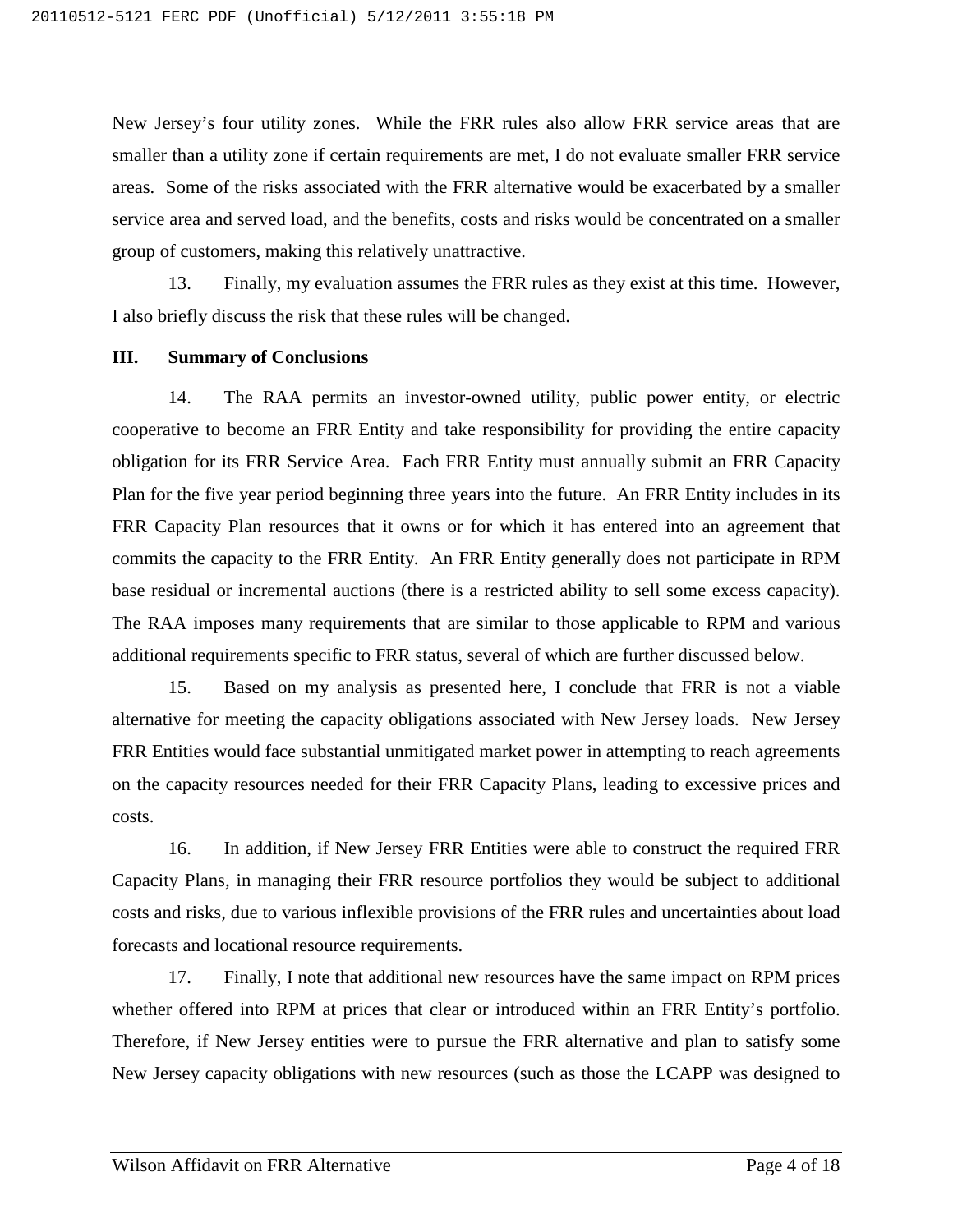New Jersey's four utility zones. While the FRR rules also allow FRR service areas that are smaller than a utility zone if certain requirements are met, I do not evaluate smaller FRR service areas. Some of the risks associated with the FRR alternative would be exacerbated by a smaller service area and served load, and the benefits, costs and risks would be concentrated on a smaller group of customers, making this relatively unattractive.

13. Finally, my evaluation assumes the FRR rules as they exist at this time. However, I also briefly discuss the risk that these rules will be changed.

## III. Summary of Conclusions

14. The RAA permits an investor-owned utility, public power entity, or electric cooperative to become an FRR Entity and take responsibility for providing the entire capacity obligation for its FRR Service Area. Each FRR Entity must annually submit an FRR Capacity Plan for the five year period beginning three years into the future. An FRR Entity includes in its FRR Capacity Plan resources that it owns or for which it has entered into an agreement that commits the capacity to the FRR Entity. An FRR Entity generally does not participate in RPM base residual or incremental auctions (there is a restricted ability to sell some excess capacity). The RAA imposes many requirements that are similar to those applicable to RPM and various additional requirements specific to FRR status, several of which are further discussed below.

15. Based on my analysis as presented here, I conclude that FRR is not a viable alternative for meeting the capacity obligations associated with New Jersey loads. New Jersey FRR Entities would face substantial unmitigated market power in attempting to reach agreements on the capacity resources needed for their FRR Capacity Plans, leading to excessive prices and costs.

16. In addition, if New Jersey FRR Entities were able to construct the required FRR Capacity Plans, in managing their FRR resource portfolios they would be subject to additional costs and risks, due to various inflexible provisions of the FRR rules and uncertainties about load forecasts and locational resource requirements.

17. Finally, I note that additional new resources have the same impact on RPM prices whether offered into RPM at prices that clear or introduced within an FRR Entity's portfolio. Therefore, if New Jersey entities were to pursue the FRR alternative and plan to satisfy some New Jersey capacity obligations with new resources (such as those the LCAPP was designed to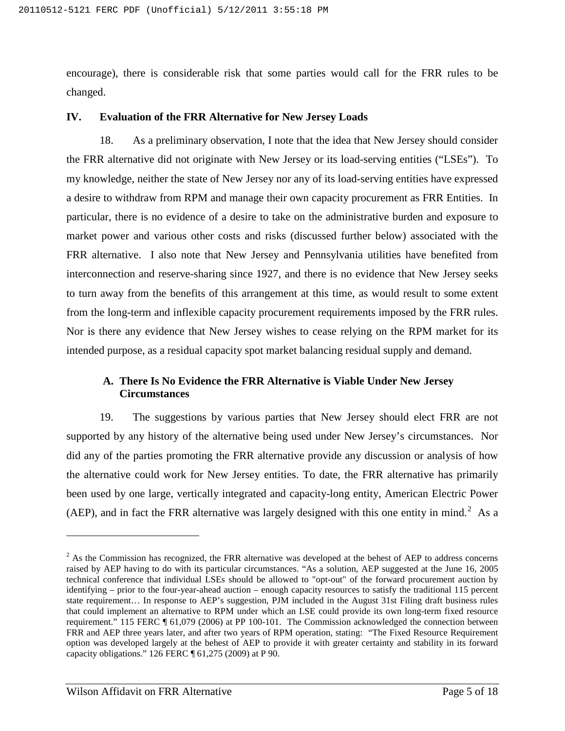encourage), there is considerable risk that some parties would call for the FRR rules to be changed.

## IV. Evaluation of the FRR Alternative for New Jersey Loads

18. As a preliminary observation, I note that the idea that New Jersey should consider the FRR alternative did not originate with New Jersey or its load-serving entities ("LSEs"). To my knowledge, neither the state of New Jersey nor any of its load-serving entities have expressed a desire to withdraw from RPM and manage their own capacity procurement as FRR Entities. In particular, there is no evidence of a desire to take on the administrative burden and exposure to market power and various other costs and risks (discussed further below) associated with the FRR alternative. I also note that New Jersey and Pennsylvania utilities have benefited from interconnection and reserve-sharing since 1927, and there is no evidence that New Jersey seeks to turn away from the benefits of this arrangement at this time, as would result to some extent from the long-term and inflexible capacity procurement requirements imposed by the FRR rules. Nor is there any evidence that New Jersey wishes to cease relying on the RPM market for its intended purpose, as a residual capacity spot market balancing residual supply and demand.

### A. There Is No Evidence the FRR Alternative is Viable Under New Jersey Circumstances

19. The suggestions by various parties that New Jersey should elect FRR are not supported by any history of the alternative being used under New Jersey's circumstances. Nor did any of the parties promoting the FRR alternative provide any discussion or analysis of how the alternative could work for New Jersey entities. To date, the FRR alternative has primarily been used by one large, vertically integrated and capacity-long entity, American Electric Power (AEP), and in fact the FRR alternative was largely designed with this one entity in mind.[2] As a

[2] As the Commission has recognized, the FRR alternative was developed at the behest of AEP to address concerns raised by AEP having to do with its particular circumstances. "As a solution, AEP suggested at the June 16, 2005 technical conference that individual LSEs should be allowed to "opt-out" of the forward procurement auction by identifying – prior to the four-year-ahead auction – enough capacity resources to satisfy the traditional 115 percent state requirement… In response to AEP's suggestion, PJM included in the August 31st Filing draft business rules that could implement an alternative to RPM under which an LSE could provide its own long-term fixed resource requirement." 115 FERC ¶ 61,079 (2006) at PP 100-101. The Commission acknowledged the connection between FRR and AEP three years later, and after two years of RPM operation, stating: "The Fixed Resource Requirement option was developed largely at the behest of AEP to provide it with greater certainty and stability in its forward capacity obligations." 126 FERC ¶ 61,275 (2009) at P 90.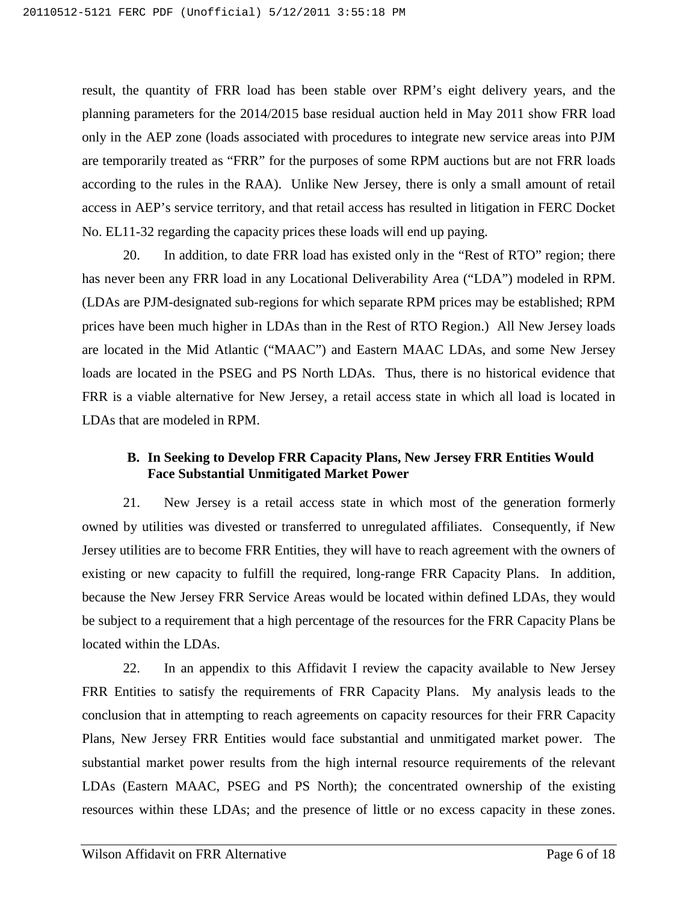result, the quantity of FRR load has been stable over RPM's eight delivery years, and the planning parameters for the 2014/2015 base residual auction held in May 2011 show FRR load only in the AEP zone (loads associated with procedures to integrate new service areas into PJM are temporarily treated as "FRR" for the purposes of some RPM auctions but are not FRR loads according to the rules in the RAA). Unlike New Jersey, there is only a small amount of retail access in AEP's service territory, and that retail access has resulted in litigation in FERC Docket No. EL11-32 regarding the capacity prices these loads will end up paying.

20. In addition, to date FRR load has existed only in the "Rest of RTO" region; there has never been any FRR load in any Locational Deliverability Area ("LDA") modeled in RPM. (LDAs are PJM-designated sub-regions for which separate RPM prices may be established; RPM prices have been much higher in LDAs than in the Rest of RTO Region.) All New Jersey loads are located in the Mid Atlantic ("MAAC") and Eastern MAAC LDAs, and some New Jersey loads are located in the PSEG and PS North LDAs. Thus, there is no historical evidence that FRR is a viable alternative for New Jersey, a retail access state in which all load is located in LDAs that are modeled in RPM.

### B. In Seeking to Develop FRR Capacity Plans, New Jersey FRR Entities Would Face Substantial Unmitigated Market Power

21. New Jersey is a retail access state in which most of the generation formerly owned by utilities was divested or transferred to unregulated affiliates. Consequently, if New Jersey utilities are to become FRR Entities, they will have to reach agreement with the owners of existing or new capacity to fulfill the required, long-range FRR Capacity Plans. In addition, because the New Jersey FRR Service Areas would be located within defined LDAs, they would be subject to a requirement that a high percentage of the resources for the FRR Capacity Plans be located within the LDAs.

22. In an appendix to this Affidavit I review the capacity available to New Jersey FRR Entities to satisfy the requirements of FRR Capacity Plans. My analysis leads to the conclusion that in attempting to reach agreements on capacity resources for their FRR Capacity Plans, New Jersey FRR Entities would face substantial and unmitigated market power. The substantial market power results from the high internal resource requirements of the relevant LDAs (Eastern MAAC, PSEG and PS North); the concentrated ownership of the existing resources within these LDAs; and the presence of little or no excess capacity in these zones.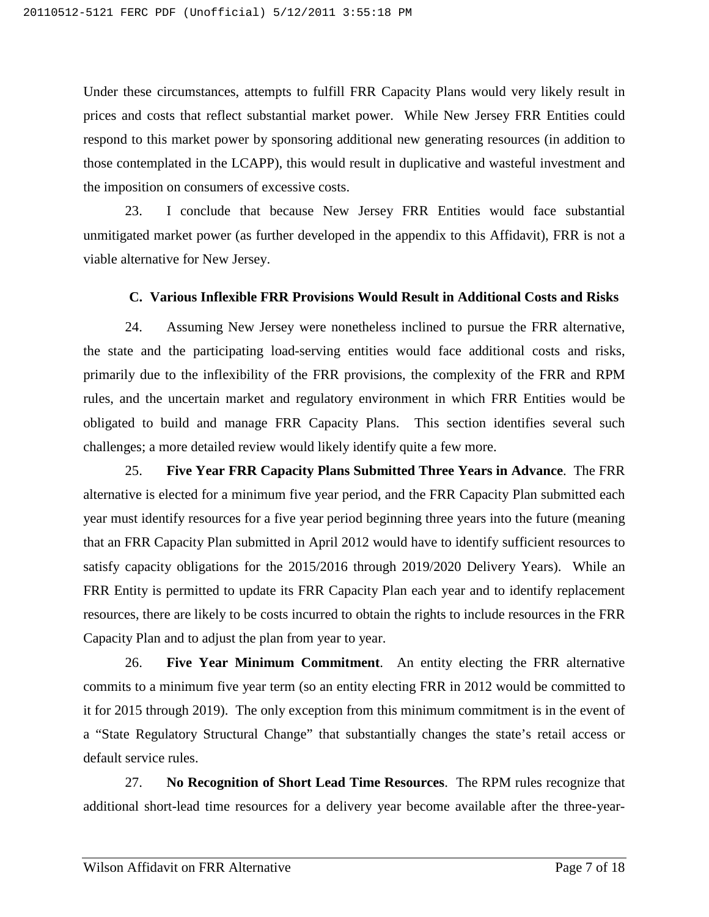Under these circumstances, attempts to fulfill FRR Capacity Plans would very likely result in prices and costs that reflect substantial market power. While New Jersey FRR Entities could respond to this market power by sponsoring additional new generating resources (in addition to those contemplated in the LCAPP), this would result in duplicative and wasteful investment and the imposition on consumers of excessive costs.

23. I conclude that because New Jersey FRR Entities would face substantial unmitigated market power (as further developed in the appendix to this Affidavit), FRR is not a viable alternative for New Jersey.

### C. Various Inflexible FRR Provisions Would Result in Additional Costs and Risks

24. Assuming New Jersey were nonetheless inclined to pursue the FRR alternative, the state and the participating load-serving entities would face additional costs and risks, primarily due to the inflexibility of the FRR provisions, the complexity of the FRR and RPM rules, and the uncertain market and regulatory environment in which FRR Entities would be obligated to build and manage FRR Capacity Plans. This section identifies several such challenges; a more detailed review would likely identify quite a few more.

25. **Five Year FRR Capacity Plans Submitted Three Years in Advance**. The FRR alternative is elected for a minimum five year period, and the FRR Capacity Plan submitted each year must identify resources for a five year period beginning three years into the future (meaning that an FRR Capacity Plan submitted in April 2012 would have to identify sufficient resources to satisfy capacity obligations for the 2015/2016 through 2019/2020 Delivery Years). While an FRR Entity is permitted to update its FRR Capacity Plan each year and to identify replacement resources, there are likely to be costs incurred to obtain the rights to include resources in the FRR Capacity Plan and to adjust the plan from year to year.

26. **Five Year Minimum Commitment**. An entity electing the FRR alternative commits to a minimum five year term (so an entity electing FRR in 2012 would be committed to it for 2015 through 2019). The only exception from this minimum commitment is in the event of a "State Regulatory Structural Change" that substantially changes the state's retail access or default service rules.

27. **No Recognition of Short Lead Time Resources**. The RPM rules recognize that additional short-lead time resources for a delivery year become available after the three-year-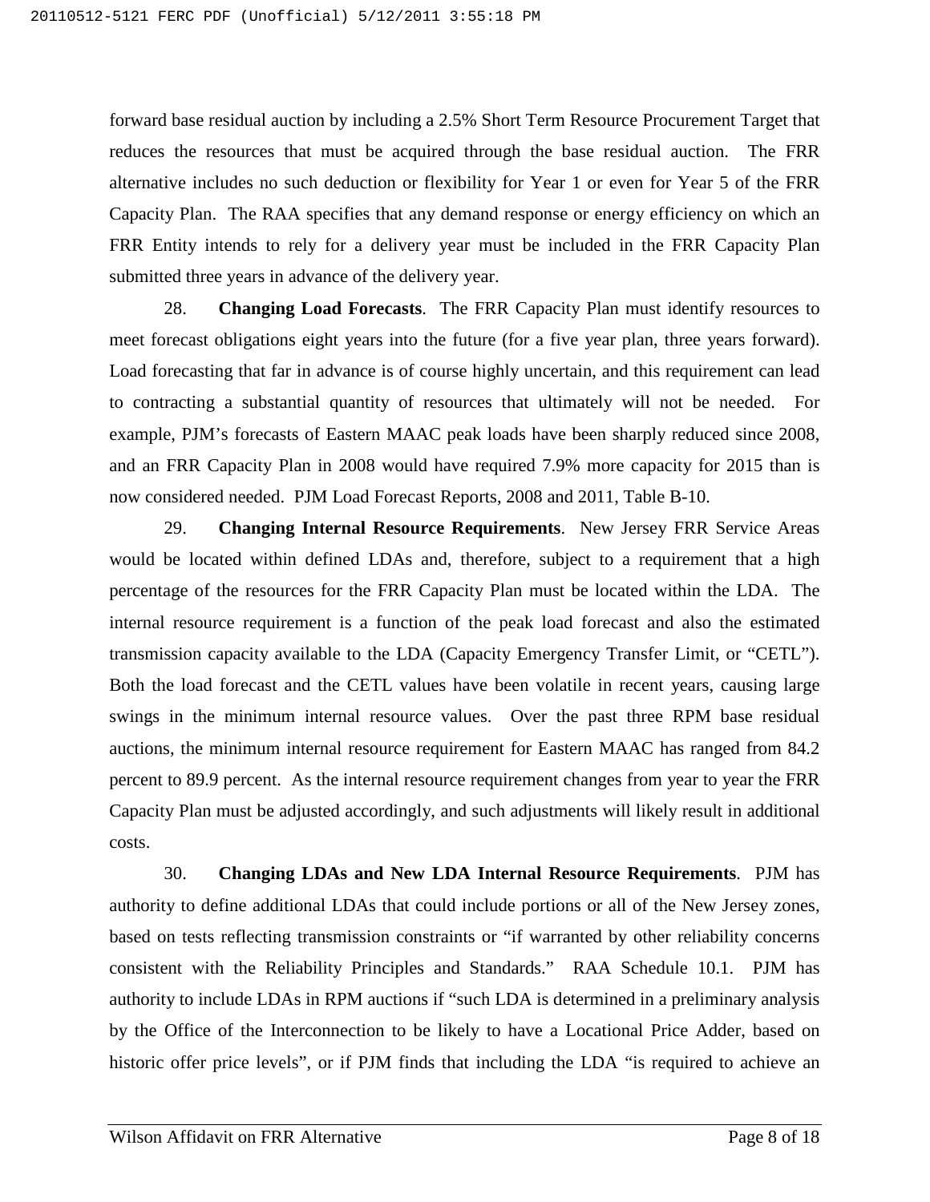forward base residual auction by including a 2.5% Short Term Resource Procurement Target that reduces the resources that must be acquired through the base residual auction. The FRR alternative includes no such deduction or flexibility for Year 1 or even for Year 5 of the FRR Capacity Plan. The RAA specifies that any demand response or energy efficiency on which an FRR Entity intends to rely for a delivery year must be included in the FRR Capacity Plan submitted three years in advance of the delivery year.

28. **Changing Load Forecasts**. The FRR Capacity Plan must identify resources to meet forecast obligations eight years into the future (for a five year plan, three years forward). Load forecasting that far in advance is of course highly uncertain, and this requirement can lead to contracting a substantial quantity of resources that ultimately will not be needed. For example, PJM's forecasts of Eastern MAAC peak loads have been sharply reduced since 2008, and an FRR Capacity Plan in 2008 would have required 7.9% more capacity for 2015 than is now considered needed. PJM Load Forecast Reports, 2008 and 2011, Table B-10.

29. **Changing Internal Resource Requirements**. New Jersey FRR Service Areas would be located within defined LDAs and, therefore, subject to a requirement that a high percentage of the resources for the FRR Capacity Plan must be located within the LDA. The internal resource requirement is a function of the peak load forecast and also the estimated transmission capacity available to the LDA (Capacity Emergency Transfer Limit, or "CETL"). Both the load forecast and the CETL values have been volatile in recent years, causing large swings in the minimum internal resource values. Over the past three RPM base residual auctions, the minimum internal resource requirement for Eastern MAAC has ranged from 84.2 percent to 89.9 percent. As the internal resource requirement changes from year to year the FRR Capacity Plan must be adjusted accordingly, and such adjustments will likely result in additional costs.

30. **Changing LDAs and New LDA Internal Resource Requirements**. PJM has authority to define additional LDAs that could include portions or all of the New Jersey zones, based on tests reflecting transmission constraints or "if warranted by other reliability concerns consistent with the Reliability Principles and Standards." RAA Schedule 10.1. PJM has authority to include LDAs in RPM auctions if "such LDA is determined in a preliminary analysis by the Office of the Interconnection to be likely to have a Locational Price Adder, based on historic offer price levels", or if PJM finds that including the LDA "is required to achieve an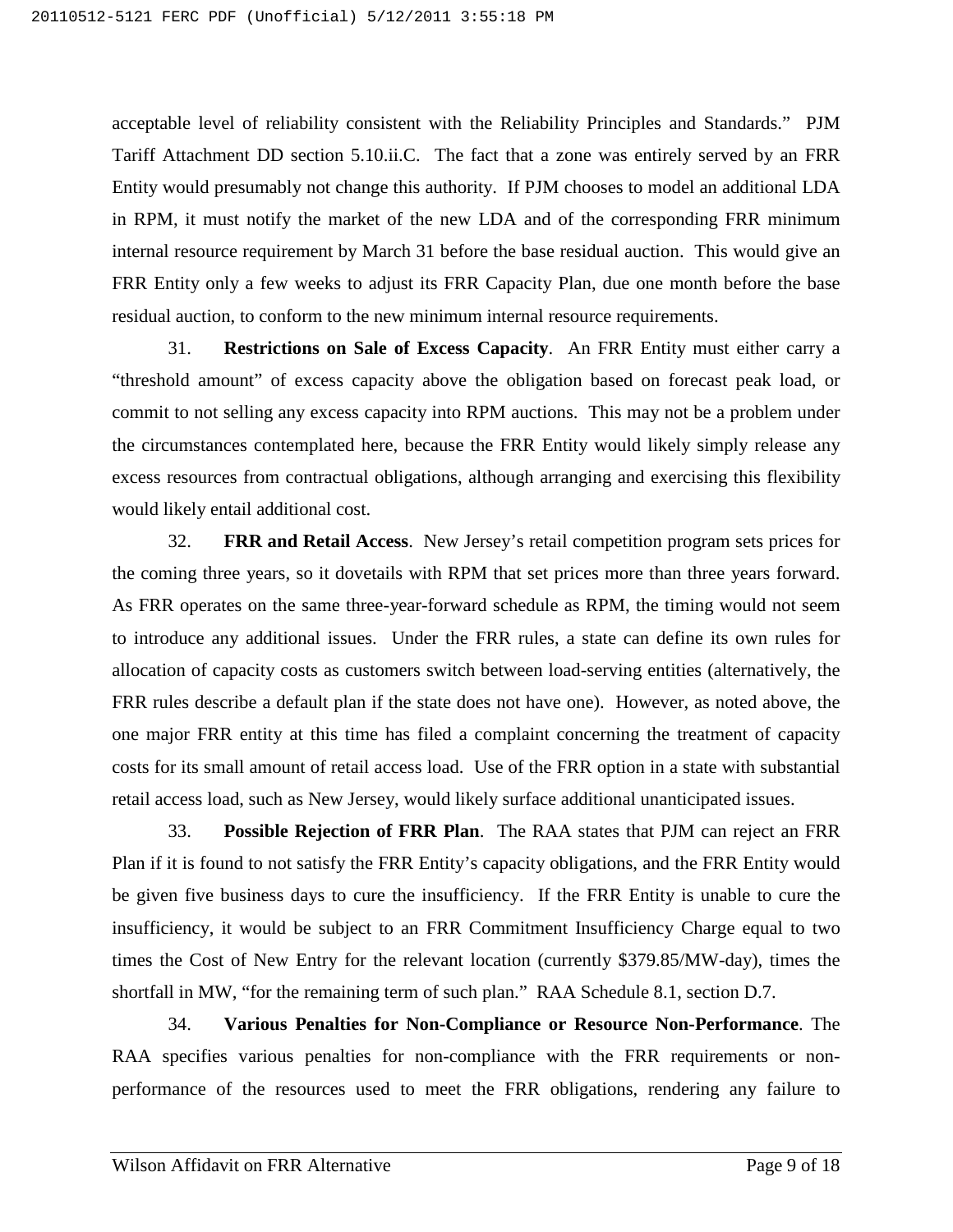acceptable level of reliability consistent with the Reliability Principles and Standards." PJM Tariff Attachment DD section 5.10.ii.C. The fact that a zone was entirely served by an FRR Entity would presumably not change this authority. If PJM chooses to model an additional LDA in RPM, it must notify the market of the new LDA and of the corresponding FRR minimum internal resource requirement by March 31 before the base residual auction. This would give an FRR Entity only a few weeks to adjust its FRR Capacity Plan, due one month before the base residual auction, to conform to the new minimum internal resource requirements.

31. **Restrictions on Sale of Excess Capacity**. An FRR Entity must either carry a "threshold amount" of excess capacity above the obligation based on forecast peak load, or commit to not selling any excess capacity into RPM auctions. This may not be a problem under the circumstances contemplated here, because the FRR Entity would likely simply release any excess resources from contractual obligations, although arranging and exercising this flexibility would likely entail additional cost.

32. **FRR and Retail Access**. New Jersey's retail competition program sets prices for the coming three years, so it dovetails with RPM that set prices more than three years forward. As FRR operates on the same three-year-forward schedule as RPM, the timing would not seem to introduce any additional issues. Under the FRR rules, a state can define its own rules for allocation of capacity costs as customers switch between load-serving entities (alternatively, the FRR rules describe a default plan if the state does not have one). However, as noted above, the one major FRR entity at this time has filed a complaint concerning the treatment of capacity costs for its small amount of retail access load. Use of the FRR option in a state with substantial retail access load, such as New Jersey, would likely surface additional unanticipated issues.

33. **Possible Rejection of FRR Plan**. The RAA states that PJM can reject an FRR Plan if it is found to not satisfy the FRR Entity's capacity obligations, and the FRR Entity would be given five business days to cure the insufficiency. If the FRR Entity is unable to cure the insufficiency, it would be subject to an FRR Commitment Insufficiency Charge equal to two times the Cost of New Entry for the relevant location (currently $379.85/MW-day), times the shortfall in MW, "for the remaining term of such plan." RAA Schedule 8.1, section D.7.

34. **Various Penalties for Non-Compliance or Resource Non-Performance**. The RAA specifies various penalties for non-compliance with the FRR requirements or non-performance of the resources used to meet the FRR obligations, rendering any failure to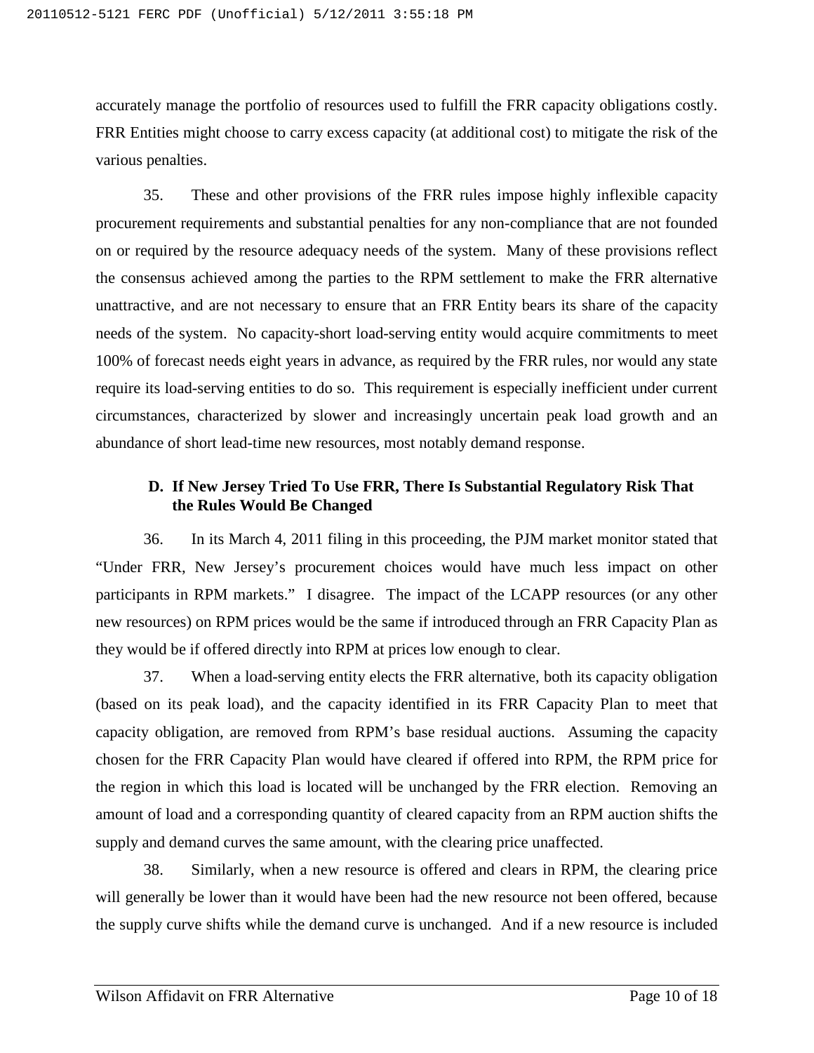accurately manage the portfolio of resources used to fulfill the FRR capacity obligations costly. FRR Entities might choose to carry excess capacity (at additional cost) to mitigate the risk of the various penalties.

35. These and other provisions of the FRR rules impose highly inflexible capacity procurement requirements and substantial penalties for any non-compliance that are not founded on or required by the resource adequacy needs of the system. Many of these provisions reflect the consensus achieved among the parties to the RPM settlement to make the FRR alternative unattractive, and are not necessary to ensure that an FRR Entity bears its share of the capacity needs of the system. No capacity-short load-serving entity would acquire commitments to meet 100% of forecast needs eight years in advance, as required by the FRR rules, nor would any state require its load-serving entities to do so. This requirement is especially inefficient under current circumstances, characterized by slower and increasingly uncertain peak load growth and an abundance of short lead-time new resources, most notably demand response.

### D. If New Jersey Tried To Use FRR, There Is Substantial Regulatory Risk That the Rules Would Be Changed

36. In its March 4, 2011 filing in this proceeding, the PJM market monitor stated that "Under FRR, New Jersey's procurement choices would have much less impact on other participants in RPM markets." I disagree. The impact of the LCAPP resources (or any other new resources) on RPM prices would be the same if introduced through an FRR Capacity Plan as they would be if offered directly into RPM at prices low enough to clear.

37. When a load-serving entity elects the FRR alternative, both its capacity obligation (based on its peak load), and the capacity identified in its FRR Capacity Plan to meet that capacity obligation, are removed from RPM's base residual auctions. Assuming the capacity chosen for the FRR Capacity Plan would have cleared if offered into RPM, the RPM price for the region in which this load is located will be unchanged by the FRR election. Removing an amount of load and a corresponding quantity of cleared capacity from an RPM auction shifts the supply and demand curves the same amount, with the clearing price unaffected.

38. Similarly, when a new resource is offered and clears in RPM, the clearing price will generally be lower than it would have been had the new resource not been offered, because the supply curve shifts while the demand curve is unchanged. And if a new resource is included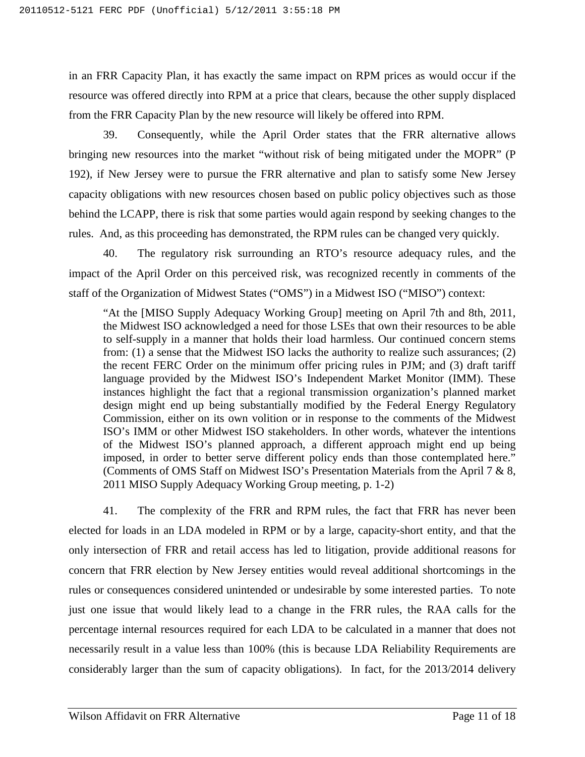in an FRR Capacity Plan, it has exactly the same impact on RPM prices as would occur if the resource was offered directly into RPM at a price that clears, because the other supply displaced from the FRR Capacity Plan by the new resource will likely be offered into RPM.

39. Consequently, while the April Order states that the FRR alternative allows bringing new resources into the market "without risk of being mitigated under the MOPR" (P 192), if New Jersey were to pursue the FRR alternative and plan to satisfy some New Jersey capacity obligations with new resources chosen based on public policy objectives such as those behind the LCAPP, there is risk that some parties would again respond by seeking changes to the rules. And, as this proceeding has demonstrated, the RPM rules can be changed very quickly.

40. The regulatory risk surrounding an RTO's resource adequacy rules, and the impact of the April Order on this perceived risk, was recognized recently in comments of the staff of the Organization of Midwest States ("OMS") in a Midwest ISO ("MISO") context:

> "At the [MISO Supply Adequacy Working Group] meeting on April 7th and 8th, 2011, the Midwest ISO acknowledged a need for those LSEs that own their resources to be able to self-supply in a manner that holds their load harmless. Our continued concern stems from: (1) a sense that the Midwest ISO lacks the authority to realize such assurances; (2) the recent FERC Order on the minimum offer pricing rules in PJM; and (3) draft tariff language provided by the Midwest ISO's Independent Market Monitor (IMM). These instances highlight the fact that a regional transmission organization's planned market design might end up being substantially modified by the Federal Energy Regulatory Commission, either on its own volition or in response to the comments of the Midwest ISO's IMM or other Midwest ISO stakeholders. In other words, whatever the intentions of the Midwest ISO's planned approach, a different approach might end up being imposed, in order to better serve different policy ends than those contemplated here." (Comments of OMS Staff on Midwest ISO's Presentation Materials from the April 7 & 8, 2011 MISO Supply Adequacy Working Group meeting, p. 1-2)

41. The complexity of the FRR and RPM rules, the fact that FRR has never been elected for loads in an LDA modeled in RPM or by a large, capacity-short entity, and that the only intersection of FRR and retail access has led to litigation, provide additional reasons for concern that FRR election by New Jersey entities would reveal additional shortcomings in the rules or consequences considered unintended or undesirable by some interested parties. To note just one issue that would likely lead to a change in the FRR rules, the RAA calls for the percentage internal resources required for each LDA to be calculated in a manner that does not necessarily result in a value less than 100% (this is because LDA Reliability Requirements are considerably larger than the sum of capacity obligations). In fact, for the 2013/2014 delivery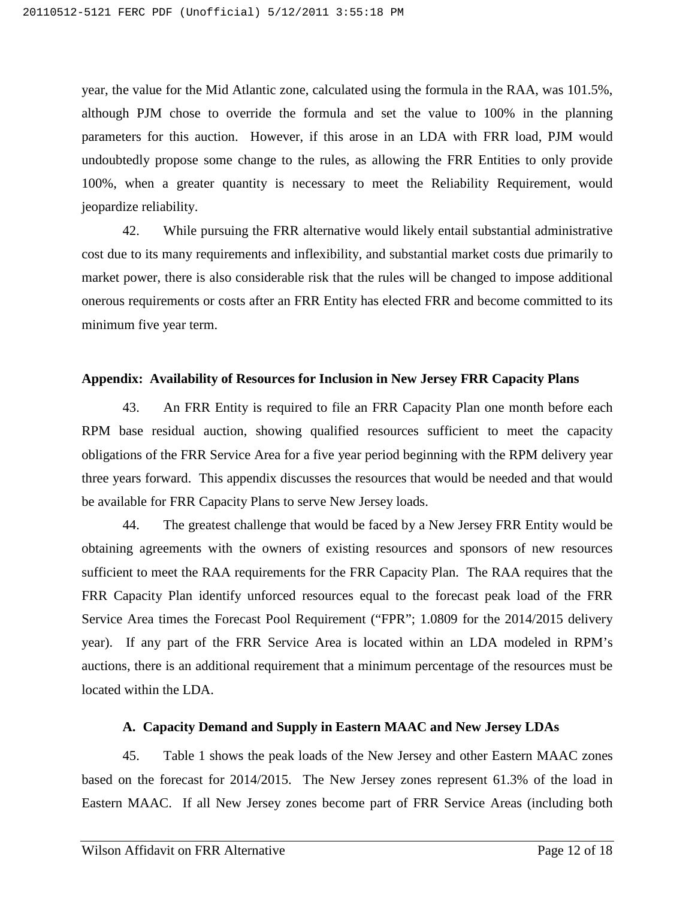year, the value for the Mid Atlantic zone, calculated using the formula in the RAA, was 101.5%, although PJM chose to override the formula and set the value to 100% in the planning parameters for this auction. However, if this arose in an LDA with FRR load, PJM would undoubtedly propose some change to the rules, as allowing the FRR Entities to only provide 100%, when a greater quantity is necessary to meet the Reliability Requirement, would jeopardize reliability.

42. While pursuing the FRR alternative would likely entail substantial administrative cost due to its many requirements and inflexibility, and substantial market costs due primarily to market power, there is also considerable risk that the rules will be changed to impose additional onerous requirements or costs after an FRR Entity has elected FRR and become committed to its minimum five year term.

**Appendix: Availability of Resources for Inclusion in New Jersey FRR Capacity Plans**

43. An FRR Entity is required to file an FRR Capacity Plan one month before each RPM base residual auction, showing qualified resources sufficient to meet the capacity obligations of the FRR Service Area for a five year period beginning with the RPM delivery year three years forward. This appendix discusses the resources that would be needed and that would be available for FRR Capacity Plans to serve New Jersey loads.

44. The greatest challenge that would be faced by a New Jersey FRR Entity would be obtaining agreements with the owners of existing resources and sponsors of new resources sufficient to meet the RAA requirements for the FRR Capacity Plan. The RAA requires that the FRR Capacity Plan identify unforced resources equal to the forecast peak load of the FRR Service Area times the Forecast Pool Requirement ("FPR"; 1.0809 for the 2014/2015 delivery year). If any part of the FRR Service Area is located within an LDA modeled in RPM's auctions, there is an additional requirement that a minimum percentage of the resources must be located within the LDA.

**A. Capacity Demand and Supply in Eastern MAAC and New Jersey LDAs**

45. Table 1 shows the peak loads of the New Jersey and other Eastern MAAC zones based on the forecast for 2014/2015. The New Jersey zones represent 61.3% of the load in Eastern MAAC. If all New Jersey zones become part of FRR Service Areas (including both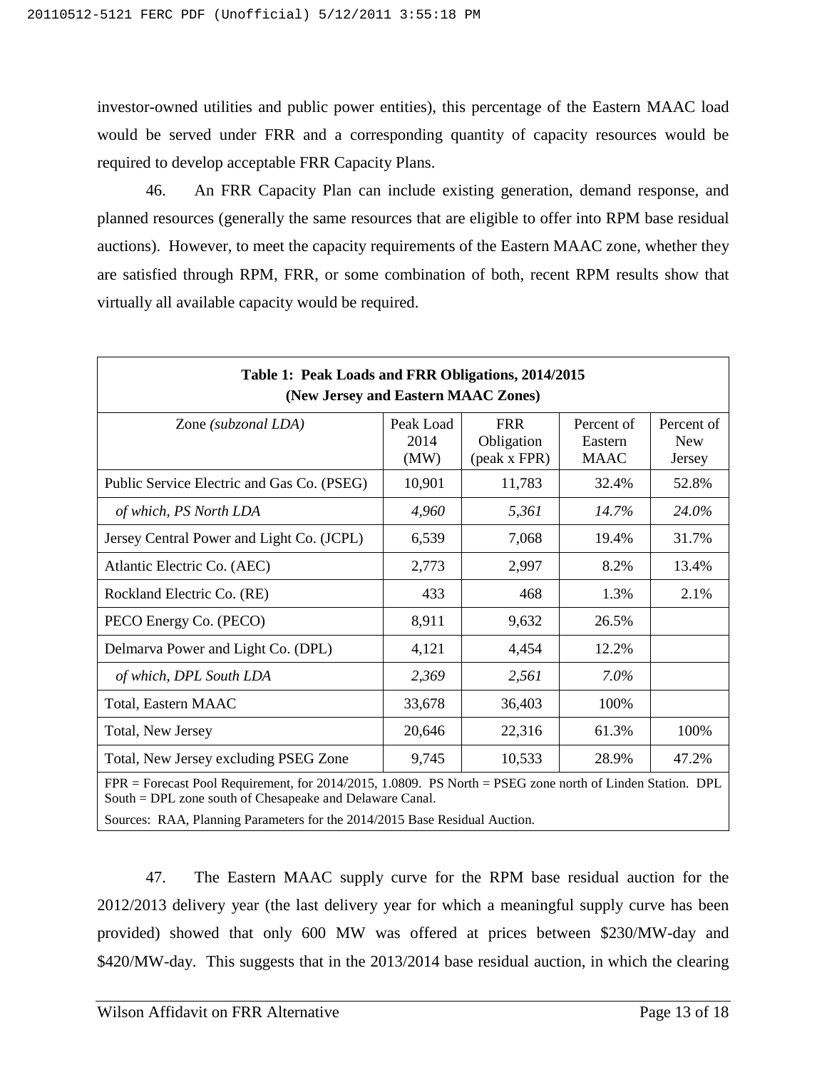investor-owned utilities and public power entities), this percentage of the Eastern MAAC load would be served under FRR and a corresponding quantity of capacity resources would be required to develop acceptable FRR Capacity Plans.

46. An FRR Capacity Plan can include existing generation, demand response, and planned resources (generally the same resources that are eligible to offer into RPM base residual auctions). However, to meet the capacity requirements of the Eastern MAAC zone, whether they are satisfied through RPM, FRR, or some combination of both, recent RPM results show that virtually all available capacity would be required.

**Table 1: Peak Loads and FRR Obligations, 2014/2015 (New Jersey and Eastern MAAC Zones)**

| Zone *(subzonal LDA)* | Peak Load 2014 (MW) | FRR Obligation (peak x FPR) | Percent of Eastern MAAC | Percent of New Jersey |
|---|---|---|---|---|
| Public Service Electric and Gas Co. (PSEG) | 10,901 | 11,783 | 32.4% | 52.8% |
| *of which, PS North LDA* | *4,960* | *5,361* | *14.7%* | *24.0%* |
| Jersey Central Power and Light Co. (JCPL) | 6,539 | 7,068 | 19.4% | 31.7% |
| Atlantic Electric Co. (AEC) | 2,773 | 2,997 | 8.2% | 13.4% |
| Rockland Electric Co. (RE) | 433 | 468 | 1.3% | 2.1% |
| PECO Energy Co. (PECO) | 8,911 | 9,632 | 26.5% | |
| Delmarva Power and Light Co. (DPL) | 4,121 | 4,454 | 12.2% | |
| *of which, DPL South LDA* | *2,369* | *2,561* | *7.0%* | |
| Total, Eastern MAAC | 33,678 | 36,403 | 100% | |
| Total, New Jersey | 20,646 | 22,316 | 61.3% | 100% |
| Total, New Jersey excluding PSEG Zone | 9,745 | 10,533 | 28.9% | 47.2% |

FPR = Forecast Pool Requirement, for 2014/2015, 1.0809. PS North = PSEG zone north of Linden Station. DPL South = DPL zone south of Chesapeake and Delaware Canal.

Sources: RAA, Planning Parameters for the 2014/2015 Base Residual Auction.

47. The Eastern MAAC supply curve for the RPM base residual auction for the 2012/2013 delivery year (the last delivery year for which a meaningful supply curve has been provided) showed that only 600 MW was offered at prices between \$230/MW-day and \$420/MW-day. This suggests that in the 2013/2014 base residual auction, in which the clearing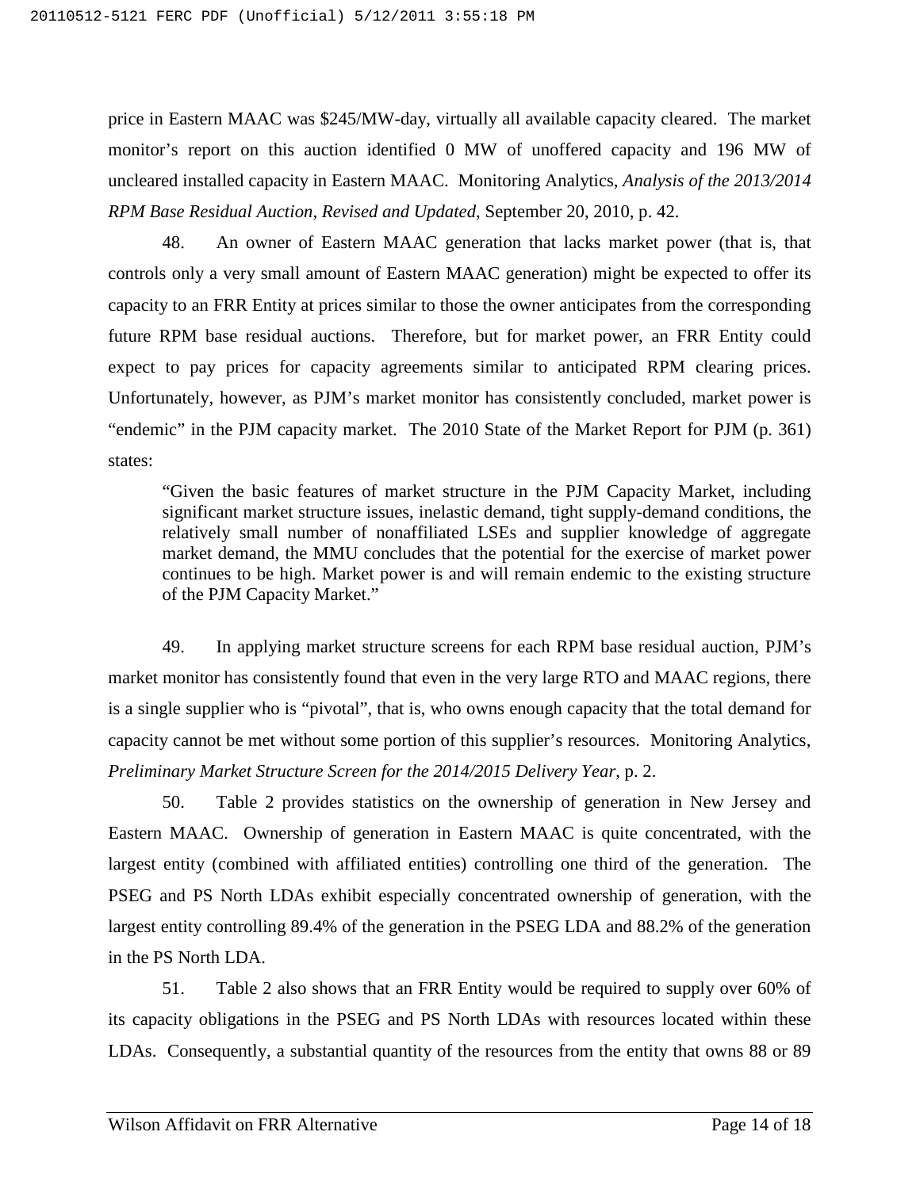price in Eastern MAAC was $245/MW-day, virtually all available capacity cleared. The market monitor's report on this auction identified 0 MW of unoffered capacity and 196 MW of uncleared installed capacity in Eastern MAAC. Monitoring Analytics, *Analysis of the 2013/2014 RPM Base Residual Auction, Revised and Updated*, September 20, 2010, p. 42.

48. An owner of Eastern MAAC generation that lacks market power (that is, that controls only a very small amount of Eastern MAAC generation) might be expected to offer its capacity to an FRR Entity at prices similar to those the owner anticipates from the corresponding future RPM base residual auctions. Therefore, but for market power, an FRR Entity could expect to pay prices for capacity agreements similar to anticipated RPM clearing prices. Unfortunately, however, as PJM's market monitor has consistently concluded, market power is "endemic" in the PJM capacity market. The 2010 State of the Market Report for PJM (p. 361) states:

> "Given the basic features of market structure in the PJM Capacity Market, including significant market structure issues, inelastic demand, tight supply-demand conditions, the relatively small number of nonaffiliated LSEs and supplier knowledge of aggregate market demand, the MMU concludes that the potential for the exercise of market power continues to be high. Market power is and will remain endemic to the existing structure of the PJM Capacity Market."

49. In applying market structure screens for each RPM base residual auction, PJM's market monitor has consistently found that even in the very large RTO and MAAC regions, there is a single supplier who is "pivotal", that is, who owns enough capacity that the total demand for capacity cannot be met without some portion of this supplier's resources. Monitoring Analytics, *Preliminary Market Structure Screen for the 2014/2015 Delivery Year*, p. 2.

50. Table 2 provides statistics on the ownership of generation in New Jersey and Eastern MAAC. Ownership of generation in Eastern MAAC is quite concentrated, with the largest entity (combined with affiliated entities) controlling one third of the generation. The PSEG and PS North LDAs exhibit especially concentrated ownership of generation, with the largest entity controlling 89.4% of the generation in the PSEG LDA and 88.2% of the generation in the PS North LDA.

51. Table 2 also shows that an FRR Entity would be required to supply over 60% of its capacity obligations in the PSEG and PS North LDAs with resources located within these LDAs. Consequently, a substantial quantity of the resources from the entity that owns 88 or 89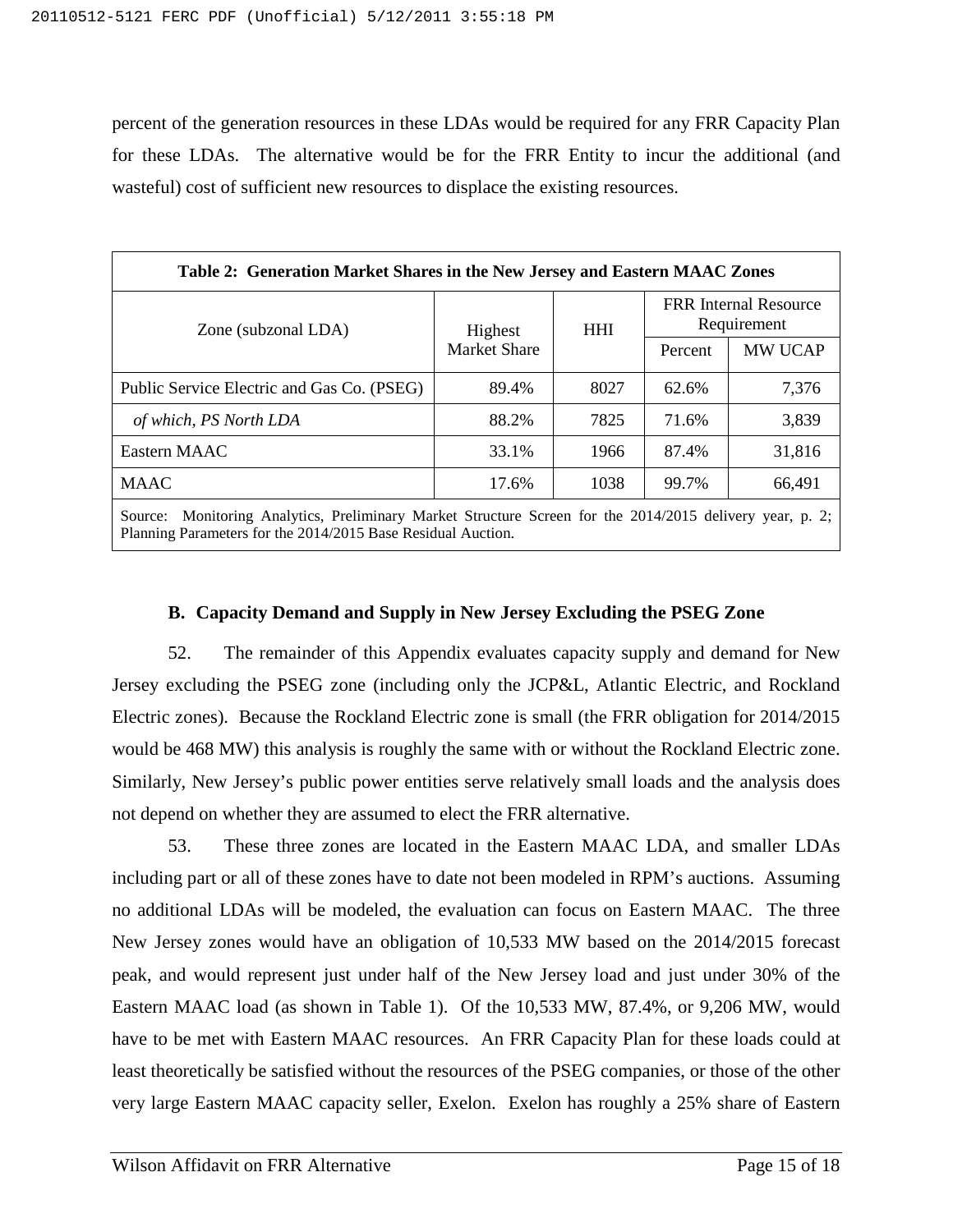percent of the generation resources in these LDAs would be required for any FRR Capacity Plan for these LDAs. The alternative would be for the FRR Entity to incur the additional (and wasteful) cost of sufficient new resources to displace the existing resources.

**Table 2: Generation Market Shares in the New Jersey and Eastern MAAC Zones**

| Zone (subzonal LDA) | Highest Market Share | HHI | FRR Internal Resource Requirement | |
|---|---|---|---|---|
| | | | Percent | MW UCAP |
| Public Service Electric and Gas Co. (PSEG) | 89.4% | 8027 | 62.6% | 7,376 |
| *of which, PS North LDA* | 88.2% | 7825 | 71.6% | 3,839 |
| Eastern MAAC | 33.1% | 1966 | 87.4% | 31,816 |
| MAAC | 17.6% | 1038 | 99.7% | 66,491 |

Source: Monitoring Analytics, Preliminary Market Structure Screen for the 2014/2015 delivery year, p. 2; Planning Parameters for the 2014/2015 Base Residual Auction.

### B. Capacity Demand and Supply in New Jersey Excluding the PSEG Zone

52. The remainder of this Appendix evaluates capacity supply and demand for New Jersey excluding the PSEG zone (including only the JCP&L, Atlantic Electric, and Rockland Electric zones). Because the Rockland Electric zone is small (the FRR obligation for 2014/2015 would be 468 MW) this analysis is roughly the same with or without the Rockland Electric zone. Similarly, New Jersey's public power entities serve relatively small loads and the analysis does not depend on whether they are assumed to elect the FRR alternative.

53. These three zones are located in the Eastern MAAC LDA, and smaller LDAs including part or all of these zones have to date not been modeled in RPM's auctions. Assuming no additional LDAs will be modeled, the evaluation can focus on Eastern MAAC. The three New Jersey zones would have an obligation of 10,533 MW based on the 2014/2015 forecast peak, and would represent just under half of the New Jersey load and just under 30% of the Eastern MAAC load (as shown in Table 1). Of the 10,533 MW, 87.4%, or 9,206 MW, would have to be met with Eastern MAAC resources. An FRR Capacity Plan for these loads could at least theoretically be satisfied without the resources of the PSEG companies, or those of the other very large Eastern MAAC capacity seller, Exelon. Exelon has roughly a 25% share of Eastern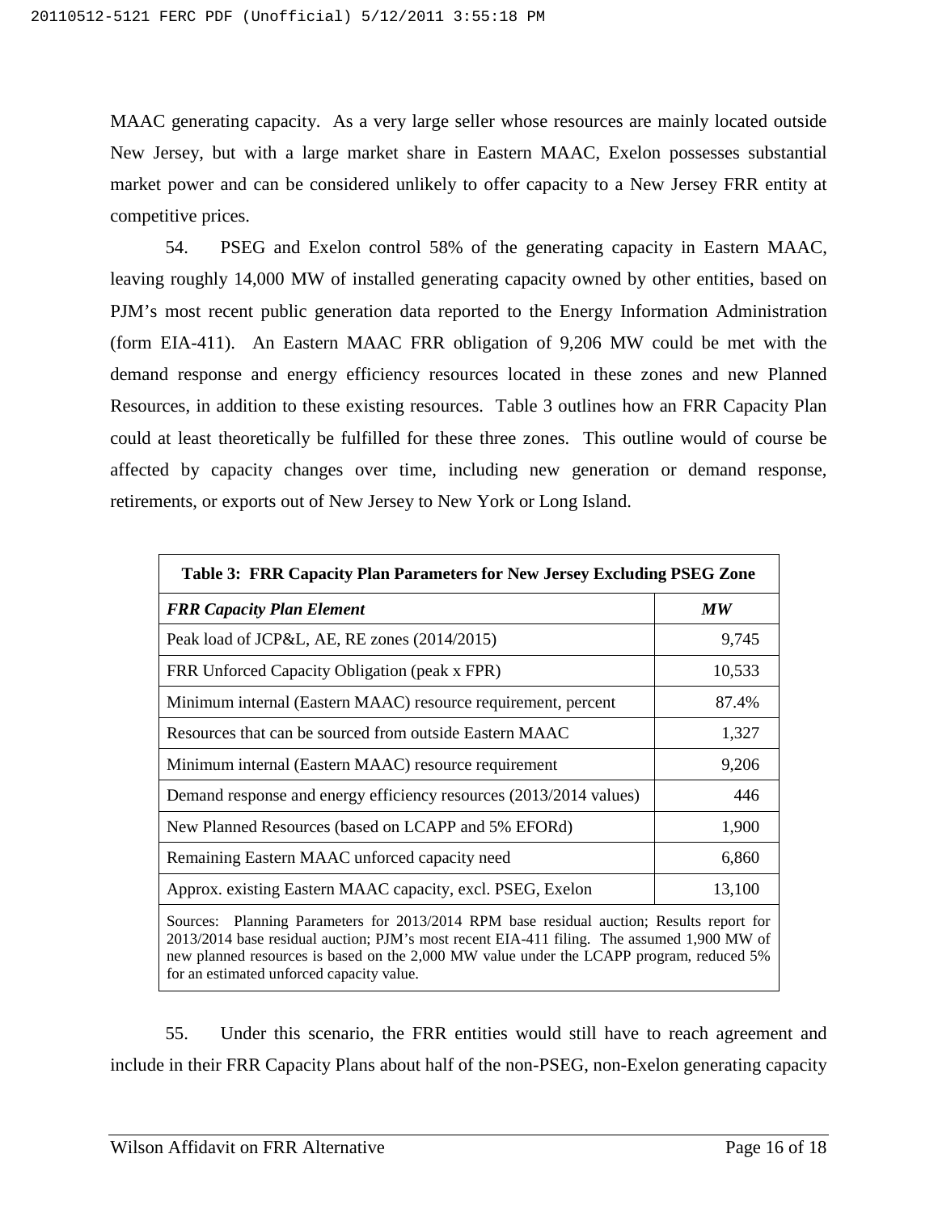MAAC generating capacity. As a very large seller whose resources are mainly located outside New Jersey, but with a large market share in Eastern MAAC, Exelon possesses substantial market power and can be considered unlikely to offer capacity to a New Jersey FRR entity at competitive prices.

54. PSEG and Exelon control 58% of the generating capacity in Eastern MAAC, leaving roughly 14,000 MW of installed generating capacity owned by other entities, based on PJM's most recent public generation data reported to the Energy Information Administration (form EIA-411). An Eastern MAAC FRR obligation of 9,206 MW could be met with the demand response and energy efficiency resources located in these zones and new Planned Resources, in addition to these existing resources. Table 3 outlines how an FRR Capacity Plan could at least theoretically be fulfilled for these three zones. This outline would of course be affected by capacity changes over time, including new generation or demand response, retirements, or exports out of New Jersey to New York or Long Island.

**Table 3: FRR Capacity Plan Parameters for New Jersey Excluding PSEG Zone**

| ***FRR Capacity Plan Element*** | ***MW*** |
|---|---|
| Peak load of JCP&L, AE, RE zones (2014/2015) | 9,745 |
| FRR Unforced Capacity Obligation (peak x FPR) | 10,533 |
| Minimum internal (Eastern MAAC) resource requirement, percent | 87.4% |
| Resources that can be sourced from outside Eastern MAAC | 1,327 |
| Minimum internal (Eastern MAAC) resource requirement | 9,206 |
| Demand response and energy efficiency resources (2013/2014 values) | 446 |
| New Planned Resources (based on LCAPP and 5% EFORd) | 1,900 |
| Remaining Eastern MAAC unforced capacity need | 6,860 |
| Approx. existing Eastern MAAC capacity, excl. PSEG, Exelon | 13,100 |

Sources: Planning Parameters for 2013/2014 RPM base residual auction; Results report for 2013/2014 base residual auction; PJM's most recent EIA-411 filing. The assumed 1,900 MW of new planned resources is based on the 2,000 MW value under the LCAPP program, reduced 5% for an estimated unforced capacity value.

55. Under this scenario, the FRR entities would still have to reach agreement and include in their FRR Capacity Plans about half of the non-PSEG, non-Exelon generating capacity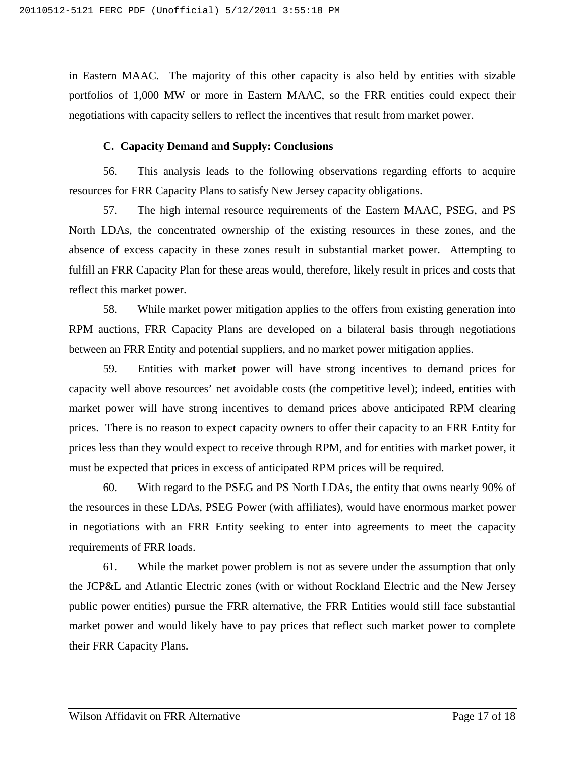in Eastern MAAC. The majority of this other capacity is also held by entities with sizable portfolios of 1,000 MW or more in Eastern MAAC, so the FRR entities could expect their negotiations with capacity sellers to reflect the incentives that result from market power.

### C. Capacity Demand and Supply: Conclusions

56. This analysis leads to the following observations regarding efforts to acquire resources for FRR Capacity Plans to satisfy New Jersey capacity obligations.

57. The high internal resource requirements of the Eastern MAAC, PSEG, and PS North LDAs, the concentrated ownership of the existing resources in these zones, and the absence of excess capacity in these zones result in substantial market power. Attempting to fulfill an FRR Capacity Plan for these areas would, therefore, likely result in prices and costs that reflect this market power.

58. While market power mitigation applies to the offers from existing generation into RPM auctions, FRR Capacity Plans are developed on a bilateral basis through negotiations between an FRR Entity and potential suppliers, and no market power mitigation applies.

59. Entities with market power will have strong incentives to demand prices for capacity well above resources' net avoidable costs (the competitive level); indeed, entities with market power will have strong incentives to demand prices above anticipated RPM clearing prices. There is no reason to expect capacity owners to offer their capacity to an FRR Entity for prices less than they would expect to receive through RPM, and for entities with market power, it must be expected that prices in excess of anticipated RPM prices will be required.

60. With regard to the PSEG and PS North LDAs, the entity that owns nearly 90% of the resources in these LDAs, PSEG Power (with affiliates), would have enormous market power in negotiations with an FRR Entity seeking to enter into agreements to meet the capacity requirements of FRR loads.

61. While the market power problem is not as severe under the assumption that only the JCP&L and Atlantic Electric zones (with or without Rockland Electric and the New Jersey public power entities) pursue the FRR alternative, the FRR Entities would still face substantial market power and would likely have to pay prices that reflect such market power to complete their FRR Capacity Plans.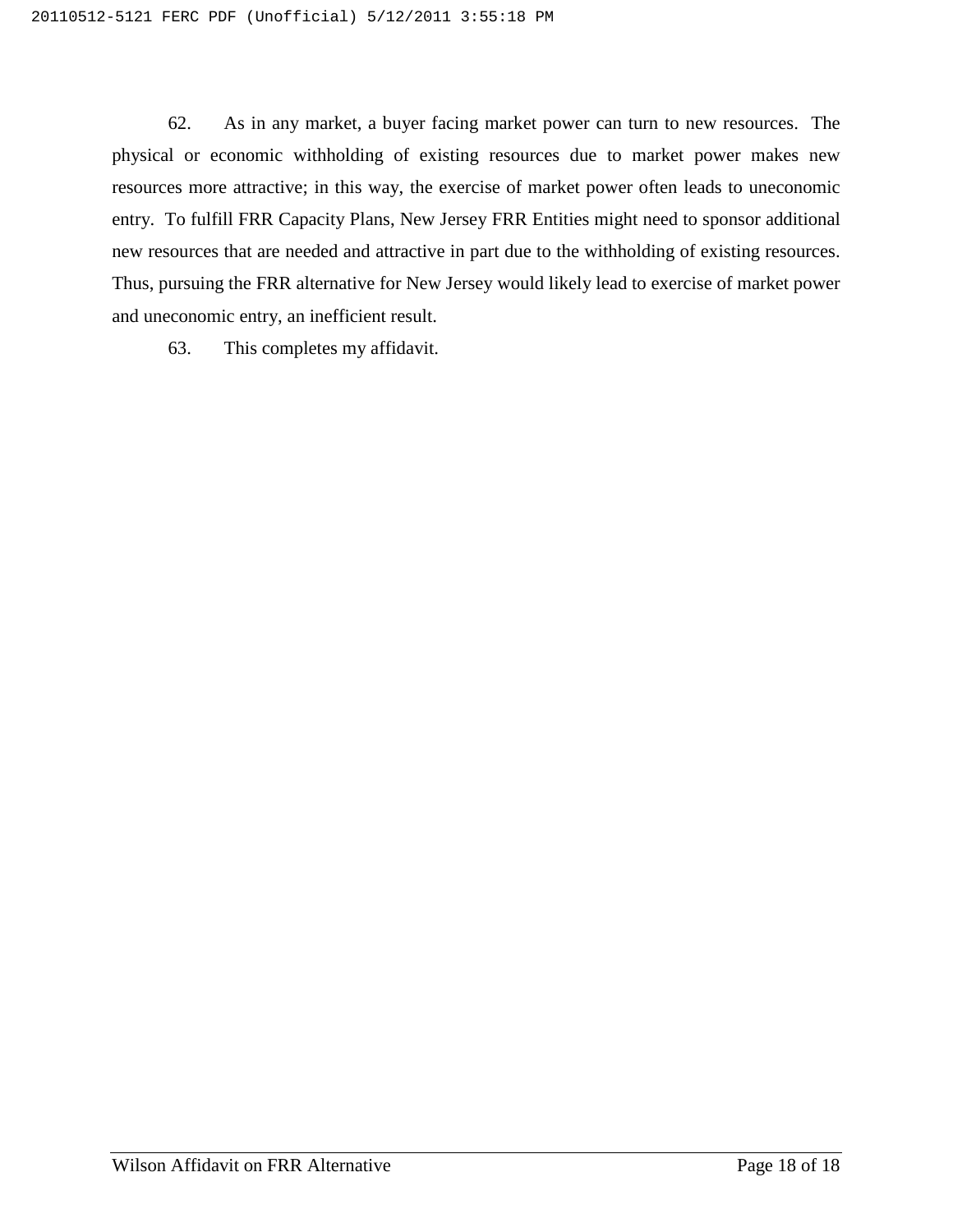62. As in any market, a buyer facing market power can turn to new resources. The physical or economic withholding of existing resources due to market power makes new resources more attractive; in this way, the exercise of market power often leads to uneconomic entry. To fulfill FRR Capacity Plans, New Jersey FRR Entities might need to sponsor additional new resources that are needed and attractive in part due to the withholding of existing resources. Thus, pursuing the FRR alternative for New Jersey would likely lead to exercise of market power and uneconomic entry, an inefficient result.

63. This completes my affidavit.